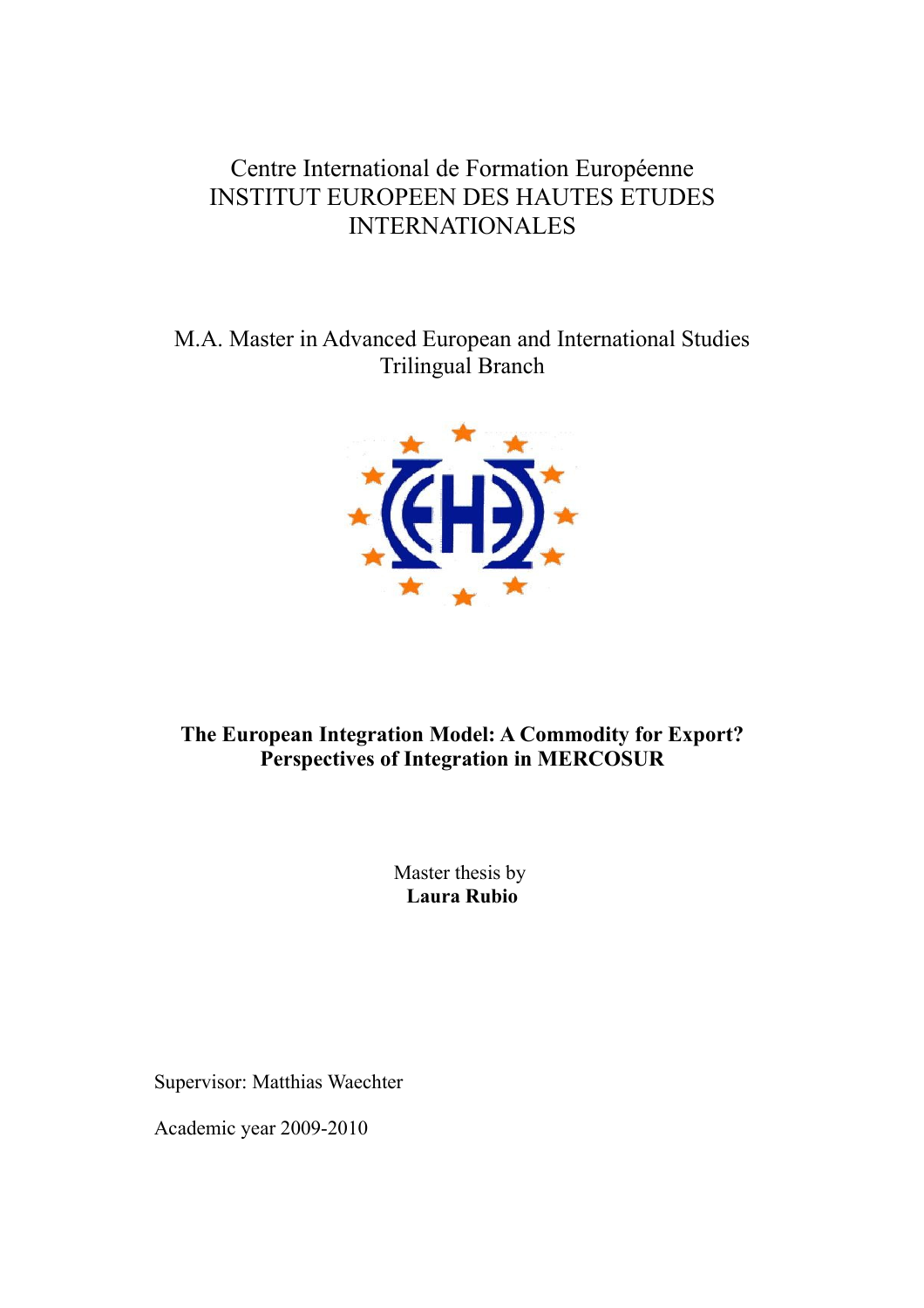Centre International de Formation Européenne
INSTITUT EUROPEEN DES HAUTES ETUDES INTERNATIONALES

M.A. Master in Advanced European and International Studies
Trilingual Branch

# The European Integration Model: A Commodity for Export? Perspectives of Integration in MERCOSUR

Master thesis by
**Laura Rubio**

Supervisor: Matthias Waechter

Academic year 2009-2010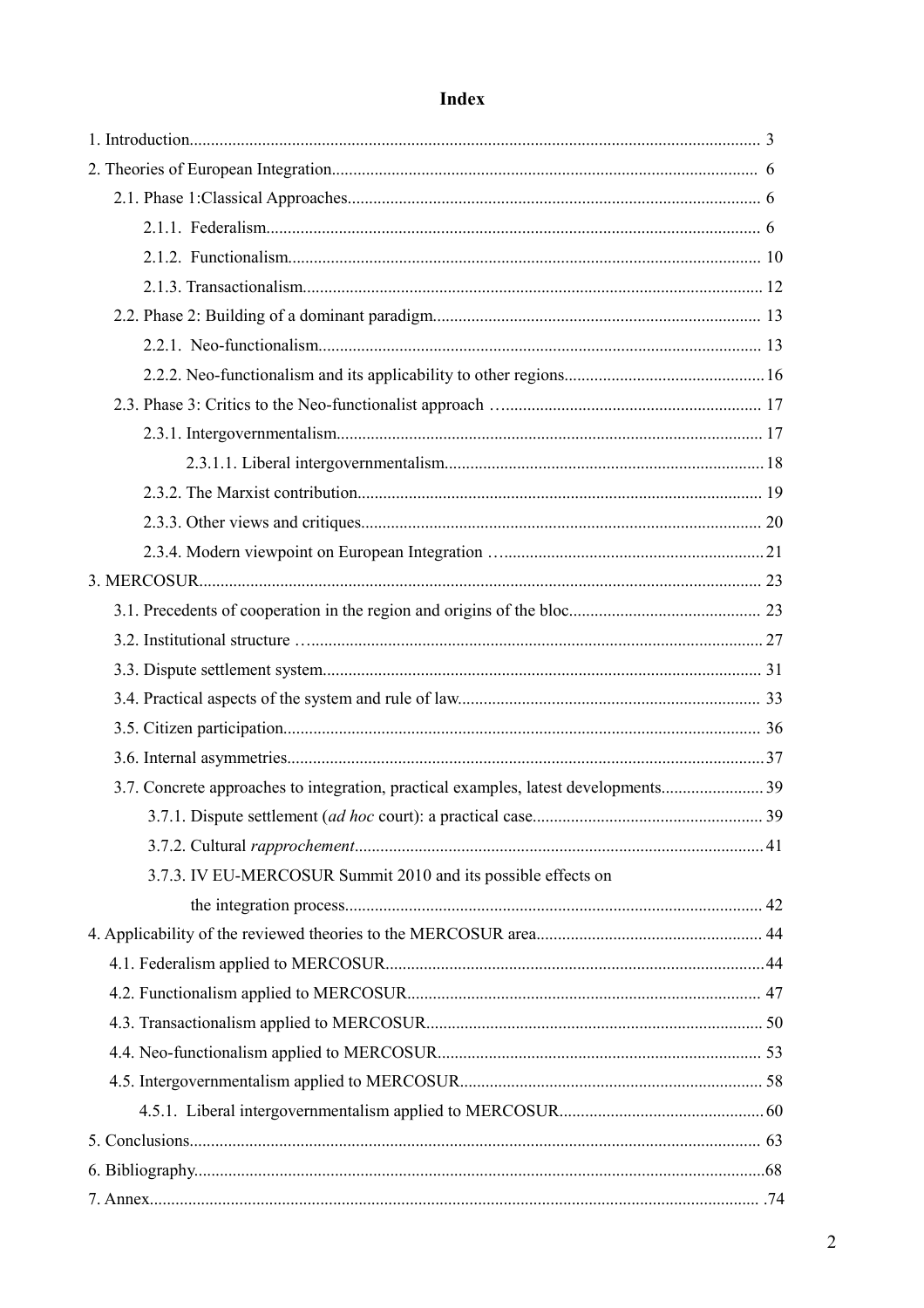# Index

1. Introduction........................................................................................................................ 3
2. Theories of European Integration.................................................................................... 6
    2.1. Phase 1:Classical Approaches.................................................................................. 6
        2.1.1. Federalism................................................................................................... 6
        2.1.2. Functionalism............................................................................................... 10
        2.1.3. Transactionalism........................................................................................... 12
    2.2. Phase 2: Building of a dominant paradigm.............................................................. 13
        2.2.1. Neo-functionalism......................................................................................... 13
        2.2.2. Neo-functionalism and its applicability to other regions............................................. 16
    2.3. Phase 3: Critics to the Neo-functionalist approach ….............................................. 17
        2.3.1. Intergovernmentalism..................................................................................... 17
            2.3.1.1. Liberal intergovernmentalism.................................................................. 18
        2.3.2. The Marxist contribution................................................................................ 19
        2.3.3. Other views and critiques............................................................................... 20
        2.3.4. Modern viewpoint on European Integration …........................................................ 21
3. MERCOSUR..................................................................................................................... 23
    3.1. Precedents of cooperation in the region and origins of the bloc............................................ 23
    3.2. Institutional structure …............................................................................................ 27
    3.3. Dispute settlement system........................................................................................ 31
    3.4. Practical aspects of the system and rule of law....................................................... 33
    3.5. Citizen participation.................................................................................................. 36
    3.6. Internal asymmetries................................................................................................ 37
    3.7. Concrete approaches to integration, practical examples, latest developments........................ 39
        3.7.1. Dispute settlement (*ad hoc* court): a practical case..................................................... 39
        3.7.2. Cultural *rapprochement*.................................................................................. 41
        3.7.3. IV EU-MERCOSUR Summit 2010 and its possible effects on the integration process.................................................................................. 42
4. Applicability of the reviewed theories to the MERCOSUR area.................................................... 44
    4.1. Federalism applied to MERCOSUR.......................................................................... 44
    4.2. Functionalism applied to MERCOSUR..................................................................... 47
    4.3. Transactionalism applied to MERCOSUR................................................................ 50
    4.4. Neo-functionalism applied to MERCOSUR.............................................................. 53
    4.5. Intergovernmentalism applied to MERCOSUR......................................................... 58
        4.5.1. Liberal intergovernmentalism applied to MERCOSUR............................................... 60
5. Conclusions....................................................................................................................... 63
6. Bibliography...................................................................................................................... 68
7. Annex................................................................................................................................. 74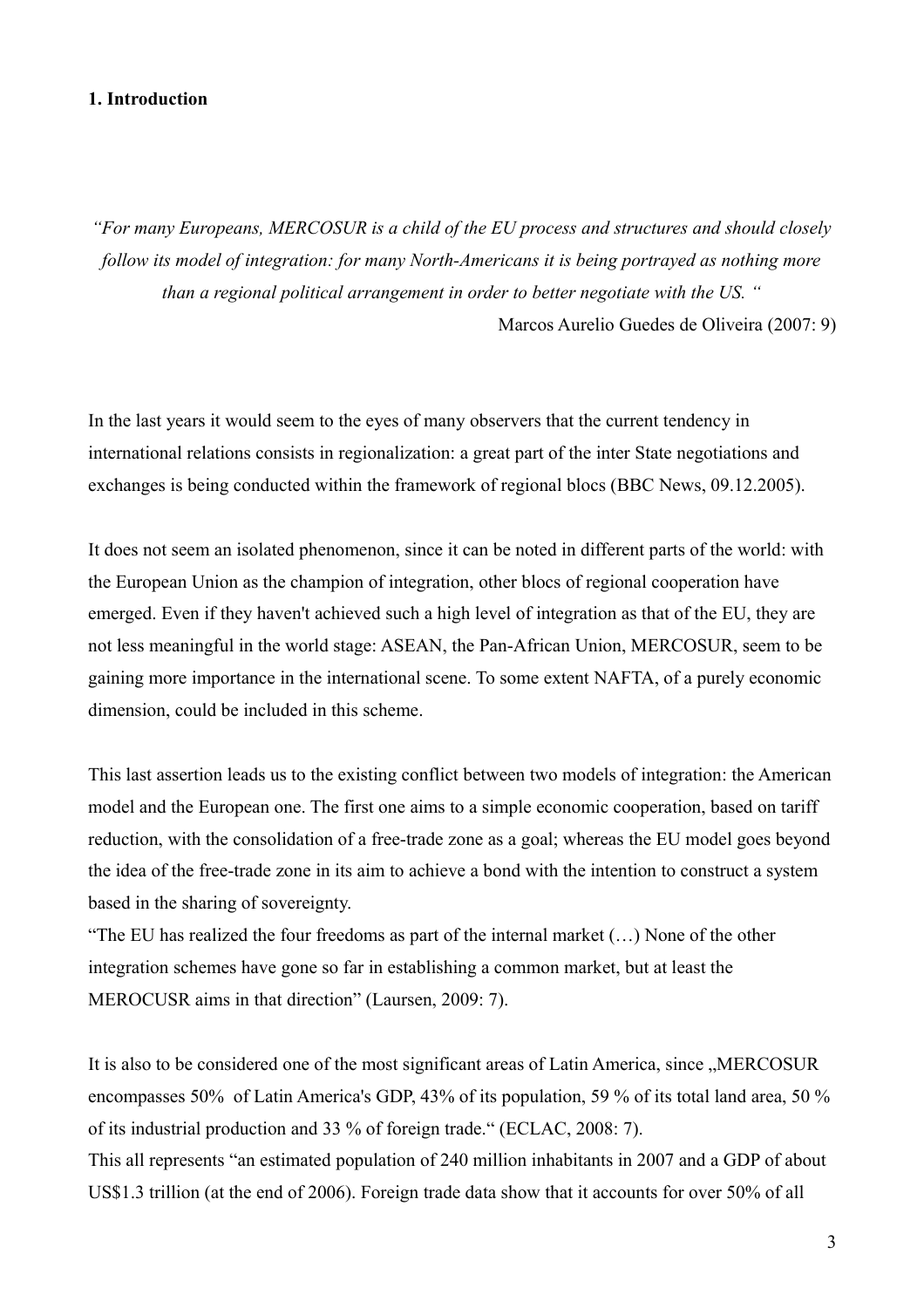## 1. Introduction

*"For many Europeans, MERCOSUR is a child of the EU process and structures and should closely follow its model of integration: for many North-Americans it is being portrayed as nothing more than a regional political arrangement in order to better negotiate with the US. "*

Marcos Aurelio Guedes de Oliveira (2007: 9)

In the last years it would seem to the eyes of many observers that the current tendency in international relations consists in regionalization: a great part of the inter State negotiations and exchanges is being conducted within the framework of regional blocs (BBC News, 09.12.2005).

It does not seem an isolated phenomenon, since it can be noted in different parts of the world: with the European Union as the champion of integration, other blocs of regional cooperation have emerged. Even if they haven't achieved such a high level of integration as that of the EU, they are not less meaningful in the world stage: ASEAN, the Pan-African Union, MERCOSUR, seem to be gaining more importance in the international scene. To some extent NAFTA, of a purely economic dimension, could be included in this scheme.

This last assertion leads us to the existing conflict between two models of integration: the American model and the European one. The first one aims to a simple economic cooperation, based on tariff reduction, with the consolidation of a free-trade zone as a goal; whereas the EU model goes beyond the idea of the free-trade zone in its aim to achieve a bond with the intention to construct a system based in the sharing of sovereignty.

"The EU has realized the four freedoms as part of the internal market (…) None of the other integration schemes have gone so far in establishing a common market, but at least the MEROCUSR aims in that direction" (Laursen, 2009: 7).

It is also to be considered one of the most significant areas of Latin America, since „MERCOSUR encompasses 50% of Latin America's GDP, 43% of its population, 59 % of its total land area, 50 % of its industrial production and 33 % of foreign trade." (ECLAC, 2008: 7).

This all represents "an estimated population of 240 million inhabitants in 2007 and a GDP of about US$1.3 trillion (at the end of 2006). Foreign trade data show that it accounts for over 50% of all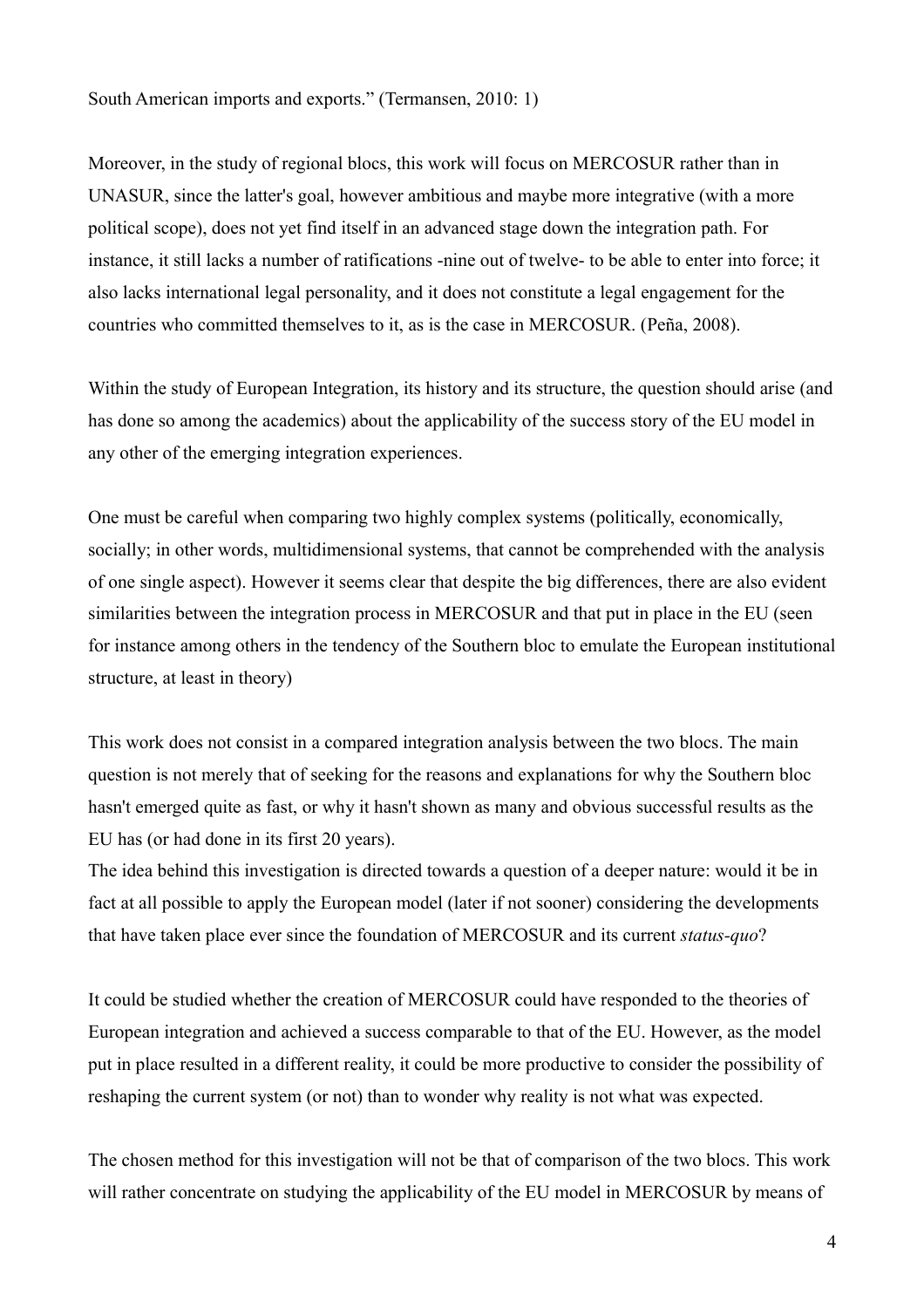South American imports and exports." (Termansen, 2010: 1)

Moreover, in the study of regional blocs, this work will focus on MERCOSUR rather than in UNASUR, since the latter's goal, however ambitious and maybe more integrative (with a more political scope), does not yet find itself in an advanced stage down the integration path. For instance, it still lacks a number of ratifications -nine out of twelve- to be able to enter into force; it also lacks international legal personality, and it does not constitute a legal engagement for the countries who committed themselves to it, as is the case in MERCOSUR. (Peña, 2008).

Within the study of European Integration, its history and its structure, the question should arise (and has done so among the academics) about the applicability of the success story of the EU model in any other of the emerging integration experiences.

One must be careful when comparing two highly complex systems (politically, economically, socially; in other words, multidimensional systems, that cannot be comprehended with the analysis of one single aspect). However it seems clear that despite the big differences, there are also evident similarities between the integration process in MERCOSUR and that put in place in the EU (seen for instance among others in the tendency of the Southern bloc to emulate the European institutional structure, at least in theory)

This work does not consist in a compared integration analysis between the two blocs. The main question is not merely that of seeking for the reasons and explanations for why the Southern bloc hasn't emerged quite as fast, or why it hasn't shown as many and obvious successful results as the EU has (or had done in its first 20 years).
The idea behind this investigation is directed towards a question of a deeper nature: would it be in fact at all possible to apply the European model (later if not sooner) considering the developments that have taken place ever since the foundation of MERCOSUR and its current *status-quo*?

It could be studied whether the creation of MERCOSUR could have responded to the theories of European integration and achieved a success comparable to that of the EU. However, as the model put in place resulted in a different reality, it could be more productive to consider the possibility of reshaping the current system (or not) than to wonder why reality is not what was expected.

The chosen method for this investigation will not be that of comparison of the two blocs. This work will rather concentrate on studying the applicability of the EU model in MERCOSUR by means of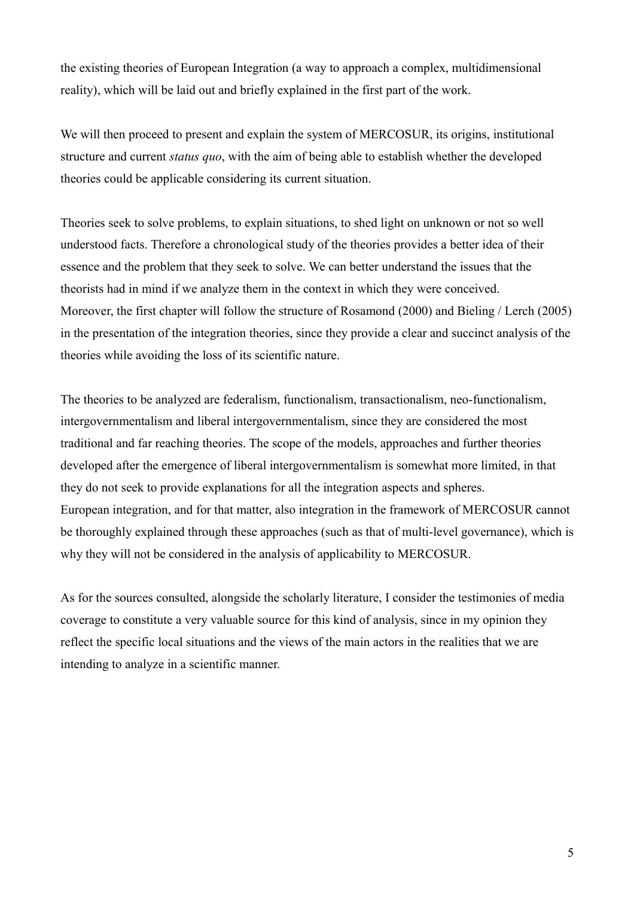the existing theories of European Integration (a way to approach a complex, multidimensional reality), which will be laid out and briefly explained in the first part of the work.

We will then proceed to present and explain the system of MERCOSUR, its origins, institutional structure and current *status quo*, with the aim of being able to establish whether the developed theories could be applicable considering its current situation.

Theories seek to solve problems, to explain situations, to shed light on unknown or not so well understood facts. Therefore a chronological study of the theories provides a better idea of their essence and the problem that they seek to solve. We can better understand the issues that the theorists had in mind if we analyze them in the context in which they were conceived.
Moreover, the first chapter will follow the structure of Rosamond (2000) and Bieling / Lerch (2005) in the presentation of the integration theories, since they provide a clear and succinct analysis of the theories while avoiding the loss of its scientific nature.

The theories to be analyzed are federalism, functionalism, transactionalism, neo-functionalism, intergovernmentalism and liberal intergovernmentalism, since they are considered the most traditional and far reaching theories. The scope of the models, approaches and further theories developed after the emergence of liberal intergovernmentalism is somewhat more limited, in that they do not seek to provide explanations for all the integration aspects and spheres.
European integration, and for that matter, also integration in the framework of MERCOSUR cannot be thoroughly explained through these approaches (such as that of multi-level governance), which is why they will not be considered in the analysis of applicability to MERCOSUR.

As for the sources consulted, alongside the scholarly literature, I consider the testimonies of media coverage to constitute a very valuable source for this kind of analysis, since in my opinion they reflect the specific local situations and the views of the main actors in the realities that we are intending to analyze in a scientific manner.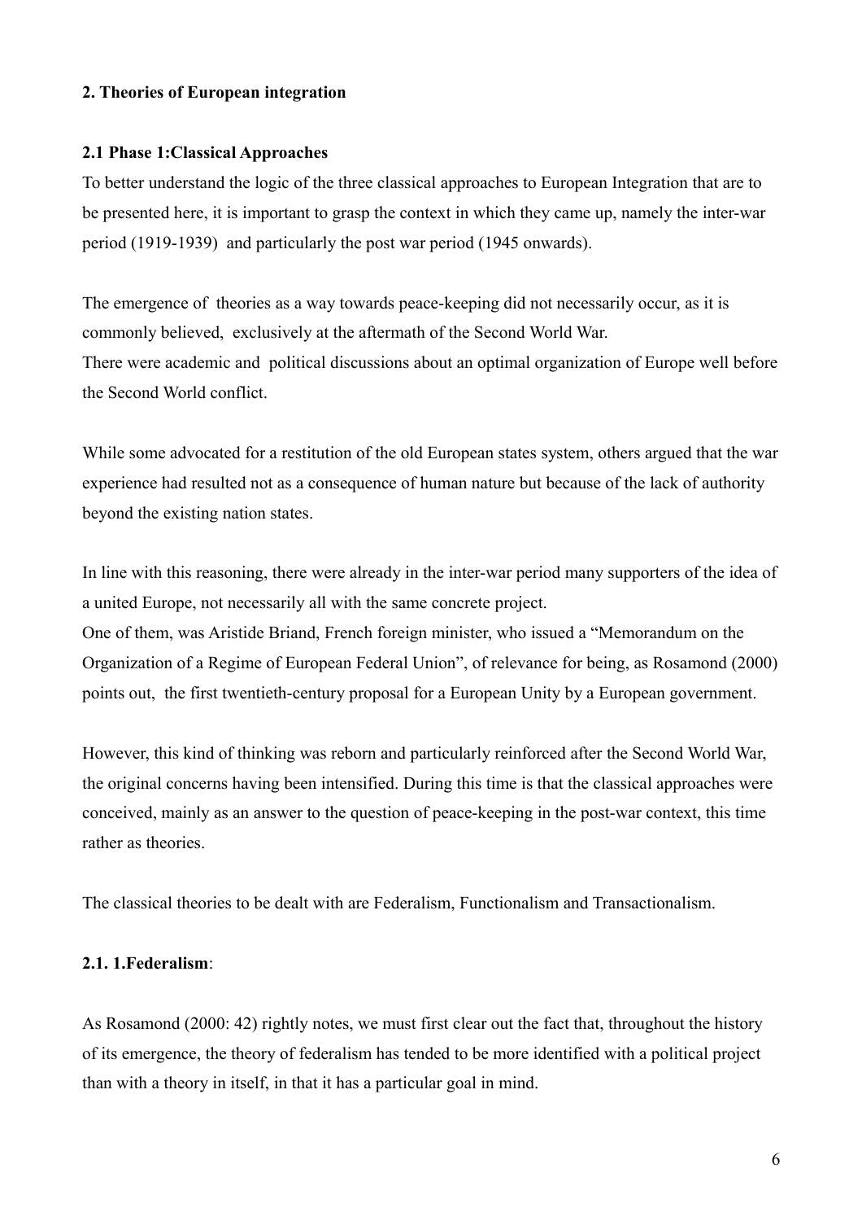## 2. Theories of European integration

### 2.1 Phase 1:Classical Approaches

To better understand the logic of the three classical approaches to European Integration that are to be presented here, it is important to grasp the context in which they came up, namely the inter-war period (1919-1939) and particularly the post war period (1945 onwards).

The emergence of theories as a way towards peace-keeping did not necessarily occur, as it is commonly believed, exclusively at the aftermath of the Second World War.
There were academic and political discussions about an optimal organization of Europe well before the Second World conflict.

While some advocated for a restitution of the old European states system, others argued that the war experience had resulted not as a consequence of human nature but because of the lack of authority beyond the existing nation states.

In line with this reasoning, there were already in the inter-war period many supporters of the idea of a united Europe, not necessarily all with the same concrete project.
One of them, was Aristide Briand, French foreign minister, who issued a "Memorandum on the Organization of a Regime of European Federal Union", of relevance for being, as Rosamond (2000) points out, the first twentieth-century proposal for a European Unity by a European government.

However, this kind of thinking was reborn and particularly reinforced after the Second World War, the original concerns having been intensified. During this time is that the classical approaches were conceived, mainly as an answer to the question of peace-keeping in the post-war context, this time rather as theories.

The classical theories to be dealt with are Federalism, Functionalism and Transactionalism.

#### 2.1. 1.Federalism:

As Rosamond (2000: 42) rightly notes, we must first clear out the fact that, throughout the history of its emergence, the theory of federalism has tended to be more identified with a political project than with a theory in itself, in that it has a particular goal in mind.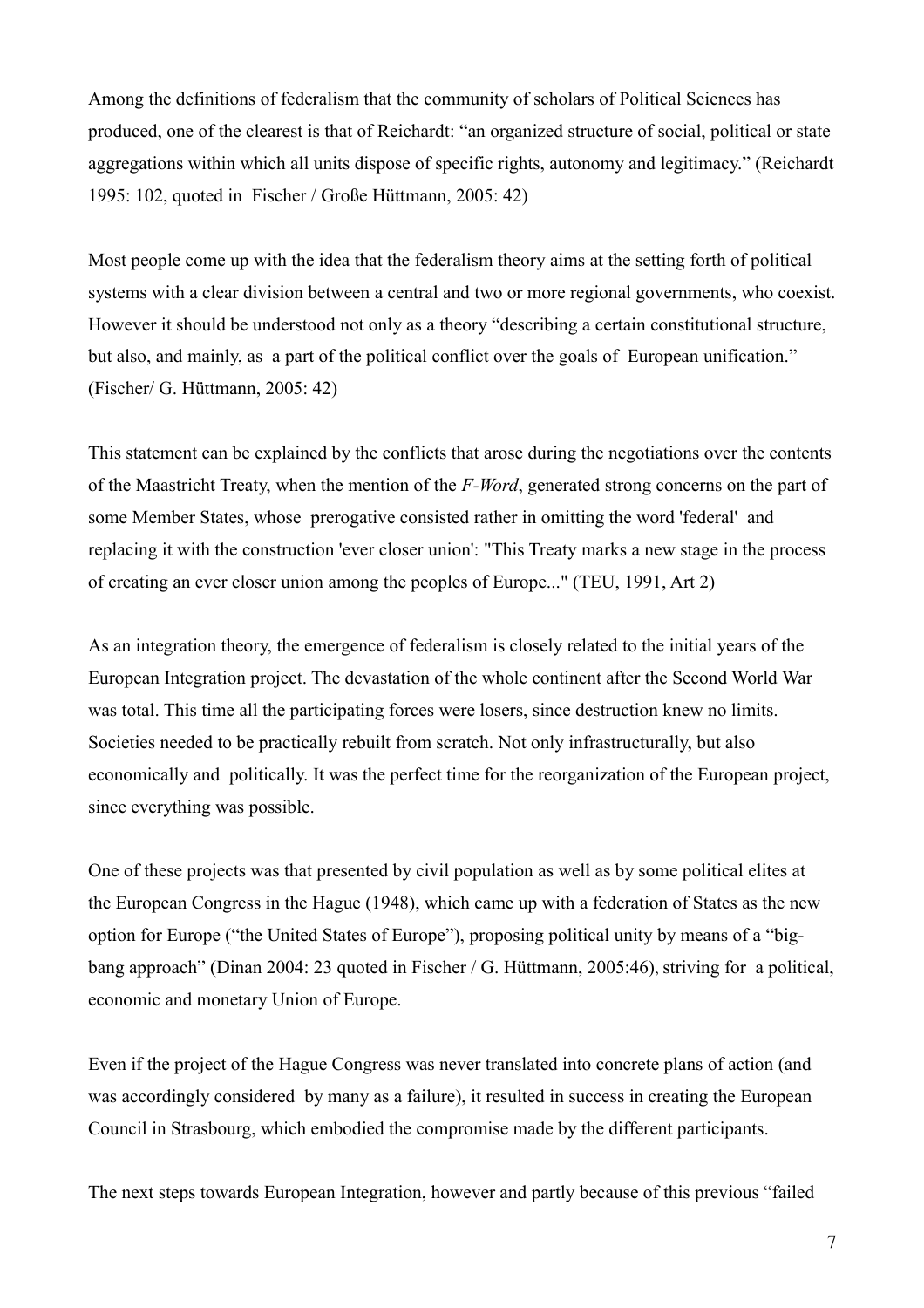Among the definitions of federalism that the community of scholars of Political Sciences has produced, one of the clearest is that of Reichardt: "an organized structure of social, political or state aggregations within which all units dispose of specific rights, autonomy and legitimacy." (Reichardt 1995: 102, quoted in Fischer / Große Hüttmann, 2005: 42)

Most people come up with the idea that the federalism theory aims at the setting forth of political systems with a clear division between a central and two or more regional governments, who coexist. However it should be understood not only as a theory "describing a certain constitutional structure, but also, and mainly, as a part of the political conflict over the goals of European unification." (Fischer/ G. Hüttmann, 2005: 42)

This statement can be explained by the conflicts that arose during the negotiations over the contents of the Maastricht Treaty, when the mention of the *F-Word*, generated strong concerns on the part of some Member States, whose prerogative consisted rather in omitting the word 'federal' and replacing it with the construction 'ever closer union': "This Treaty marks a new stage in the process of creating an ever closer union among the peoples of Europe..." (TEU, 1991, Art 2)

As an integration theory, the emergence of federalism is closely related to the initial years of the European Integration project. The devastation of the whole continent after the Second World War was total. This time all the participating forces were losers, since destruction knew no limits. Societies needed to be practically rebuilt from scratch. Not only infrastructurally, but also economically and politically. It was the perfect time for the reorganization of the European project, since everything was possible.

One of these projects was that presented by civil population as well as by some political elites at the European Congress in the Hague (1948), which came up with a federation of States as the new option for Europe ("the United States of Europe"), proposing political unity by means of a "big-bang approach" (Dinan 2004: 23 quoted in Fischer / G. Hüttmann, 2005:46), striving for a political, economic and monetary Union of Europe.

Even if the project of the Hague Congress was never translated into concrete plans of action (and was accordingly considered by many as a failure), it resulted in success in creating the European Council in Strasbourg, which embodied the compromise made by the different participants.

The next steps towards European Integration, however and partly because of this previous "failed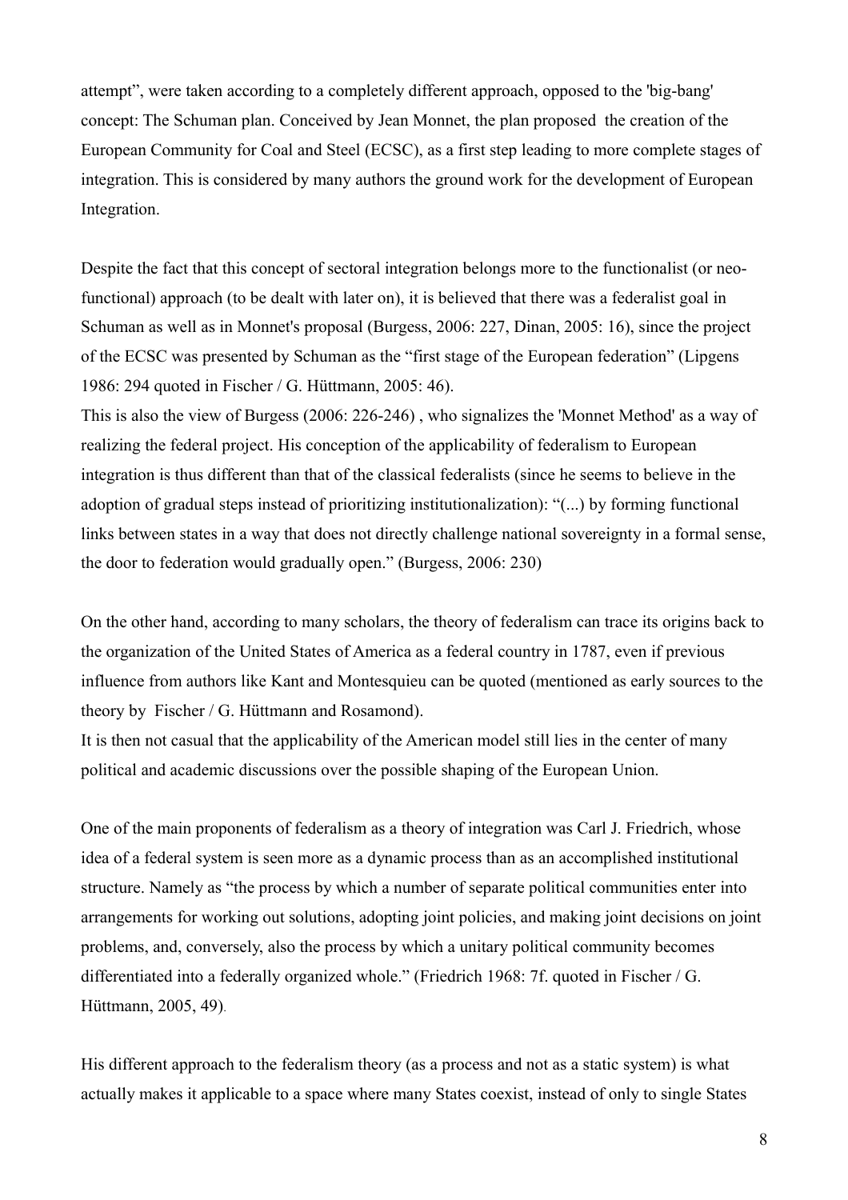attempt", were taken according to a completely different approach, opposed to the 'big-bang' concept: The Schuman plan. Conceived by Jean Monnet, the plan proposed the creation of the European Community for Coal and Steel (ECSC), as a first step leading to more complete stages of integration. This is considered by many authors the ground work for the development of European Integration.

Despite the fact that this concept of sectoral integration belongs more to the functionalist (or neo-functional) approach (to be dealt with later on), it is believed that there was a federalist goal in Schuman as well as in Monnet's proposal (Burgess, 2006: 227, Dinan, 2005: 16), since the project of the ECSC was presented by Schuman as the "first stage of the European federation" (Lipgens 1986: 294 quoted in Fischer / G. Hüttmann, 2005: 46).

This is also the view of Burgess (2006: 226-246) , who signalizes the 'Monnet Method' as a way of realizing the federal project. His conception of the applicability of federalism to European integration is thus different than that of the classical federalists (since he seems to believe in the adoption of gradual steps instead of prioritizing institutionalization): "(...) by forming functional links between states in a way that does not directly challenge national sovereignty in a formal sense, the door to federation would gradually open." (Burgess, 2006: 230)

On the other hand, according to many scholars, the theory of federalism can trace its origins back to the organization of the United States of America as a federal country in 1787, even if previous influence from authors like Kant and Montesquieu can be quoted (mentioned as early sources to the theory by Fischer / G. Hüttmann and Rosamond).

It is then not casual that the applicability of the American model still lies in the center of many political and academic discussions over the possible shaping of the European Union.

One of the main proponents of federalism as a theory of integration was Carl J. Friedrich, whose idea of a federal system is seen more as a dynamic process than as an accomplished institutional structure. Namely as "the process by which a number of separate political communities enter into arrangements for working out solutions, adopting joint policies, and making joint decisions on joint problems, and, conversely, also the process by which a unitary political community becomes differentiated into a federally organized whole." (Friedrich 1968: 7f. quoted in Fischer / G. Hüttmann, 2005, 49).

His different approach to the federalism theory (as a process and not as a static system) is what actually makes it applicable to a space where many States coexist, instead of only to single States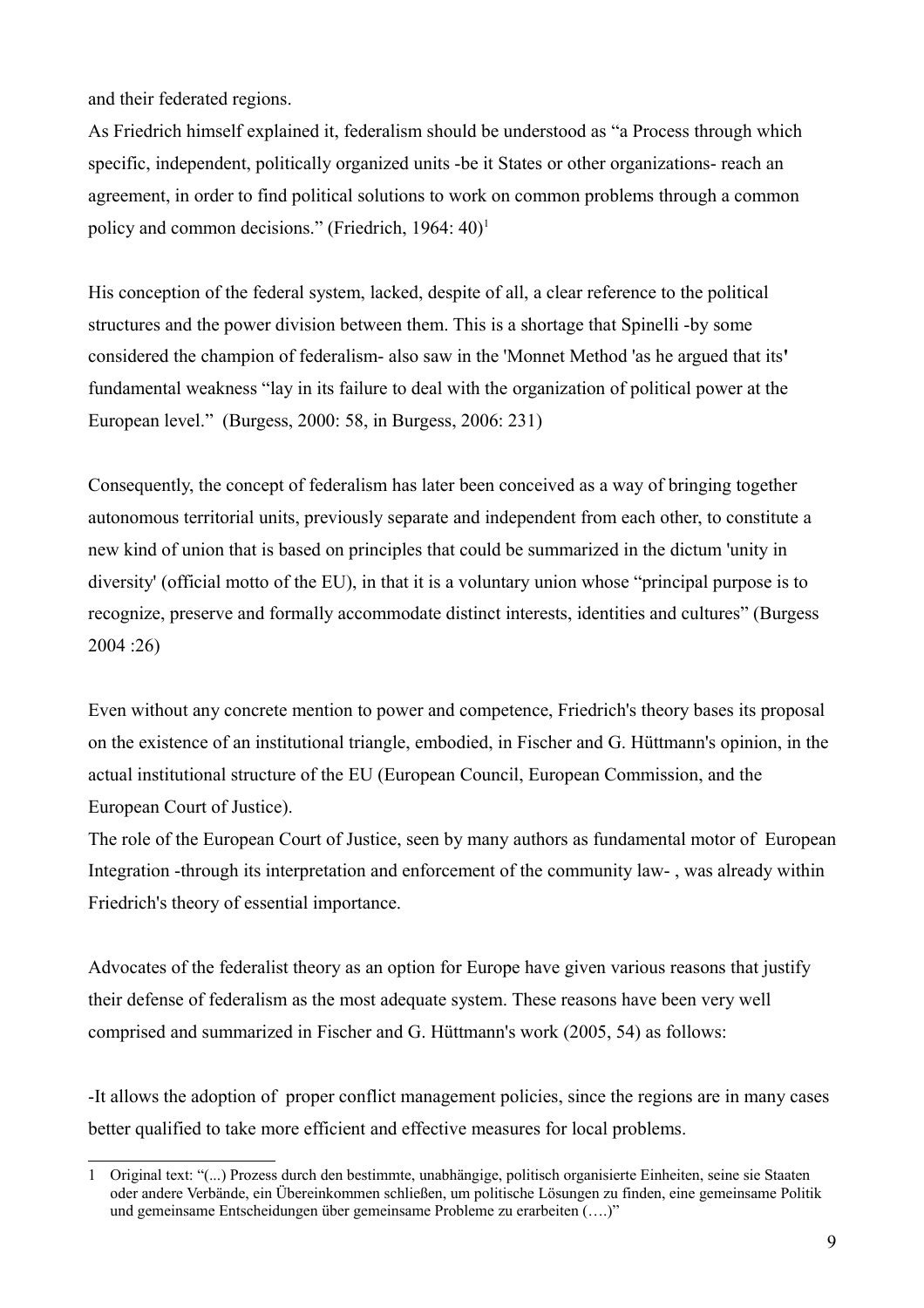and their federated regions.

As Friedrich himself explained it, federalism should be understood as “a Process through which specific, independent, politically organized units -be it States or other organizations- reach an agreement, in order to find political solutions to work on common problems through a common policy and common decisions.” (Friedrich, 1964: 40)[1]

His conception of the federal system, lacked, despite of all, a clear reference to the political structures and the power division between them. This is a shortage that Spinelli -by some considered the champion of federalism- also saw in the 'Monnet Method 'as he argued that its' fundamental weakness “lay in its failure to deal with the organization of political power at the European level.” (Burgess, 2000: 58, in Burgess, 2006: 231)

Consequently, the concept of federalism has later been conceived as a way of bringing together autonomous territorial units, previously separate and independent from each other, to constitute a new kind of union that is based on principles that could be summarized in the dictum 'unity in diversity' (official motto of the EU), in that it is a voluntary union whose “principal purpose is to recognize, preserve and formally accommodate distinct interests, identities and cultures” (Burgess 2004 :26)

Even without any concrete mention to power and competence, Friedrich's theory bases its proposal on the existence of an institutional triangle, embodied, in Fischer and G. Hüttmann's opinion, in the actual institutional structure of the EU (European Council, European Commission, and the European Court of Justice).

The role of the European Court of Justice, seen by many authors as fundamental motor of European Integration -through its interpretation and enforcement of the community law- , was already within Friedrich's theory of essential importance.

Advocates of the federalist theory as an option for Europe have given various reasons that justify their defense of federalism as the most adequate system. These reasons have been very well comprised and summarized in Fischer and G. Hüttmann's work (2005, 54) as follows:

-It allows the adoption of proper conflict management policies, since the regions are in many cases better qualified to take more efficient and effective measures for local problems.

---

1 Original text: “(...) Prozess durch den bestimmte, unabhängige, politisch organisierte Einheiten, seine sie Staaten oder andere Verbände, ein Übereinkommen schließen, um politische Lösungen zu finden, eine gemeinsame Politik und gemeinsame Entscheidungen über gemeinsame Probleme zu erarbeiten (….)”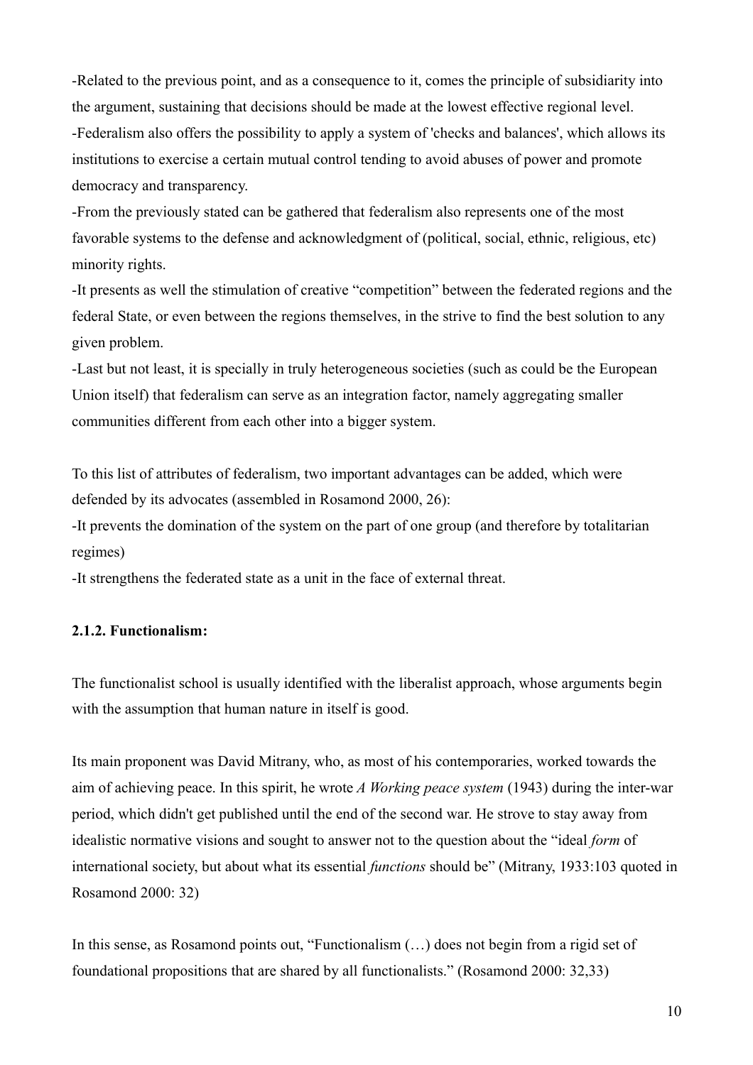-Related to the previous point, and as a consequence to it, comes the principle of subsidiarity into the argument, sustaining that decisions should be made at the lowest effective regional level.
-Federalism also offers the possibility to apply a system of 'checks and balances', which allows its institutions to exercise a certain mutual control tending to avoid abuses of power and promote democracy and transparency.
-From the previously stated can be gathered that federalism also represents one of the most favorable systems to the defense and acknowledgment of (political, social, ethnic, religious, etc) minority rights.
-It presents as well the stimulation of creative "competition" between the federated regions and the federal State, or even between the regions themselves, in the strive to find the best solution to any given problem.
-Last but not least, it is specially in truly heterogeneous societies (such as could be the European Union itself) that federalism can serve as an integration factor, namely aggregating smaller communities different from each other into a bigger system.

To this list of attributes of federalism, two important advantages can be added, which were defended by its advocates (assembled in Rosamond 2000, 26):
-It prevents the domination of the system on the part of one group (and therefore by totalitarian regimes)
-It strengthens the federated state as a unit in the face of external threat.

### 2.1.2. Functionalism:

The functionalist school is usually identified with the liberalist approach, whose arguments begin with the assumption that human nature in itself is good.

Its main proponent was David Mitrany, who, as most of his contemporaries, worked towards the aim of achieving peace. In this spirit, he wrote *A Working peace system* (1943) during the inter-war period, which didn't get published until the end of the second war. He strove to stay away from idealistic normative visions and sought to answer not to the question about the "ideal *form* of international society, but about what its essential *functions* should be" (Mitrany, 1933:103 quoted in Rosamond 2000: 32)

In this sense, as Rosamond points out, "Functionalism (…) does not begin from a rigid set of foundational propositions that are shared by all functionalists." (Rosamond 2000: 32,33)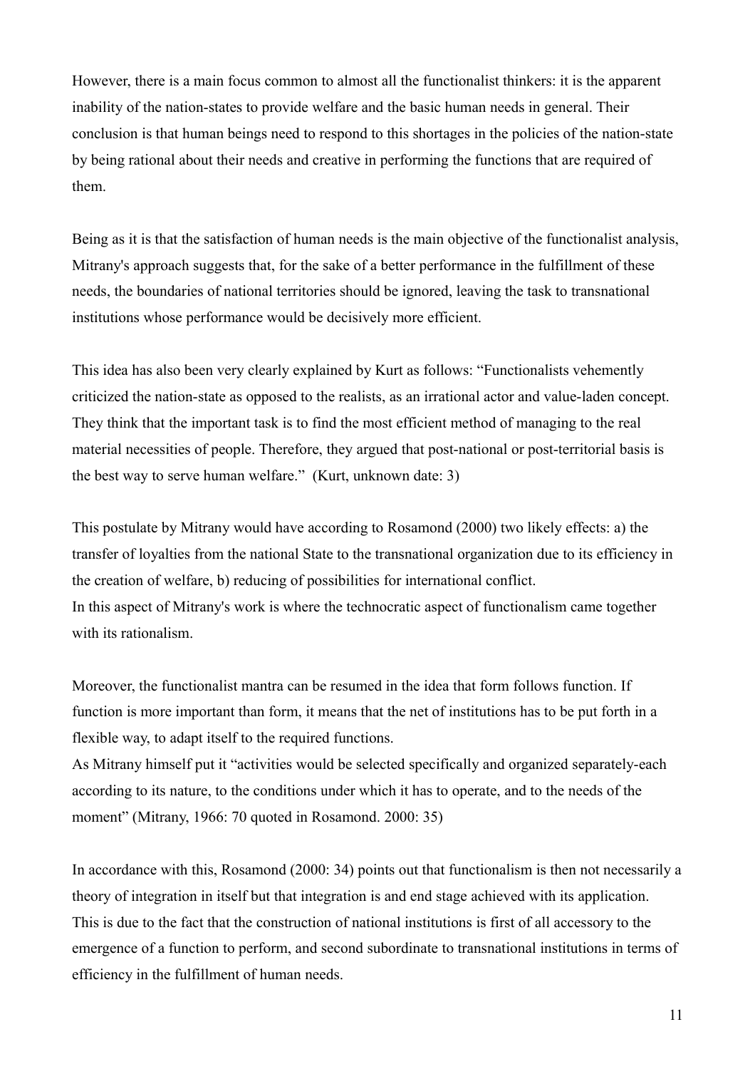However, there is a main focus common to almost all the functionalist thinkers: it is the apparent inability of the nation-states to provide welfare and the basic human needs in general. Their conclusion is that human beings need to respond to this shortages in the policies of the nation-state by being rational about their needs and creative in performing the functions that are required of them.

Being as it is that the satisfaction of human needs is the main objective of the functionalist analysis, Mitrany's approach suggests that, for the sake of a better performance in the fulfillment of these needs, the boundaries of national territories should be ignored, leaving the task to transnational institutions whose performance would be decisively more efficient.

This idea has also been very clearly explained by Kurt as follows: "Functionalists vehemently criticized the nation-state as opposed to the realists, as an irrational actor and value-laden concept. They think that the important task is to find the most efficient method of managing to the real material necessities of people. Therefore, they argued that post-national or post-territorial basis is the best way to serve human welfare." (Kurt, unknown date: 3)

This postulate by Mitrany would have according to Rosamond (2000) two likely effects: a) the transfer of loyalties from the national State to the transnational organization due to its efficiency in the creation of welfare, b) reducing of possibilities for international conflict.
In this aspect of Mitrany's work is where the technocratic aspect of functionalism came together with its rationalism.

Moreover, the functionalist mantra can be resumed in the idea that form follows function. If function is more important than form, it means that the net of institutions has to be put forth in a flexible way, to adapt itself to the required functions.
As Mitrany himself put it "activities would be selected specifically and organized separately-each according to its nature, to the conditions under which it has to operate, and to the needs of the moment" (Mitrany, 1966: 70 quoted in Rosamond. 2000: 35)

In accordance with this, Rosamond (2000: 34) points out that functionalism is then not necessarily a theory of integration in itself but that integration is and end stage achieved with its application. This is due to the fact that the construction of national institutions is first of all accessory to the emergence of a function to perform, and second subordinate to transnational institutions in terms of efficiency in the fulfillment of human needs.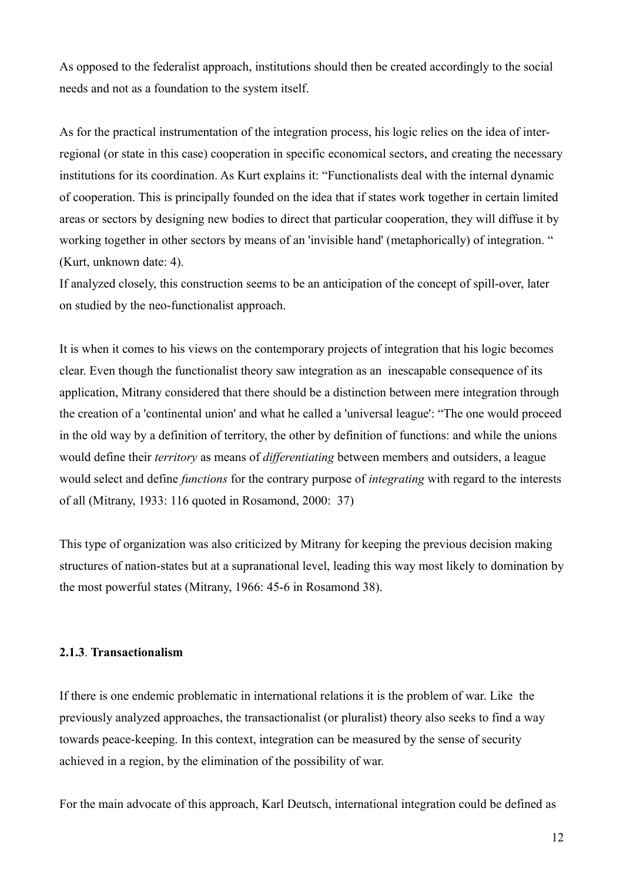As opposed to the federalist approach, institutions should then be created accordingly to the social needs and not as a foundation to the system itself.

As for the practical instrumentation of the integration process, his logic relies on the idea of inter-regional (or state in this case) cooperation in specific economical sectors, and creating the necessary institutions for its coordination. As Kurt explains it: "Functionalists deal with the internal dynamic of cooperation. This is principally founded on the idea that if states work together in certain limited areas or sectors by designing new bodies to direct that particular cooperation, they will diffuse it by working together in other sectors by means of an 'invisible hand' (metaphorically) of integration. " (Kurt, unknown date: 4).
If analyzed closely, this construction seems to be an anticipation of the concept of spill-over, later on studied by the neo-functionalist approach.

It is when it comes to his views on the contemporary projects of integration that his logic becomes clear. Even though the functionalist theory saw integration as an inescapable consequence of its application, Mitrany considered that there should be a distinction between mere integration through the creation of a 'continental union' and what he called a 'universal league': "The one would proceed in the old way by a definition of territory, the other by definition of functions: and while the unions would define their *territory* as means of *differentiating* between members and outsiders, a league would select and define *functions* for the contrary purpose of *integrating* with regard to the interests of all (Mitrany, 1933: 116 quoted in Rosamond, 2000: 37)

This type of organization was also criticized by Mitrany for keeping the previous decision making structures of nation-states but at a supranational level, leading this way most likely to domination by the most powerful states (Mitrany, 1966: 45-6 in Rosamond 38).

### 2.1.3. Transactionalism

If there is one endemic problematic in international relations it is the problem of war. Like the previously analyzed approaches, the transactionalist (or pluralist) theory also seeks to find a way towards peace-keeping. In this context, integration can be measured by the sense of security achieved in a region, by the elimination of the possibility of war.

For the main advocate of this approach, Karl Deutsch, international integration could be defined as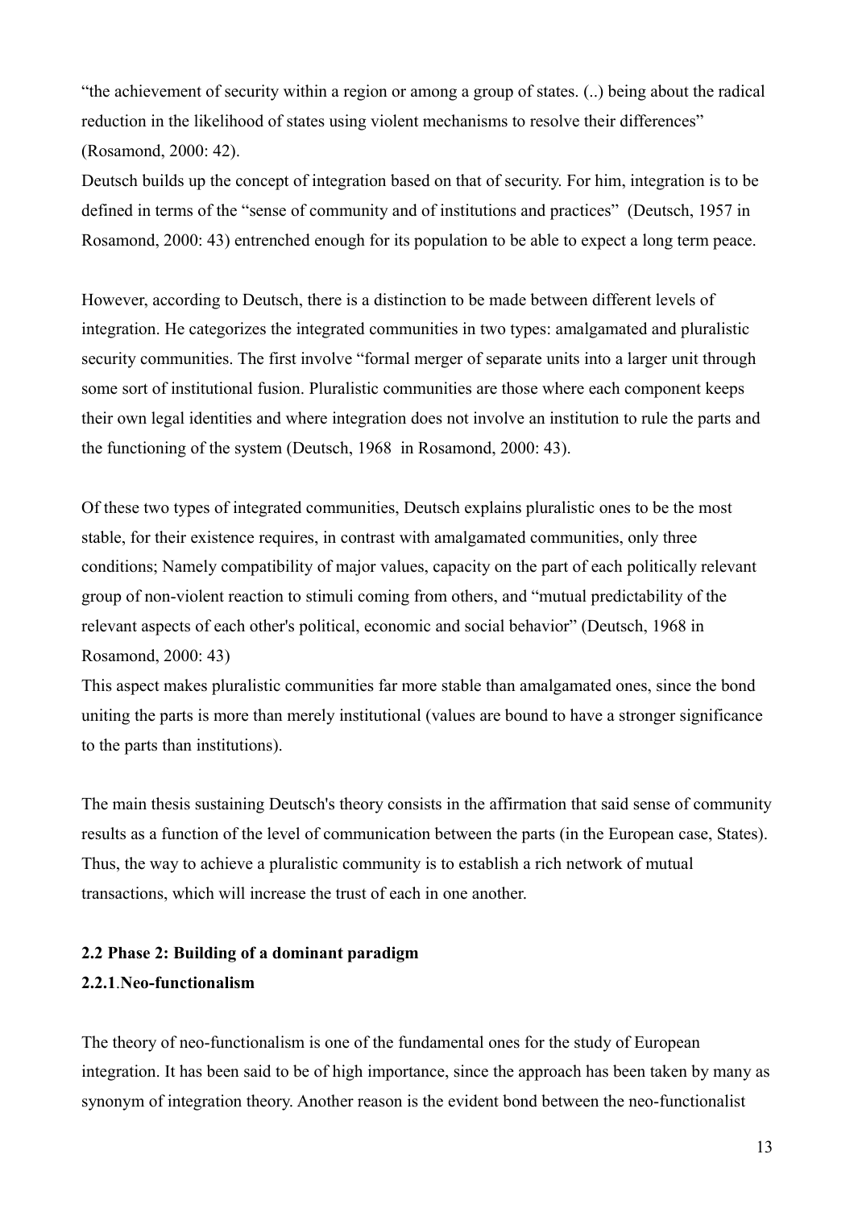"the achievement of security within a region or among a group of states. (..) being about the radical reduction in the likelihood of states using violent mechanisms to resolve their differences" (Rosamond, 2000: 42).

Deutsch builds up the concept of integration based on that of security. For him, integration is to be defined in terms of the "sense of community and of institutions and practices" (Deutsch, 1957 in Rosamond, 2000: 43) entrenched enough for its population to be able to expect a long term peace.

However, according to Deutsch, there is a distinction to be made between different levels of integration. He categorizes the integrated communities in two types: amalgamated and pluralistic security communities. The first involve "formal merger of separate units into a larger unit through some sort of institutional fusion. Pluralistic communities are those where each component keeps their own legal identities and where integration does not involve an institution to rule the parts and the functioning of the system (Deutsch, 1968 in Rosamond, 2000: 43).

Of these two types of integrated communities, Deutsch explains pluralistic ones to be the most stable, for their existence requires, in contrast with amalgamated communities, only three conditions; Namely compatibility of major values, capacity on the part of each politically relevant group of non-violent reaction to stimuli coming from others, and "mutual predictability of the relevant aspects of each other's political, economic and social behavior" (Deutsch, 1968 in Rosamond, 2000: 43)

This aspect makes pluralistic communities far more stable than amalgamated ones, since the bond uniting the parts is more than merely institutional (values are bound to have a stronger significance to the parts than institutions).

The main thesis sustaining Deutsch's theory consists in the affirmation that said sense of community results as a function of the level of communication between the parts (in the European case, States). Thus, the way to achieve a pluralistic community is to establish a rich network of mutual transactions, which will increase the trust of each in one another.

### 2.2 Phase 2: Building of a dominant paradigm

#### 2.2.1.Neo-functionalism

The theory of neo-functionalism is one of the fundamental ones for the study of European integration. It has been said to be of high importance, since the approach has been taken by many as synonym of integration theory. Another reason is the evident bond between the neo-functionalist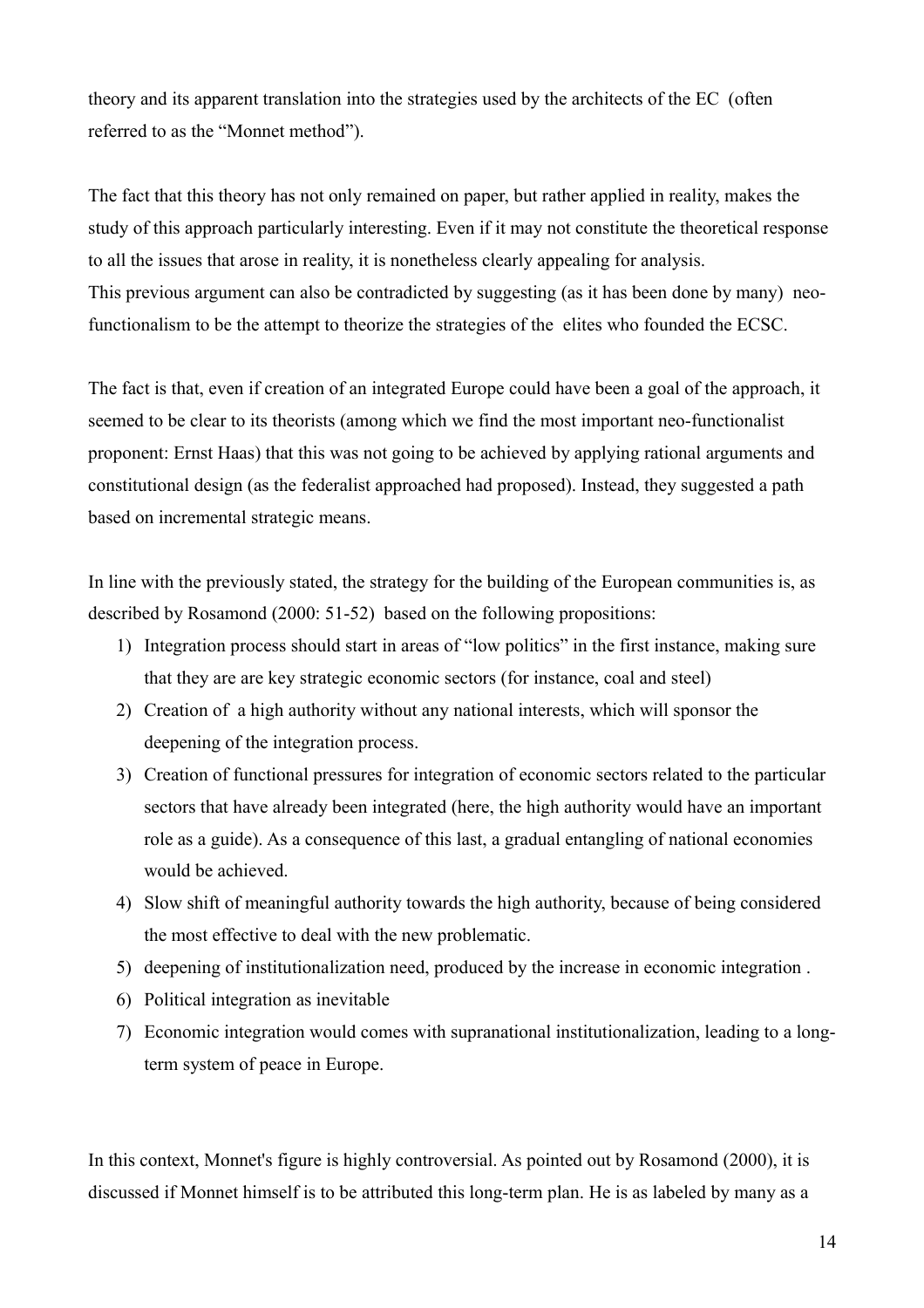theory and its apparent translation into the strategies used by the architects of the EC (often referred to as the "Monnet method").

The fact that this theory has not only remained on paper, but rather applied in reality, makes the study of this approach particularly interesting. Even if it may not constitute the theoretical response to all the issues that arose in reality, it is nonetheless clearly appealing for analysis.
This previous argument can also be contradicted by suggesting (as it has been done by many) neo-functionalism to be the attempt to theorize the strategies of the elites who founded the ECSC.

The fact is that, even if creation of an integrated Europe could have been a goal of the approach, it seemed to be clear to its theorists (among which we find the most important neo-functionalist proponent: Ernst Haas) that this was not going to be achieved by applying rational arguments and constitutional design (as the federalist approached had proposed). Instead, they suggested a path based on incremental strategic means.

In line with the previously stated, the strategy for the building of the European communities is, as described by Rosamond (2000: 51-52) based on the following propositions:

1) Integration process should start in areas of "low politics" in the first instance, making sure that they are are key strategic economic sectors (for instance, coal and steel)
2) Creation of a high authority without any national interests, which will sponsor the deepening of the integration process.
3) Creation of functional pressures for integration of economic sectors related to the particular sectors that have already been integrated (here, the high authority would have an important role as a guide). As a consequence of this last, a gradual entangling of national economies would be achieved.
4) Slow shift of meaningful authority towards the high authority, because of being considered the most effective to deal with the new problematic.
5) deepening of institutionalization need, produced by the increase in economic integration .
6) Political integration as inevitable
7) Economic integration would comes with supranational institutionalization, leading to a long-term system of peace in Europe.

In this context, Monnet's figure is highly controversial. As pointed out by Rosamond (2000), it is discussed if Monnet himself is to be attributed this long-term plan. He is as labeled by many as a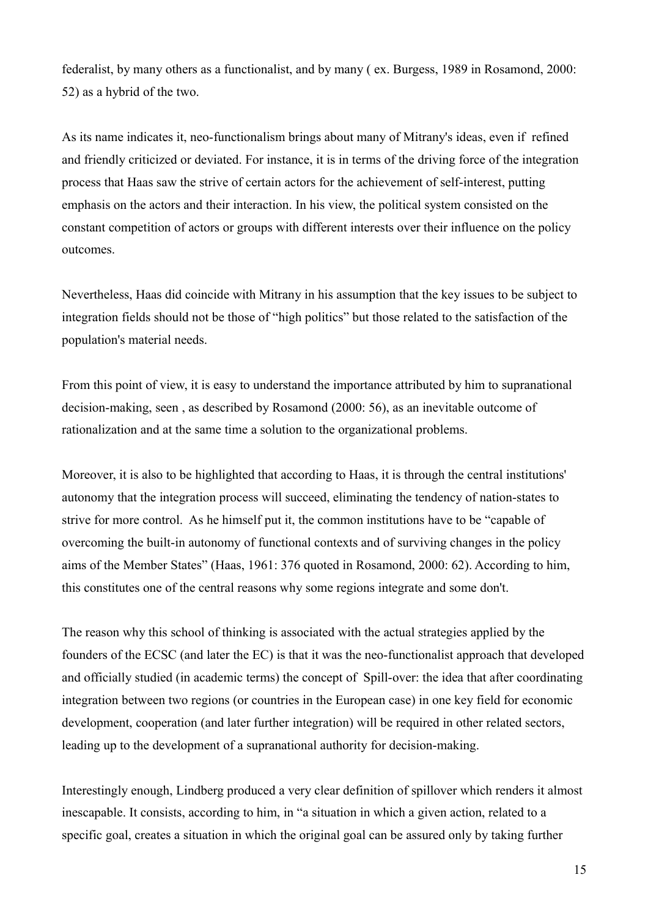federalist, by many others as a functionalist, and by many ( ex. Burgess, 1989 in Rosamond, 2000: 52) as a hybrid of the two.

As its name indicates it, neo-functionalism brings about many of Mitrany's ideas, even if refined and friendly criticized or deviated. For instance, it is in terms of the driving force of the integration process that Haas saw the strive of certain actors for the achievement of self-interest, putting emphasis on the actors and their interaction. In his view, the political system consisted on the constant competition of actors or groups with different interests over their influence on the policy outcomes.

Nevertheless, Haas did coincide with Mitrany in his assumption that the key issues to be subject to integration fields should not be those of "high politics" but those related to the satisfaction of the population's material needs.

From this point of view, it is easy to understand the importance attributed by him to supranational decision-making, seen , as described by Rosamond (2000: 56), as an inevitable outcome of rationalization and at the same time a solution to the organizational problems.

Moreover, it is also to be highlighted that according to Haas, it is through the central institutions' autonomy that the integration process will succeed, eliminating the tendency of nation-states to strive for more control. As he himself put it, the common institutions have to be "capable of overcoming the built-in autonomy of functional contexts and of surviving changes in the policy aims of the Member States" (Haas, 1961: 376 quoted in Rosamond, 2000: 62). According to him, this constitutes one of the central reasons why some regions integrate and some don't.

The reason why this school of thinking is associated with the actual strategies applied by the founders of the ECSC (and later the EC) is that it was the neo-functionalist approach that developed and officially studied (in academic terms) the concept of Spill-over: the idea that after coordinating integration between two regions (or countries in the European case) in one key field for economic development, cooperation (and later further integration) will be required in other related sectors, leading up to the development of a supranational authority for decision-making.

Interestingly enough, Lindberg produced a very clear definition of spillover which renders it almost inescapable. It consists, according to him, in "a situation in which a given action, related to a specific goal, creates a situation in which the original goal can be assured only by taking further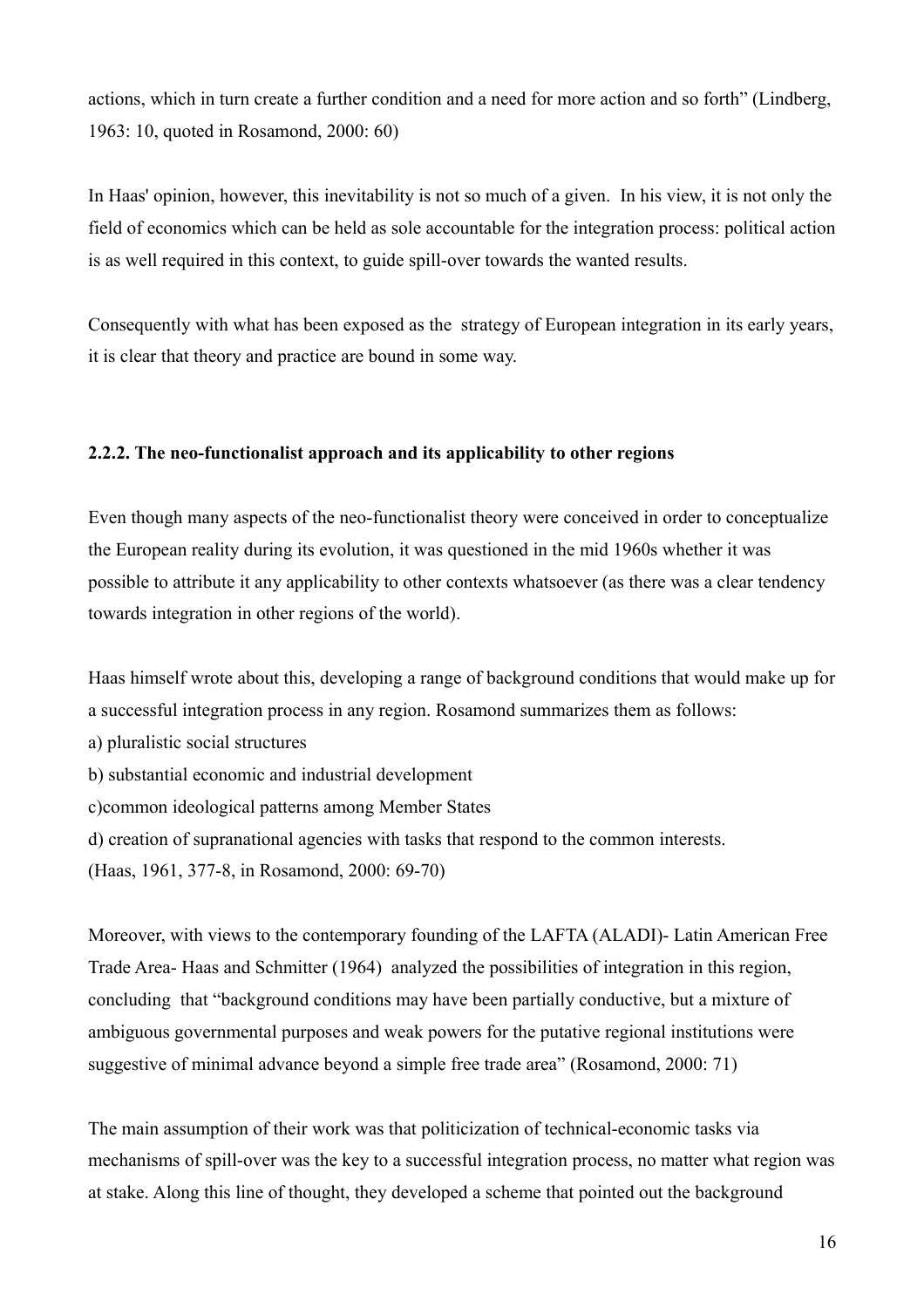actions, which in turn create a further condition and a need for more action and so forth" (Lindberg, 1963: 10, quoted in Rosamond, 2000: 60)

In Haas' opinion, however, this inevitability is not so much of a given. In his view, it is not only the field of economics which can be held as sole accountable for the integration process: political action is as well required in this context, to guide spill-over towards the wanted results.

Consequently with what has been exposed as the strategy of European integration in its early years, it is clear that theory and practice are bound in some way.

### 2.2.2. The neo-functionalist approach and its applicability to other regions

Even though many aspects of the neo-functionalist theory were conceived in order to conceptualize the European reality during its evolution, it was questioned in the mid 1960s whether it was possible to attribute it any applicability to other contexts whatsoever (as there was a clear tendency towards integration in other regions of the world).

Haas himself wrote about this, developing a range of background conditions that would make up for a successful integration process in any region. Rosamond summarizes them as follows:

a) pluralistic social structures

b) substantial economic and industrial development

c)common ideological patterns among Member States

d) creation of supranational agencies with tasks that respond to the common interests.

(Haas, 1961, 377-8, in Rosamond, 2000: 69-70)

Moreover, with views to the contemporary founding of the LAFTA (ALADI)- Latin American Free Trade Area- Haas and Schmitter (1964) analyzed the possibilities of integration in this region, concluding that "background conditions may have been partially conductive, but a mixture of ambiguous governmental purposes and weak powers for the putative regional institutions were suggestive of minimal advance beyond a simple free trade area" (Rosamond, 2000: 71)

The main assumption of their work was that politicization of technical-economic tasks via mechanisms of spill-over was the key to a successful integration process, no matter what region was at stake. Along this line of thought, they developed a scheme that pointed out the background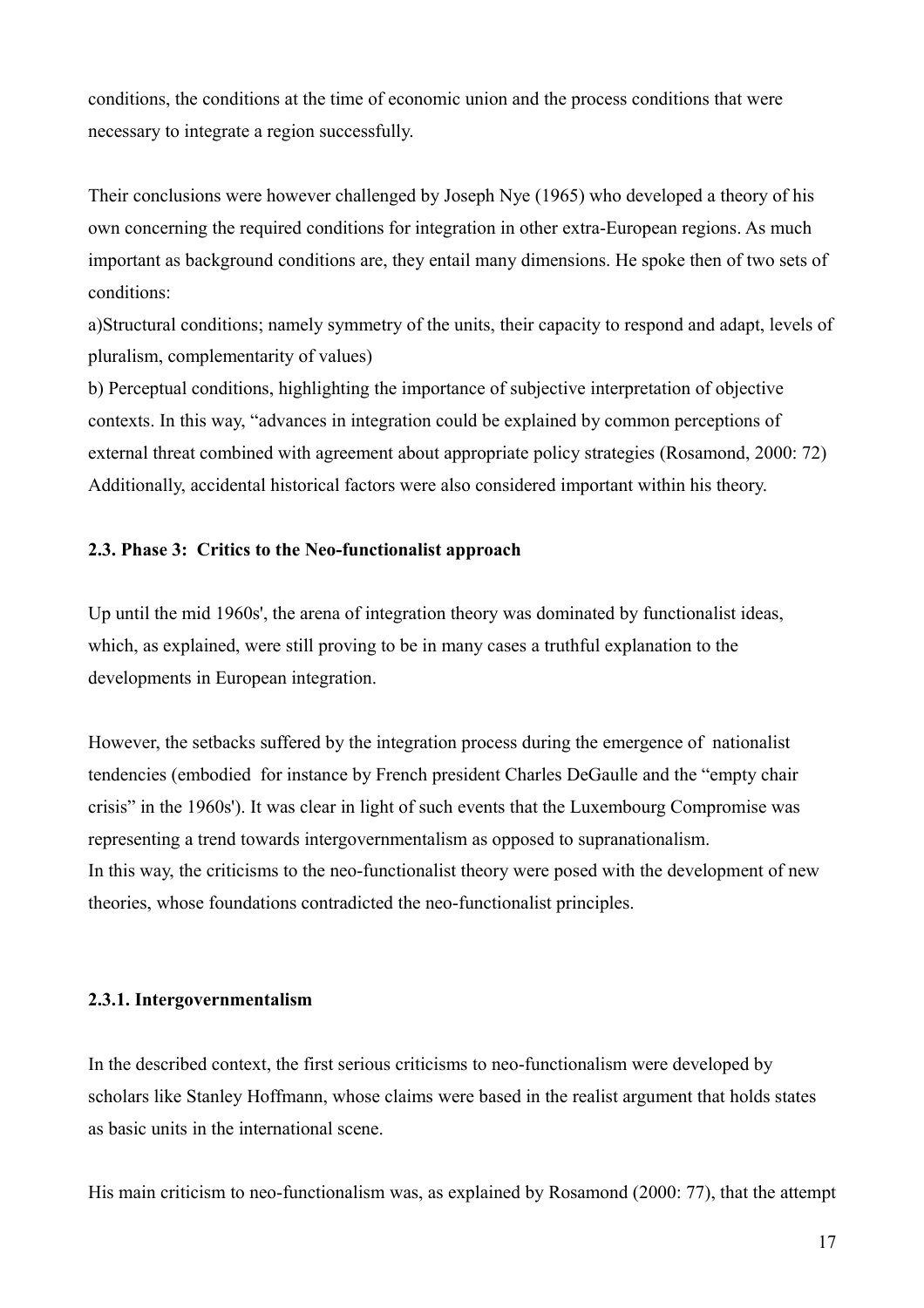conditions, the conditions at the time of economic union and the process conditions that were necessary to integrate a region successfully.

Their conclusions were however challenged by Joseph Nye (1965) who developed a theory of his own concerning the required conditions for integration in other extra-European regions. As much important as background conditions are, they entail many dimensions. He spoke then of two sets of conditions:

a)Structural conditions; namely symmetry of the units, their capacity to respond and adapt, levels of pluralism, complementarity of values)

b) Perceptual conditions, highlighting the importance of subjective interpretation of objective contexts. In this way, "advances in integration could be explained by common perceptions of external threat combined with agreement about appropriate policy strategies (Rosamond, 2000: 72) Additionally, accidental historical factors were also considered important within his theory.

### 2.3. Phase 3: Critics to the Neo-functionalist approach

Up until the mid 1960s', the arena of integration theory was dominated by functionalist ideas, which, as explained, were still proving to be in many cases a truthful explanation to the developments in European integration.

However, the setbacks suffered by the integration process during the emergence of nationalist tendencies (embodied for instance by French president Charles DeGaulle and the "empty chair crisis" in the 1960s'). It was clear in light of such events that the Luxembourg Compromise was representing a trend towards intergovernmentalism as opposed to supranationalism.
In this way, the criticisms to the neo-functionalist theory were posed with the development of new theories, whose foundations contradicted the neo-functionalist principles.

#### 2.3.1. Intergovernmentalism

In the described context, the first serious criticisms to neo-functionalism were developed by scholars like Stanley Hoffmann, whose claims were based in the realist argument that holds states as basic units in the international scene.

His main criticism to neo-functionalism was, as explained by Rosamond (2000: 77), that the attempt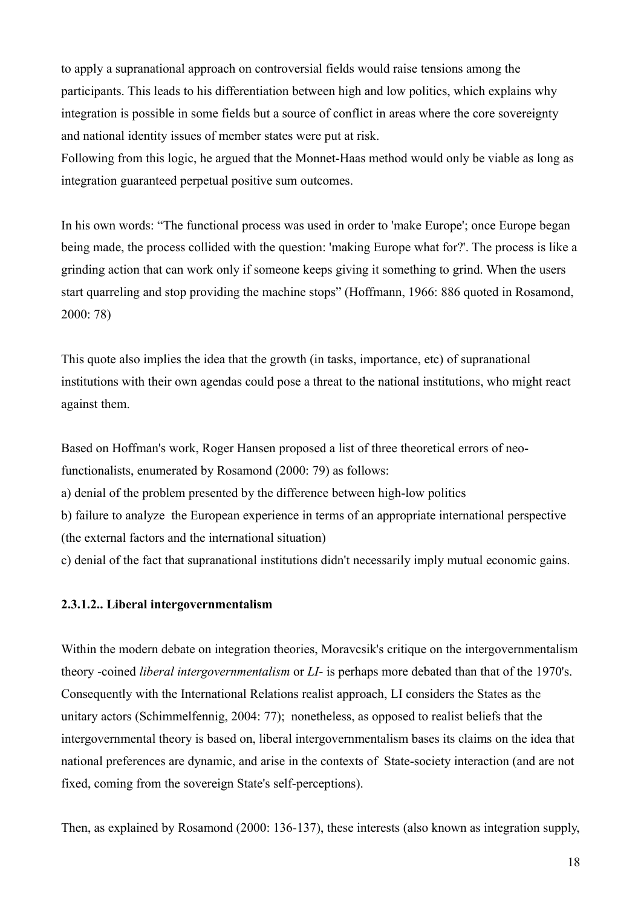to apply a supranational approach on controversial fields would raise tensions among the participants. This leads to his differentiation between high and low politics, which explains why integration is possible in some fields but a source of conflict in areas where the core sovereignty and national identity issues of member states were put at risk.
Following from this logic, he argued that the Monnet-Haas method would only be viable as long as integration guaranteed perpetual positive sum outcomes.

In his own words: “The functional process was used in order to 'make Europe'; once Europe began being made, the process collided with the question: 'making Europe what for?'. The process is like a grinding action that can work only if someone keeps giving it something to grind. When the users start quarreling and stop providing the machine stops” (Hoffmann, 1966: 886 quoted in Rosamond, 2000: 78)

This quote also implies the idea that the growth (in tasks, importance, etc) of supranational institutions with their own agendas could pose a threat to the national institutions, who might react against them.

Based on Hoffman's work, Roger Hansen proposed a list of three theoretical errors of neo-functionalists, enumerated by Rosamond (2000: 79) as follows:

a) denial of the problem presented by the difference between high-low politics

b) failure to analyze the European experience in terms of an appropriate international perspective (the external factors and the international situation)

c) denial of the fact that supranational institutions didn't necessarily imply mutual economic gains.

#### 2.3.1.2.. Liberal intergovernmentalism

Within the modern debate on integration theories, Moravcsik's critique on the intergovernmentalism theory -coined *liberal intergovernmentalism* or *LI*- is perhaps more debated than that of the 1970's. Consequently with the International Relations realist approach, LI considers the States as the unitary actors (Schimmelfennig, 2004: 77); nonetheless, as opposed to realist beliefs that the intergovernmental theory is based on, liberal intergovernmentalism bases its claims on the idea that national preferences are dynamic, and arise in the contexts of State-society interaction (and are not fixed, coming from the sovereign State's self-perceptions).

Then, as explained by Rosamond (2000: 136-137), these interests (also known as integration supply,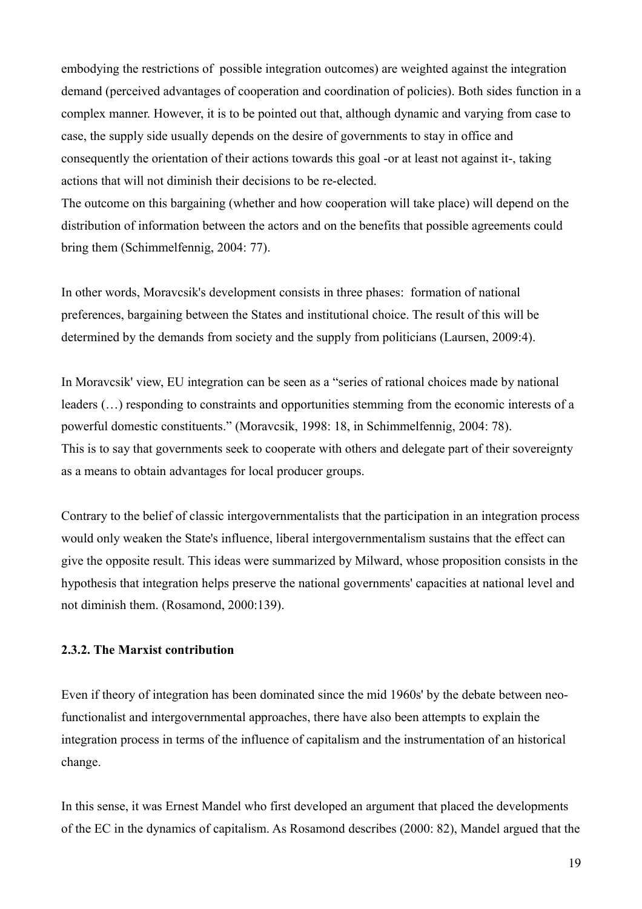embodying the restrictions of possible integration outcomes) are weighted against the integration demand (perceived advantages of cooperation and coordination of policies). Both sides function in a complex manner. However, it is to be pointed out that, although dynamic and varying from case to case, the supply side usually depends on the desire of governments to stay in office and consequently the orientation of their actions towards this goal -or at least not against it-, taking actions that will not diminish their decisions to be re-elected.
The outcome on this bargaining (whether and how cooperation will take place) will depend on the distribution of information between the actors and on the benefits that possible agreements could bring them (Schimmelfennig, 2004: 77).

In other words, Moravcsik's development consists in three phases: formation of national preferences, bargaining between the States and institutional choice. The result of this will be determined by the demands from society and the supply from politicians (Laursen, 2009:4).

In Moravcsik' view, EU integration can be seen as a "series of rational choices made by national leaders (…) responding to constraints and opportunities stemming from the economic interests of a powerful domestic constituents." (Moravcsik, 1998: 18, in Schimmelfennig, 2004: 78).
This is to say that governments seek to cooperate with others and delegate part of their sovereignty as a means to obtain advantages for local producer groups.

Contrary to the belief of classic intergovernmentalists that the participation in an integration process would only weaken the State's influence, liberal intergovernmentalism sustains that the effect can give the opposite result. This ideas were summarized by Milward, whose proposition consists in the hypothesis that integration helps preserve the national governments' capacities at national level and not diminish them. (Rosamond, 2000:139).

### 2.3.2. The Marxist contribution

Even if theory of integration has been dominated since the mid 1960s' by the debate between neo-functionalist and intergovernmental approaches, there have also been attempts to explain the integration process in terms of the influence of capitalism and the instrumentation of an historical change.

In this sense, it was Ernest Mandel who first developed an argument that placed the developments of the EC in the dynamics of capitalism. As Rosamond describes (2000: 82), Mandel argued that the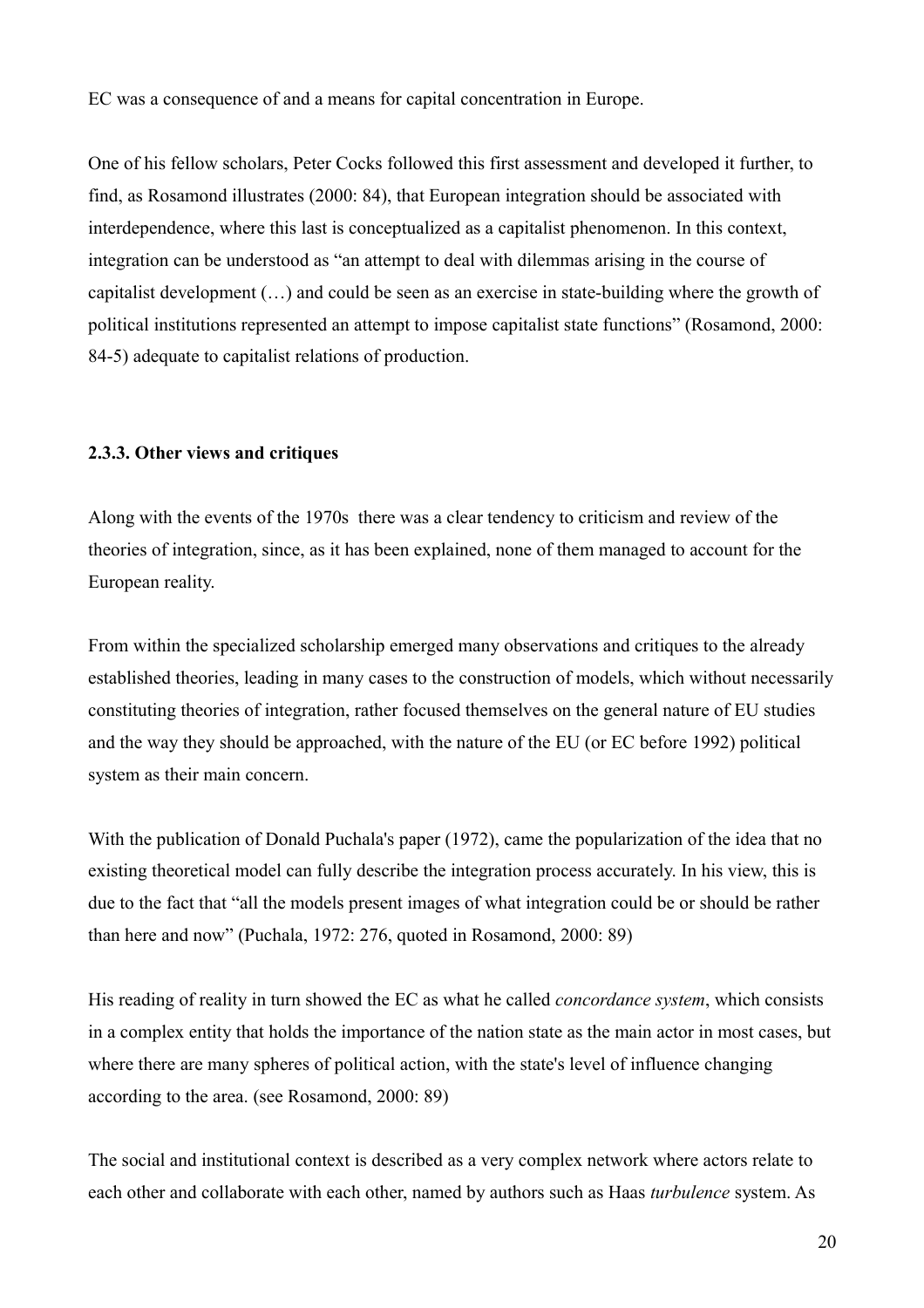EC was a consequence of and a means for capital concentration in Europe.

One of his fellow scholars, Peter Cocks followed this first assessment and developed it further, to find, as Rosamond illustrates (2000: 84), that European integration should be associated with interdependence, where this last is conceptualized as a capitalist phenomenon. In this context, integration can be understood as "an attempt to deal with dilemmas arising in the course of capitalist development (…) and could be seen as an exercise in state-building where the growth of political institutions represented an attempt to impose capitalist state functions" (Rosamond, 2000: 84-5) adequate to capitalist relations of production.

### 2.3.3. Other views and critiques

Along with the events of the 1970s there was a clear tendency to criticism and review of the theories of integration, since, as it has been explained, none of them managed to account for the European reality.

From within the specialized scholarship emerged many observations and critiques to the already established theories, leading in many cases to the construction of models, which without necessarily constituting theories of integration, rather focused themselves on the general nature of EU studies and the way they should be approached, with the nature of the EU (or EC before 1992) political system as their main concern.

With the publication of Donald Puchala's paper (1972), came the popularization of the idea that no existing theoretical model can fully describe the integration process accurately. In his view, this is due to the fact that "all the models present images of what integration could be or should be rather than here and now" (Puchala, 1972: 276, quoted in Rosamond, 2000: 89)

His reading of reality in turn showed the EC as what he called *concordance system*, which consists in a complex entity that holds the importance of the nation state as the main actor in most cases, but where there are many spheres of political action, with the state's level of influence changing according to the area. (see Rosamond, 2000: 89)

The social and institutional context is described as a very complex network where actors relate to each other and collaborate with each other, named by authors such as Haas *turbulence* system. As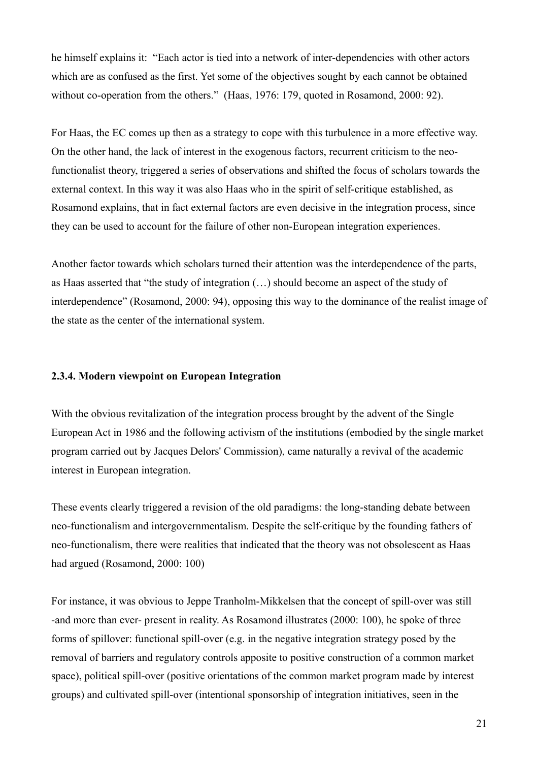he himself explains it: "Each actor is tied into a network of inter-dependencies with other actors which are as confused as the first. Yet some of the objectives sought by each cannot be obtained without co-operation from the others." (Haas, 1976: 179, quoted in Rosamond, 2000: 92).

For Haas, the EC comes up then as a strategy to cope with this turbulence in a more effective way. On the other hand, the lack of interest in the exogenous factors, recurrent criticism to the neo-functionalist theory, triggered a series of observations and shifted the focus of scholars towards the external context. In this way it was also Haas who in the spirit of self-critique established, as Rosamond explains, that in fact external factors are even decisive in the integration process, since they can be used to account for the failure of other non-European integration experiences.

Another factor towards which scholars turned their attention was the interdependence of the parts, as Haas asserted that "the study of integration (…) should become an aspect of the study of interdependence" (Rosamond, 2000: 94), opposing this way to the dominance of the realist image of the state as the center of the international system.

### 2.3.4. Modern viewpoint on European Integration

With the obvious revitalization of the integration process brought by the advent of the Single European Act in 1986 and the following activism of the institutions (embodied by the single market program carried out by Jacques Delors' Commission), came naturally a revival of the academic interest in European integration.

These events clearly triggered a revision of the old paradigms: the long-standing debate between neo-functionalism and intergovernmentalism. Despite the self-critique by the founding fathers of neo-functionalism, there were realities that indicated that the theory was not obsolescent as Haas had argued (Rosamond, 2000: 100)

For instance, it was obvious to Jeppe Tranholm-Mikkelsen that the concept of spill-over was still -and more than ever- present in reality. As Rosamond illustrates (2000: 100), he spoke of three forms of spillover: functional spill-over (e.g. in the negative integration strategy posed by the removal of barriers and regulatory controls apposite to positive construction of a common market space), political spill-over (positive orientations of the common market program made by interest groups) and cultivated spill-over (intentional sponsorship of integration initiatives, seen in the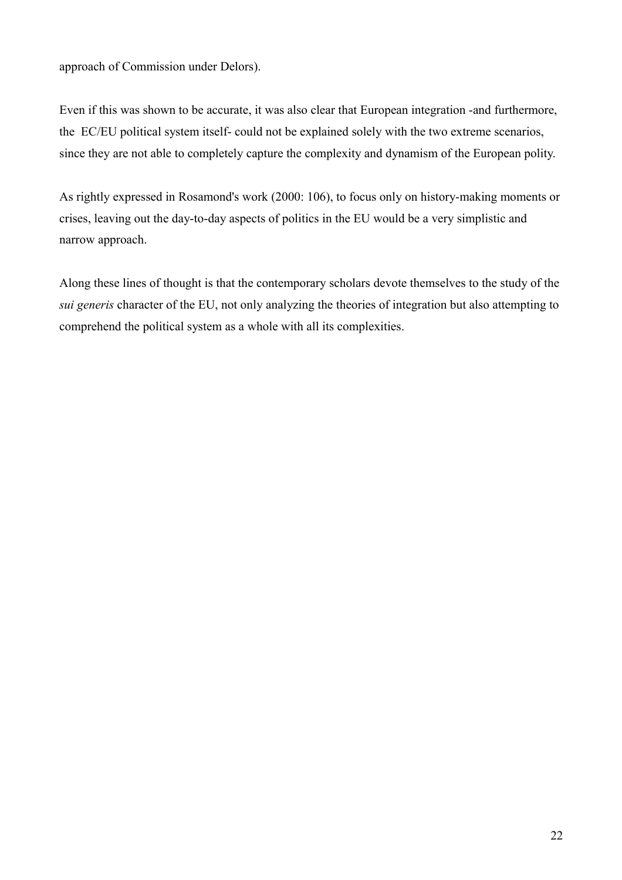approach of Commission under Delors).

Even if this was shown to be accurate, it was also clear that European integration -and furthermore, the EC/EU political system itself- could not be explained solely with the two extreme scenarios, since they are not able to completely capture the complexity and dynamism of the European polity.

As rightly expressed in Rosamond's work (2000: 106), to focus only on history-making moments or crises, leaving out the day-to-day aspects of politics in the EU would be a very simplistic and narrow approach.

Along these lines of thought is that the contemporary scholars devote themselves to the study of the *sui generis* character of the EU, not only analyzing the theories of integration but also attempting to comprehend the political system as a whole with all its complexities.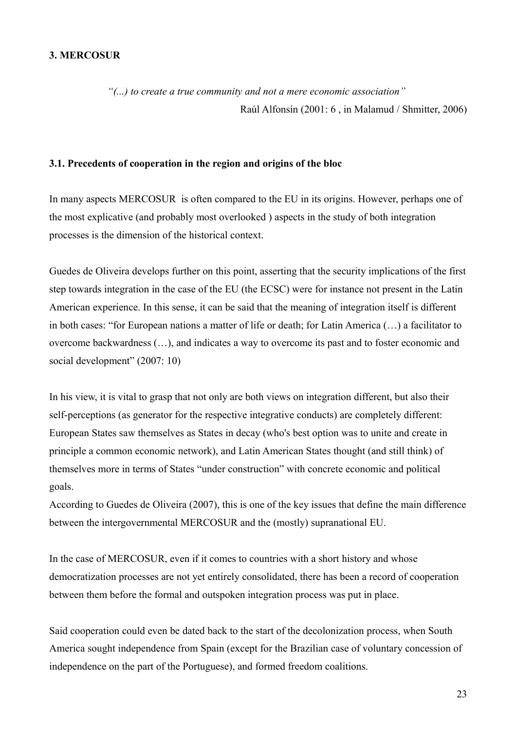## 3. MERCOSUR

*"(...) to create a true community and not a mere economic association"*
Raúl Alfonsín (2001: 6 , in Malamud / Shmitter, 2006)

### 3.1. Precedents of cooperation in the region and origins of the bloc

In many aspects MERCOSUR is often compared to the EU in its origins. However, perhaps one of the most explicative (and probably most overlooked ) aspects in the study of both integration processes is the dimension of the historical context.

Guedes de Oliveira develops further on this point, asserting that the security implications of the first step towards integration in the case of the EU (the ECSC) were for instance not present in the Latin American experience. In this sense, it can be said that the meaning of integration itself is different in both cases: "for European nations a matter of life or death; for Latin America (…) a facilitator to overcome backwardness (…), and indicates a way to overcome its past and to foster economic and social development" (2007: 10)

In his view, it is vital to grasp that not only are both views on integration different, but also their self-perceptions (as generator for the respective integrative conducts) are completely different: European States saw themselves as States in decay (who's best option was to unite and create in principle a common economic network), and Latin American States thought (and still think) of themselves more in terms of States "under construction" with concrete economic and political goals.
According to Guedes de Oliveira (2007), this is one of the key issues that define the main difference between the intergovernmental MERCOSUR and the (mostly) supranational EU.

In the case of MERCOSUR, even if it comes to countries with a short history and whose democratization processes are not yet entirely consolidated, there has been a record of cooperation between them before the formal and outspoken integration process was put in place.

Said cooperation could even be dated back to the start of the decolonization process, when South America sought independence from Spain (except for the Brazilian case of voluntary concession of independence on the part of the Portuguese), and formed freedom coalitions.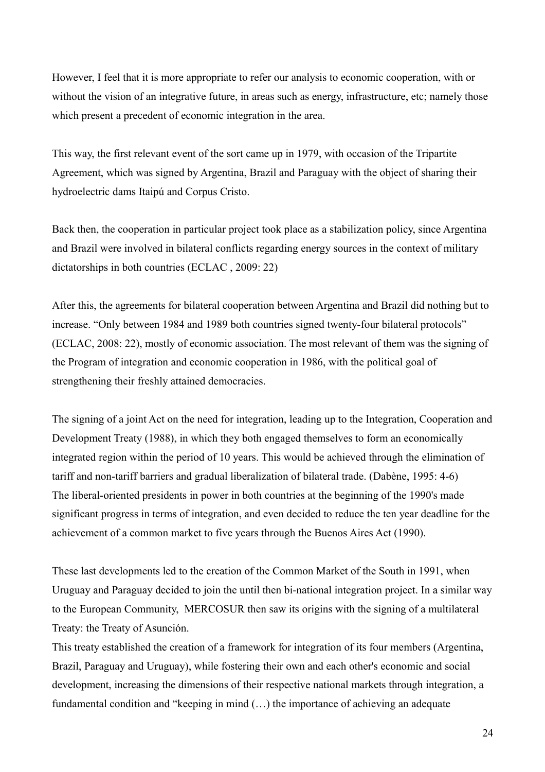However, I feel that it is more appropriate to refer our analysis to economic cooperation, with or without the vision of an integrative future, in areas such as energy, infrastructure, etc; namely those which present a precedent of economic integration in the area.

This way, the first relevant event of the sort came up in 1979, with occasion of the Tripartite Agreement, which was signed by Argentina, Brazil and Paraguay with the object of sharing their hydroelectric dams Itaipú and Corpus Cristo.

Back then, the cooperation in particular project took place as a stabilization policy, since Argentina and Brazil were involved in bilateral conflicts regarding energy sources in the context of military dictatorships in both countries (ECLAC , 2009: 22)

After this, the agreements for bilateral cooperation between Argentina and Brazil did nothing but to increase. "Only between 1984 and 1989 both countries signed twenty-four bilateral protocols" (ECLAC, 2008: 22), mostly of economic association. The most relevant of them was the signing of the Program of integration and economic cooperation in 1986, with the political goal of strengthening their freshly attained democracies.

The signing of a joint Act on the need for integration, leading up to the Integration, Cooperation and Development Treaty (1988), in which they both engaged themselves to form an economically integrated region within the period of 10 years. This would be achieved through the elimination of tariff and non-tariff barriers and gradual liberalization of bilateral trade. (Dabène, 1995: 4-6)
The liberal-oriented presidents in power in both countries at the beginning of the 1990's made significant progress in terms of integration, and even decided to reduce the ten year deadline for the achievement of a common market to five years through the Buenos Aires Act (1990).

These last developments led to the creation of the Common Market of the South in 1991, when Uruguay and Paraguay decided to join the until then bi-national integration project. In a similar way to the European Community, MERCOSUR then saw its origins with the signing of a multilateral Treaty: the Treaty of Asunción.
This treaty established the creation of a framework for integration of its four members (Argentina, Brazil, Paraguay and Uruguay), while fostering their own and each other's economic and social development, increasing the dimensions of their respective national markets through integration, a fundamental condition and "keeping in mind (…) the importance of achieving an adequate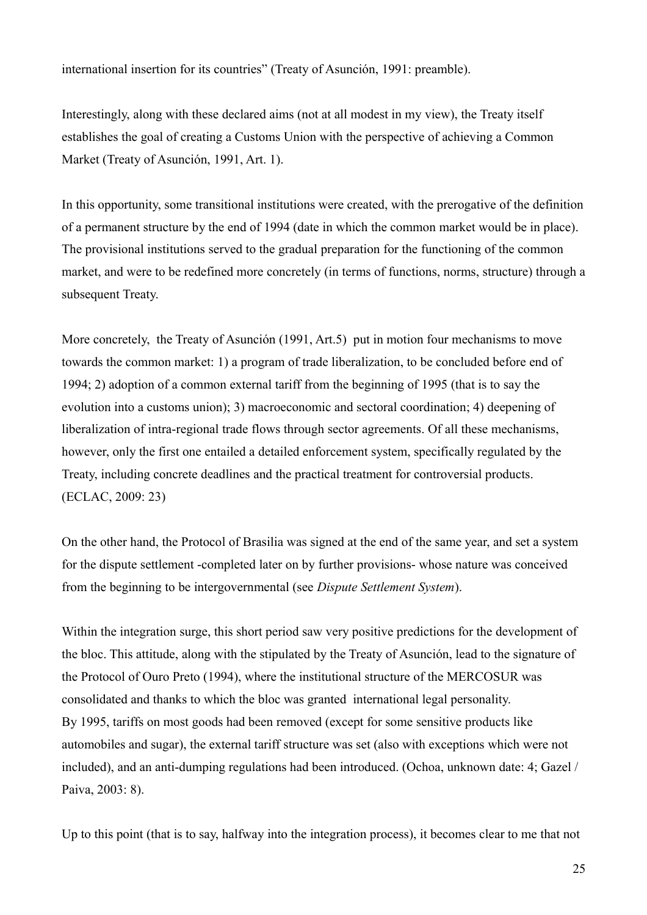international insertion for its countries" (Treaty of Asunción, 1991: preamble).

Interestingly, along with these declared aims (not at all modest in my view), the Treaty itself establishes the goal of creating a Customs Union with the perspective of achieving a Common Market (Treaty of Asunción, 1991, Art. 1).

In this opportunity, some transitional institutions were created, with the prerogative of the definition of a permanent structure by the end of 1994 (date in which the common market would be in place). The provisional institutions served to the gradual preparation for the functioning of the common market, and were to be redefined more concretely (in terms of functions, norms, structure) through a subsequent Treaty.

More concretely, the Treaty of Asunción (1991, Art.5) put in motion four mechanisms to move towards the common market: 1) a program of trade liberalization, to be concluded before end of 1994; 2) adoption of a common external tariff from the beginning of 1995 (that is to say the evolution into a customs union); 3) macroeconomic and sectoral coordination; 4) deepening of liberalization of intra-regional trade flows through sector agreements. Of all these mechanisms, however, only the first one entailed a detailed enforcement system, specifically regulated by the Treaty, including concrete deadlines and the practical treatment for controversial products. (ECLAC, 2009: 23)

On the other hand, the Protocol of Brasilia was signed at the end of the same year, and set a system for the dispute settlement -completed later on by further provisions- whose nature was conceived from the beginning to be intergovernmental (see *Dispute Settlement System*).

Within the integration surge, this short period saw very positive predictions for the development of the bloc. This attitude, along with the stipulated by the Treaty of Asunción, lead to the signature of the Protocol of Ouro Preto (1994), where the institutional structure of the MERCOSUR was consolidated and thanks to which the bloc was granted international legal personality.
By 1995, tariffs on most goods had been removed (except for some sensitive products like automobiles and sugar), the external tariff structure was set (also with exceptions which were not included), and an anti-dumping regulations had been introduced. (Ochoa, unknown date: 4; Gazel / Paiva, 2003: 8).

Up to this point (that is to say, halfway into the integration process), it becomes clear to me that not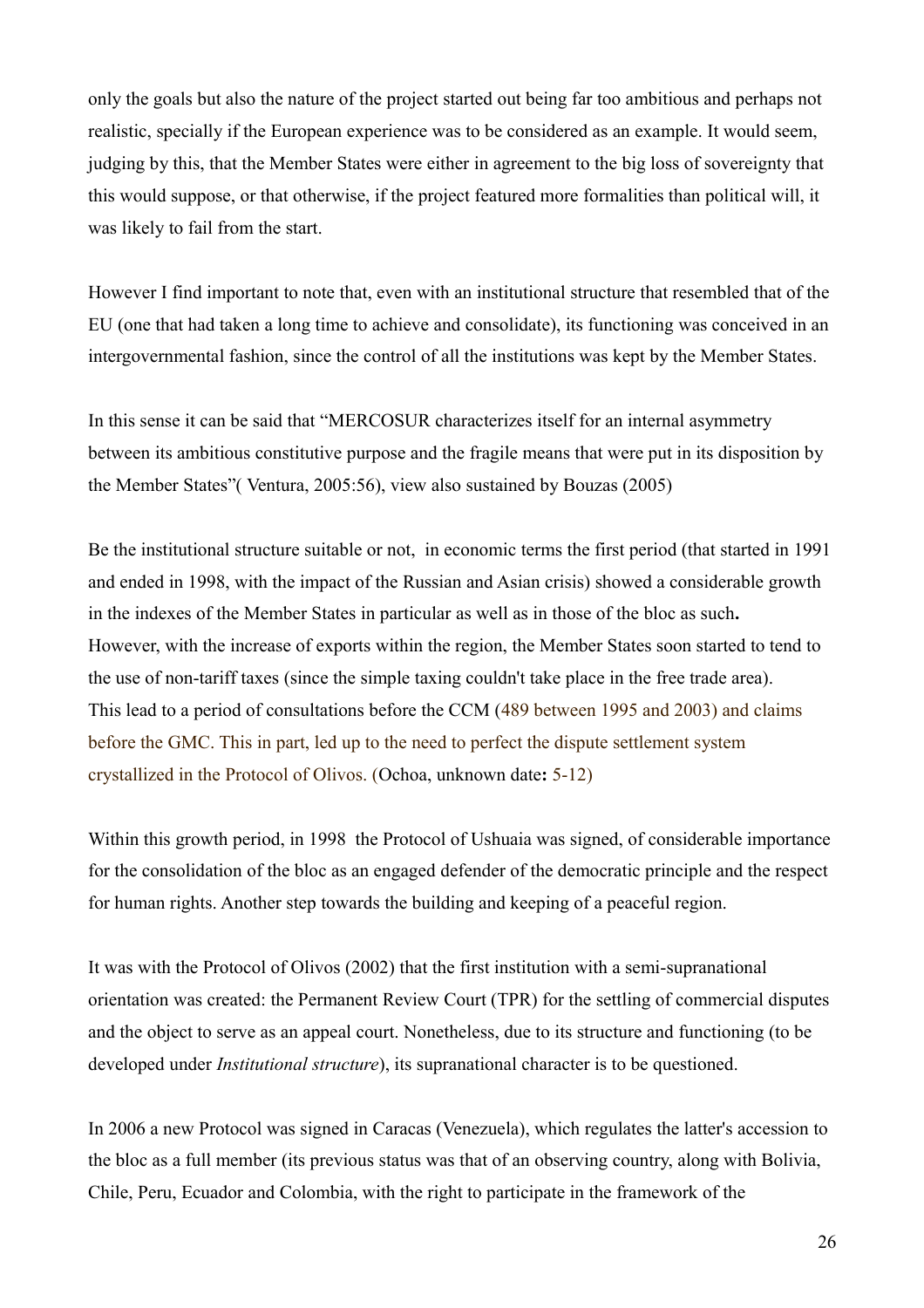only the goals but also the nature of the project started out being far too ambitious and perhaps not realistic, specially if the European experience was to be considered as an example. It would seem, judging by this, that the Member States were either in agreement to the big loss of sovereignty that this would suppose, or that otherwise, if the project featured more formalities than political will, it was likely to fail from the start.

However I find important to note that, even with an institutional structure that resembled that of the EU (one that had taken a long time to achieve and consolidate), its functioning was conceived in an intergovernmental fashion, since the control of all the institutions was kept by the Member States.

In this sense it can be said that "MERCOSUR characterizes itself for an internal asymmetry between its ambitious constitutive purpose and the fragile means that were put in its disposition by the Member States"( Ventura, 2005:56), view also sustained by Bouzas (2005)

Be the institutional structure suitable or not, in economic terms the first period (that started in 1991 and ended in 1998, with the impact of the Russian and Asian crisis) showed a considerable growth in the indexes of the Member States in particular as well as in those of the bloc as such**.**
However, with the increase of exports within the region, the Member States soon started to tend to the use of non-tariff taxes (since the simple taxing couldn't take place in the free trade area). This lead to a period of consultations before the CCM (489 between 1995 and 2003) and claims before the GMC. This in part, led up to the need to perfect the dispute settlement system crystallized in the Protocol of Olivos. (Ochoa, unknown date**:** 5-12)

Within this growth period, in 1998 the Protocol of Ushuaia was signed, of considerable importance for the consolidation of the bloc as an engaged defender of the democratic principle and the respect for human rights. Another step towards the building and keeping of a peaceful region.

It was with the Protocol of Olivos (2002) that the first institution with a semi-supranational orientation was created: the Permanent Review Court (TPR) for the settling of commercial disputes and the object to serve as an appeal court. Nonetheless, due to its structure and functioning (to be developed under *Institutional structure*), its supranational character is to be questioned.

In 2006 a new Protocol was signed in Caracas (Venezuela), which regulates the latter's accession to the bloc as a full member (its previous status was that of an observing country, along with Bolivia, Chile, Peru, Ecuador and Colombia, with the right to participate in the framework of the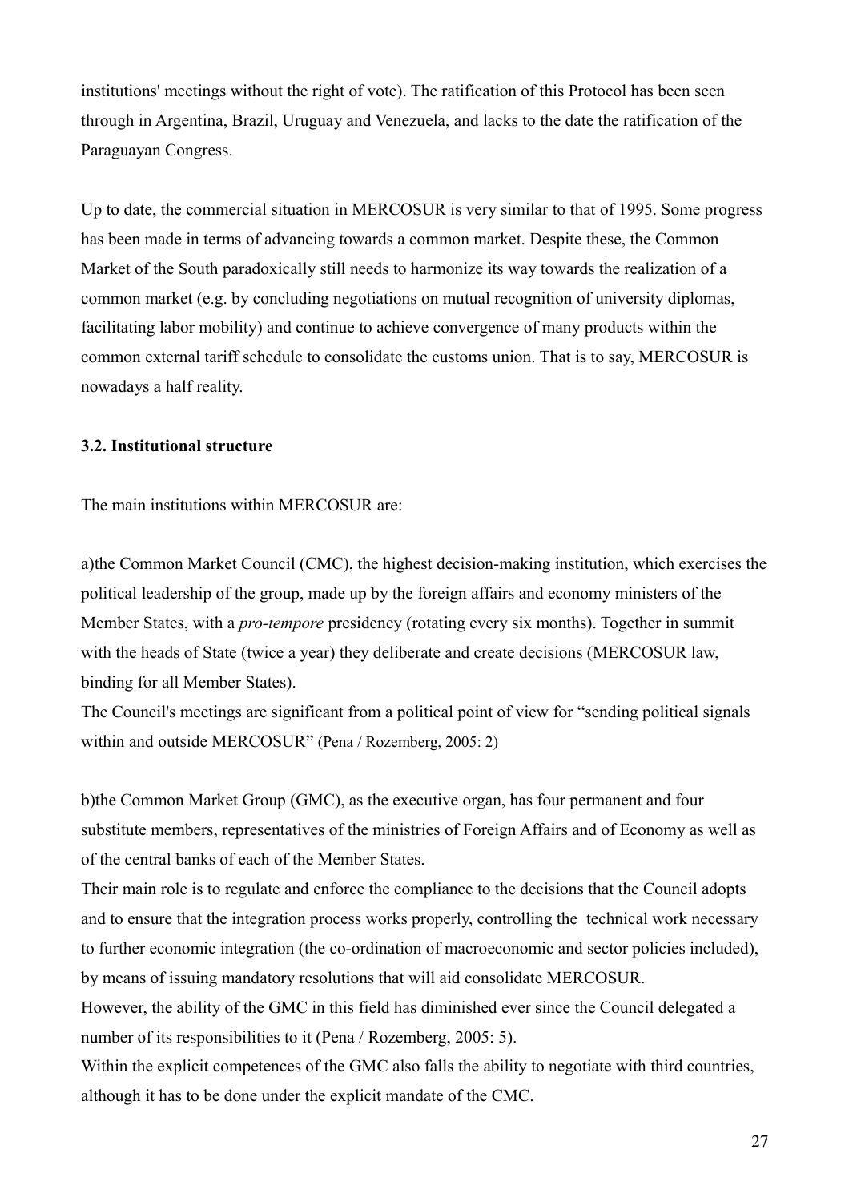institutions' meetings without the right of vote). The ratification of this Protocol has been seen through in Argentina, Brazil, Uruguay and Venezuela, and lacks to the date the ratification of the Paraguayan Congress.

Up to date, the commercial situation in MERCOSUR is very similar to that of 1995. Some progress has been made in terms of advancing towards a common market. Despite these, the Common Market of the South paradoxically still needs to harmonize its way towards the realization of a common market (e.g. by concluding negotiations on mutual recognition of university diplomas, facilitating labor mobility) and continue to achieve convergence of many products within the common external tariff schedule to consolidate the customs union. That is to say, MERCOSUR is nowadays a half reality.

### 3.2. Institutional structure

The main institutions within MERCOSUR are:

a)the Common Market Council (CMC), the highest decision-making institution, which exercises the political leadership of the group, made up by the foreign affairs and economy ministers of the Member States, with a *pro-tempore* presidency (rotating every six months). Together in summit with the heads of State (twice a year) they deliberate and create decisions (MERCOSUR law, binding for all Member States).
The Council's meetings are significant from a political point of view for "sending political signals within and outside MERCOSUR" (Pena / Rozemberg, 2005: 2)

b)the Common Market Group (GMC), as the executive organ, has four permanent and four substitute members, representatives of the ministries of Foreign Affairs and of Economy as well as of the central banks of each of the Member States.
Their main role is to regulate and enforce the compliance to the decisions that the Council adopts and to ensure that the integration process works properly, controlling the technical work necessary to further economic integration (the co-ordination of macroeconomic and sector policies included), by means of issuing mandatory resolutions that will aid consolidate MERCOSUR.
However, the ability of the GMC in this field has diminished ever since the Council delegated a number of its responsibilities to it (Pena / Rozemberg, 2005: 5).
Within the explicit competences of the GMC also falls the ability to negotiate with third countries, although it has to be done under the explicit mandate of the CMC.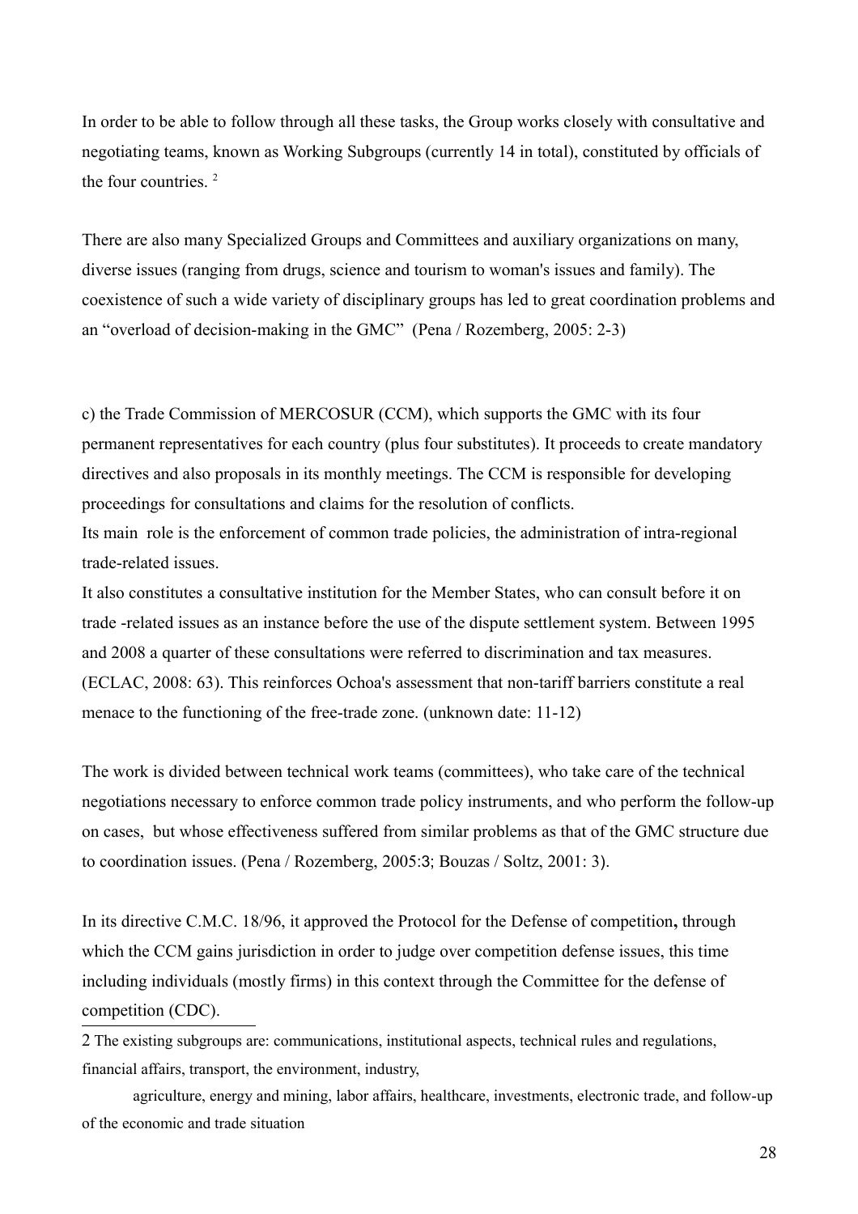In order to be able to follow through all these tasks, the Group works closely with consultative and negotiating teams, known as Working Subgroups (currently 14 in total), constituted by officials of the four countries. [2]

There are also many Specialized Groups and Committees and auxiliary organizations on many, diverse issues (ranging from drugs, science and tourism to woman's issues and family). The coexistence of such a wide variety of disciplinary groups has led to great coordination problems and an "overload of decision-making in the GMC" (Pena / Rozemberg, 2005: 2-3)

c) the Trade Commission of MERCOSUR (CCM), which supports the GMC with its four permanent representatives for each country (plus four substitutes). It proceeds to create mandatory directives and also proposals in its monthly meetings. The CCM is responsible for developing proceedings for consultations and claims for the resolution of conflicts.
Its main role is the enforcement of common trade policies, the administration of intra-regional trade-related issues.
It also constitutes a consultative institution for the Member States, who can consult before it on trade -related issues as an instance before the use of the dispute settlement system. Between 1995 and 2008 a quarter of these consultations were referred to discrimination and tax measures. (ECLAC, 2008: 63). This reinforces Ochoa's assessment that non-tariff barriers constitute a real menace to the functioning of the free-trade zone. (unknown date: 11-12)

The work is divided between technical work teams (committees), who take care of the technical negotiations necessary to enforce common trade policy instruments, and who perform the follow-up on cases, but whose effectiveness suffered from similar problems as that of the GMC structure due to coordination issues. (Pena / Rozemberg, 2005:3; Bouzas / Soltz, 2001: 3).

In its directive C.M.C. 18/96, it approved the Protocol for the Defense of competition**,** through which the CCM gains jurisdiction in order to judge over competition defense issues, this time including individuals (mostly firms) in this context through the Committee for the defense of competition (CDC).

---

2 The existing subgroups are: communications, institutional aspects, technical rules and regulations, financial affairs, transport, the environment, industry,

agriculture, energy and mining, labor affairs, healthcare, investments, electronic trade, and follow-up of the economic and trade situation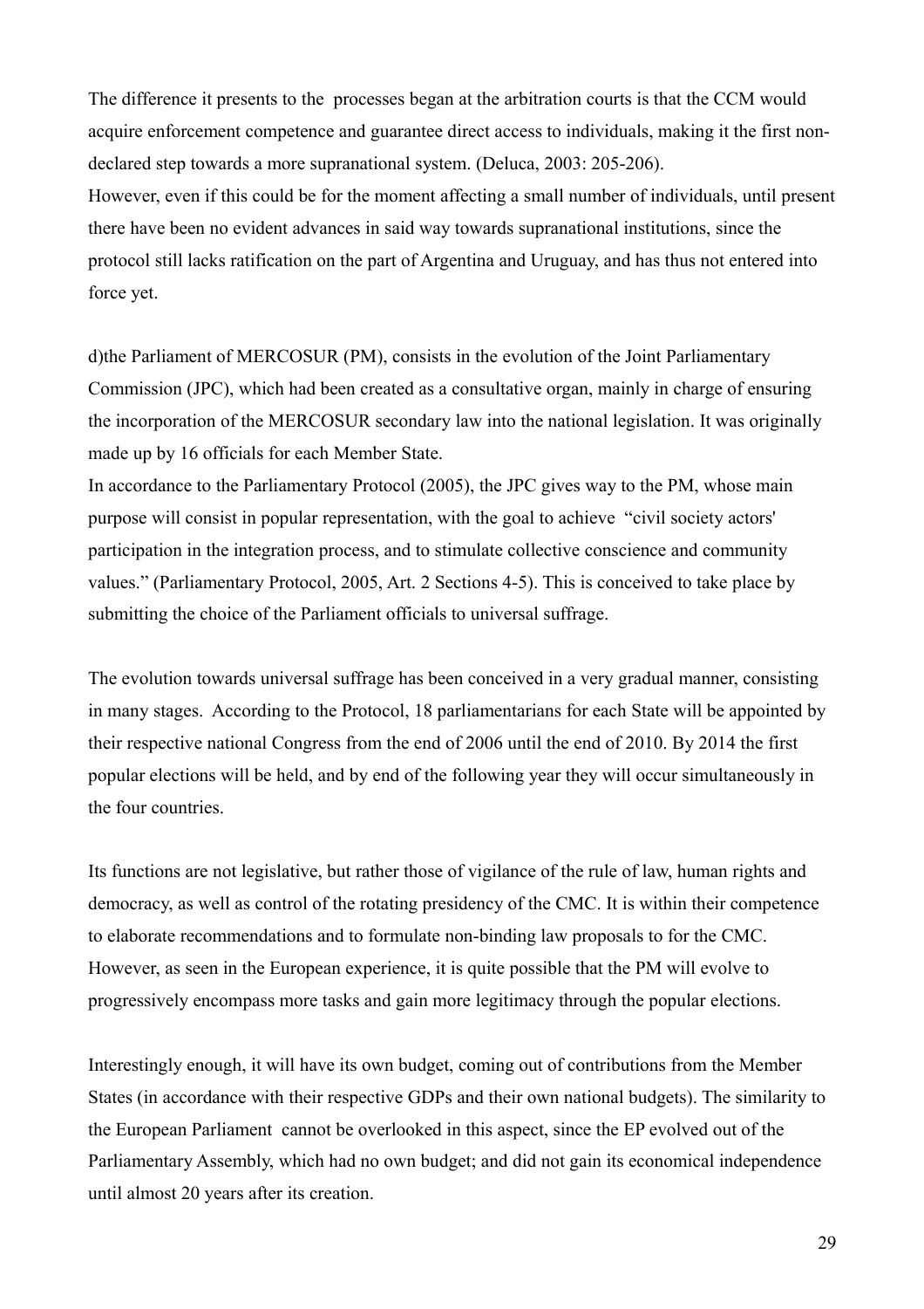The difference it presents to the processes began at the arbitration courts is that the CCM would acquire enforcement competence and guarantee direct access to individuals, making it the first non-declared step towards a more supranational system. (Deluca, 2003: 205-206).
However, even if this could be for the moment affecting a small number of individuals, until present there have been no evident advances in said way towards supranational institutions, since the protocol still lacks ratification on the part of Argentina and Uruguay, and has thus not entered into force yet.

d)the Parliament of MERCOSUR (PM), consists in the evolution of the Joint Parliamentary Commission (JPC), which had been created as a consultative organ, mainly in charge of ensuring the incorporation of the MERCOSUR secondary law into the national legislation. It was originally made up by 16 officials for each Member State.
In accordance to the Parliamentary Protocol (2005), the JPC gives way to the PM, whose main purpose will consist in popular representation, with the goal to achieve "civil society actors' participation in the integration process, and to stimulate collective conscience and community values." (Parliamentary Protocol, 2005, Art. 2 Sections 4-5). This is conceived to take place by submitting the choice of the Parliament officials to universal suffrage.

The evolution towards universal suffrage has been conceived in a very gradual manner, consisting in many stages. According to the Protocol, 18 parliamentarians for each State will be appointed by their respective national Congress from the end of 2006 until the end of 2010. By 2014 the first popular elections will be held, and by end of the following year they will occur simultaneously in the four countries.

Its functions are not legislative, but rather those of vigilance of the rule of law, human rights and democracy, as well as control of the rotating presidency of the CMC. It is within their competence to elaborate recommendations and to formulate non-binding law proposals to for the CMC. However, as seen in the European experience, it is quite possible that the PM will evolve to progressively encompass more tasks and gain more legitimacy through the popular elections.

Interestingly enough, it will have its own budget, coming out of contributions from the Member States (in accordance with their respective GDPs and their own national budgets). The similarity to the European Parliament cannot be overlooked in this aspect, since the EP evolved out of the Parliamentary Assembly, which had no own budget; and did not gain its economical independence until almost 20 years after its creation.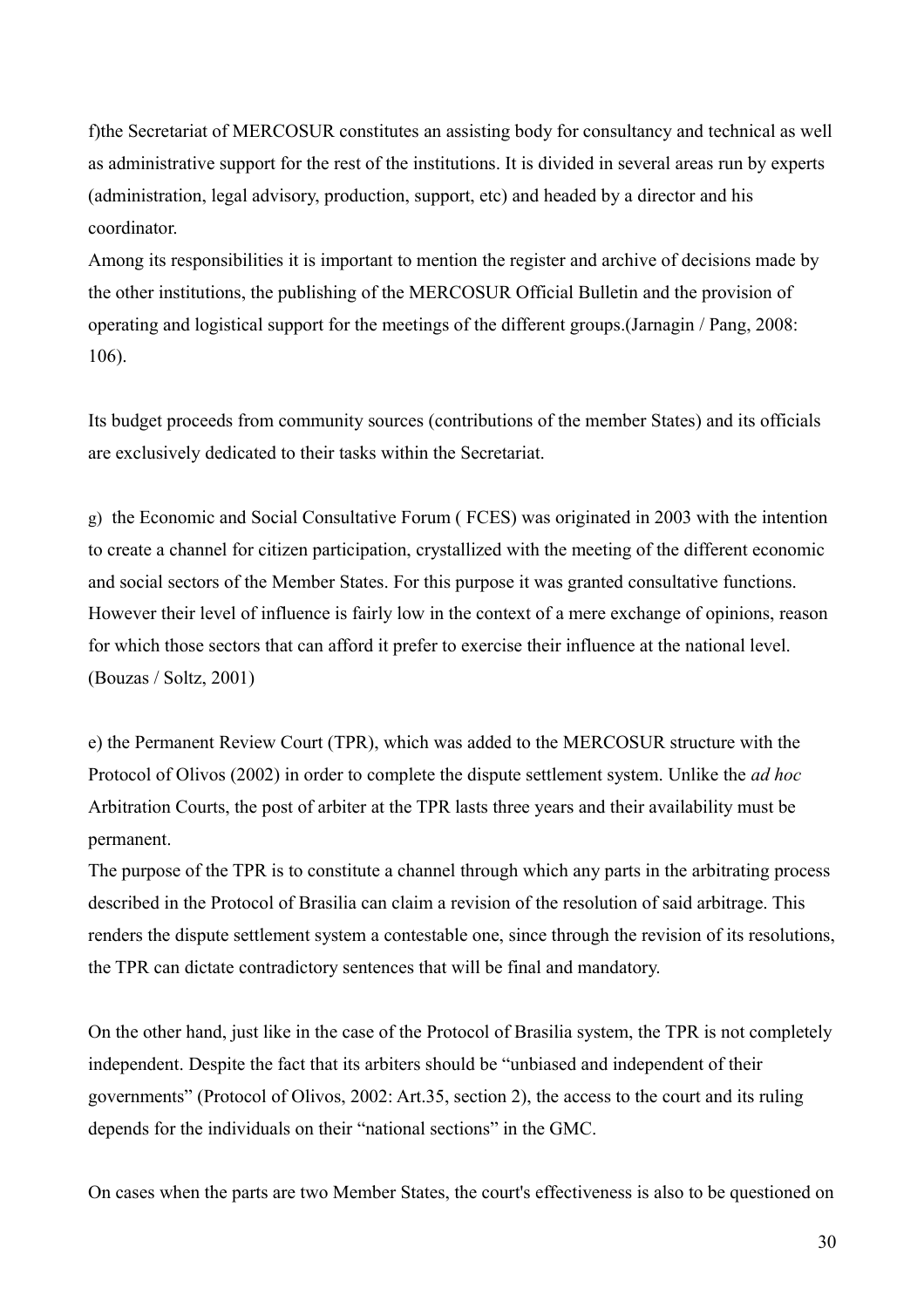f)the Secretariat of MERCOSUR constitutes an assisting body for consultancy and technical as well as administrative support for the rest of the institutions. It is divided in several areas run by experts (administration, legal advisory, production, support, etc) and headed by a director and his coordinator.
Among its responsibilities it is important to mention the register and archive of decisions made by the other institutions, the publishing of the MERCOSUR Official Bulletin and the provision of operating and logistical support for the meetings of the different groups.(Jarnagin / Pang, 2008: 106).

Its budget proceeds from community sources (contributions of the member States) and its officials are exclusively dedicated to their tasks within the Secretariat.

g) the Economic and Social Consultative Forum ( FCES) was originated in 2003 with the intention to create a channel for citizen participation, crystallized with the meeting of the different economic and social sectors of the Member States. For this purpose it was granted consultative functions. However their level of influence is fairly low in the context of a mere exchange of opinions, reason for which those sectors that can afford it prefer to exercise their influence at the national level. (Bouzas / Soltz, 2001)

e) the Permanent Review Court (TPR), which was added to the MERCOSUR structure with the Protocol of Olivos (2002) in order to complete the dispute settlement system. Unlike the *ad hoc* Arbitration Courts, the post of arbiter at the TPR lasts three years and their availability must be permanent.
The purpose of the TPR is to constitute a channel through which any parts in the arbitrating process described in the Protocol of Brasilia can claim a revision of the resolution of said arbitrage. This renders the dispute settlement system a contestable one, since through the revision of its resolutions, the TPR can dictate contradictory sentences that will be final and mandatory.

On the other hand, just like in the case of the Protocol of Brasilia system, the TPR is not completely independent. Despite the fact that its arbiters should be "unbiased and independent of their governments" (Protocol of Olivos, 2002: Art.35, section 2), the access to the court and its ruling depends for the individuals on their "national sections" in the GMC.

On cases when the parts are two Member States, the court's effectiveness is also to be questioned on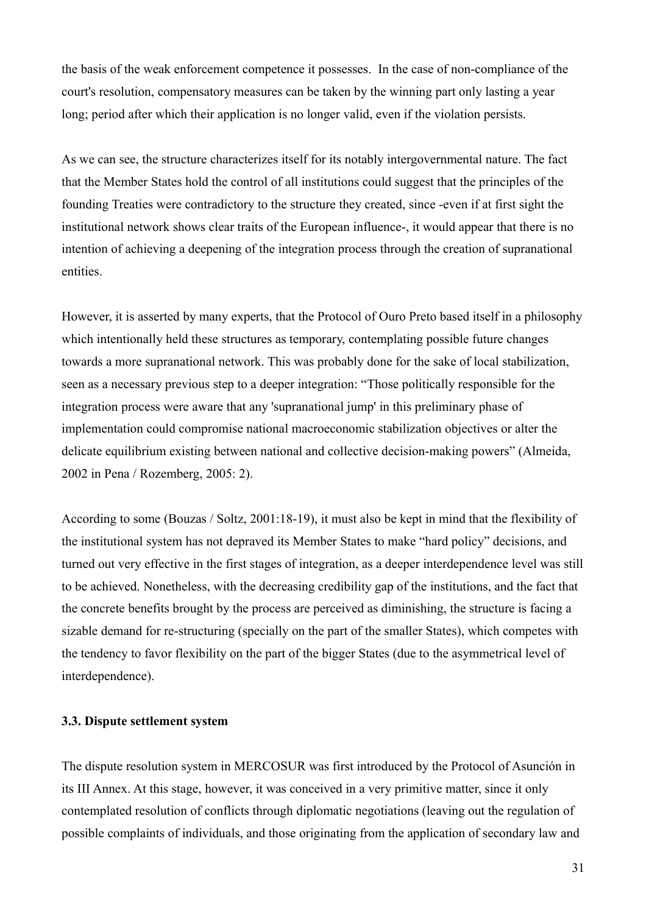the basis of the weak enforcement competence it possesses. In the case of non-compliance of the court's resolution, compensatory measures can be taken by the winning part only lasting a year long; period after which their application is no longer valid, even if the violation persists.

As we can see, the structure characterizes itself for its notably intergovernmental nature. The fact that the Member States hold the control of all institutions could suggest that the principles of the founding Treaties were contradictory to the structure they created, since -even if at first sight the institutional network shows clear traits of the European influence-, it would appear that there is no intention of achieving a deepening of the integration process through the creation of supranational entities.

However, it is asserted by many experts, that the Protocol of Ouro Preto based itself in a philosophy which intentionally held these structures as temporary, contemplating possible future changes towards a more supranational network. This was probably done for the sake of local stabilization, seen as a necessary previous step to a deeper integration: "Those politically responsible for the integration process were aware that any 'supranational jump' in this preliminary phase of implementation could compromise national macroeconomic stabilization objectives or alter the delicate equilibrium existing between national and collective decision-making powers" (Almeida, 2002 in Pena / Rozemberg, 2005: 2).

According to some (Bouzas / Soltz, 2001:18-19), it must also be kept in mind that the flexibility of the institutional system has not depraved its Member States to make "hard policy" decisions, and turned out very effective in the first stages of integration, as a deeper interdependence level was still to be achieved. Nonetheless, with the decreasing credibility gap of the institutions, and the fact that the concrete benefits brought by the process are perceived as diminishing, the structure is facing a sizable demand for re-structuring (specially on the part of the smaller States), which competes with the tendency to favor flexibility on the part of the bigger States (due to the asymmetrical level of interdependence).

### 3.3. Dispute settlement system

The dispute resolution system in MERCOSUR was first introduced by the Protocol of Asunción in its III Annex. At this stage, however, it was conceived in a very primitive matter, since it only contemplated resolution of conflicts through diplomatic negotiations (leaving out the regulation of possible complaints of individuals, and those originating from the application of secondary law and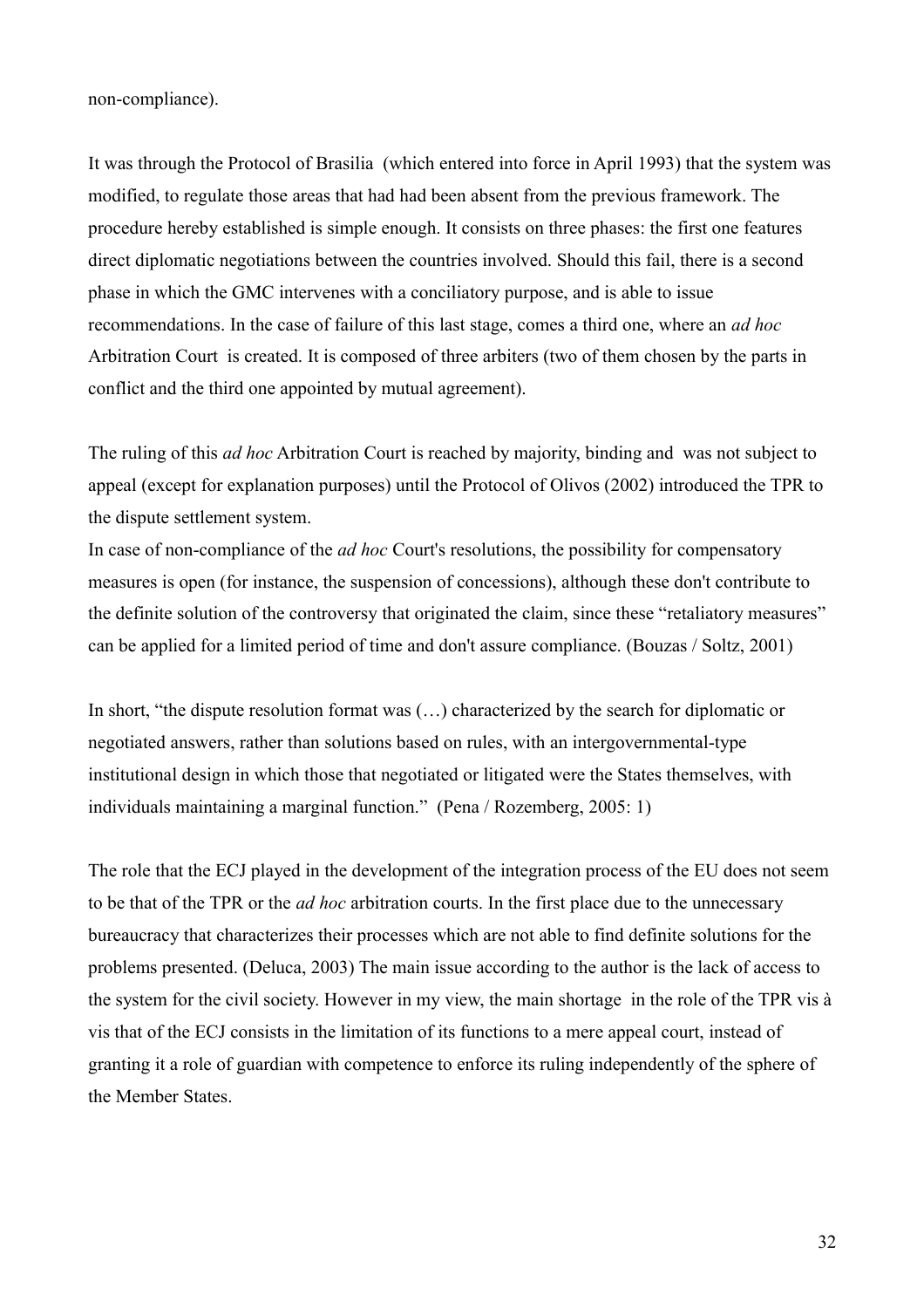non-compliance).

It was through the Protocol of Brasilia (which entered into force in April 1993) that the system was modified, to regulate those areas that had had been absent from the previous framework. The procedure hereby established is simple enough. It consists on three phases: the first one features direct diplomatic negotiations between the countries involved. Should this fail, there is a second phase in which the GMC intervenes with a conciliatory purpose, and is able to issue recommendations. In the case of failure of this last stage, comes a third one, where an *ad hoc* Arbitration Court is created. It is composed of three arbiters (two of them chosen by the parts in conflict and the third one appointed by mutual agreement).

The ruling of this *ad hoc* Arbitration Court is reached by majority, binding and was not subject to appeal (except for explanation purposes) until the Protocol of Olivos (2002) introduced the TPR to the dispute settlement system.

In case of non-compliance of the *ad hoc* Court's resolutions, the possibility for compensatory measures is open (for instance, the suspension of concessions), although these don't contribute to the definite solution of the controversy that originated the claim, since these “retaliatory measures” can be applied for a limited period of time and don't assure compliance. (Bouzas / Soltz, 2001)

In short, “the dispute resolution format was (…) characterized by the search for diplomatic or negotiated answers, rather than solutions based on rules, with an intergovernmental-type institutional design in which those that negotiated or litigated were the States themselves, with individuals maintaining a marginal function.” (Pena / Rozemberg, 2005: 1)

The role that the ECJ played in the development of the integration process of the EU does not seem to be that of the TPR or the *ad hoc* arbitration courts. In the first place due to the unnecessary bureaucracy that characterizes their processes which are not able to find definite solutions for the problems presented. (Deluca, 2003) The main issue according to the author is the lack of access to the system for the civil society. However in my view, the main shortage in the role of the TPR vis à vis that of the ECJ consists in the limitation of its functions to a mere appeal court, instead of granting it a role of guardian with competence to enforce its ruling independently of the sphere of the Member States.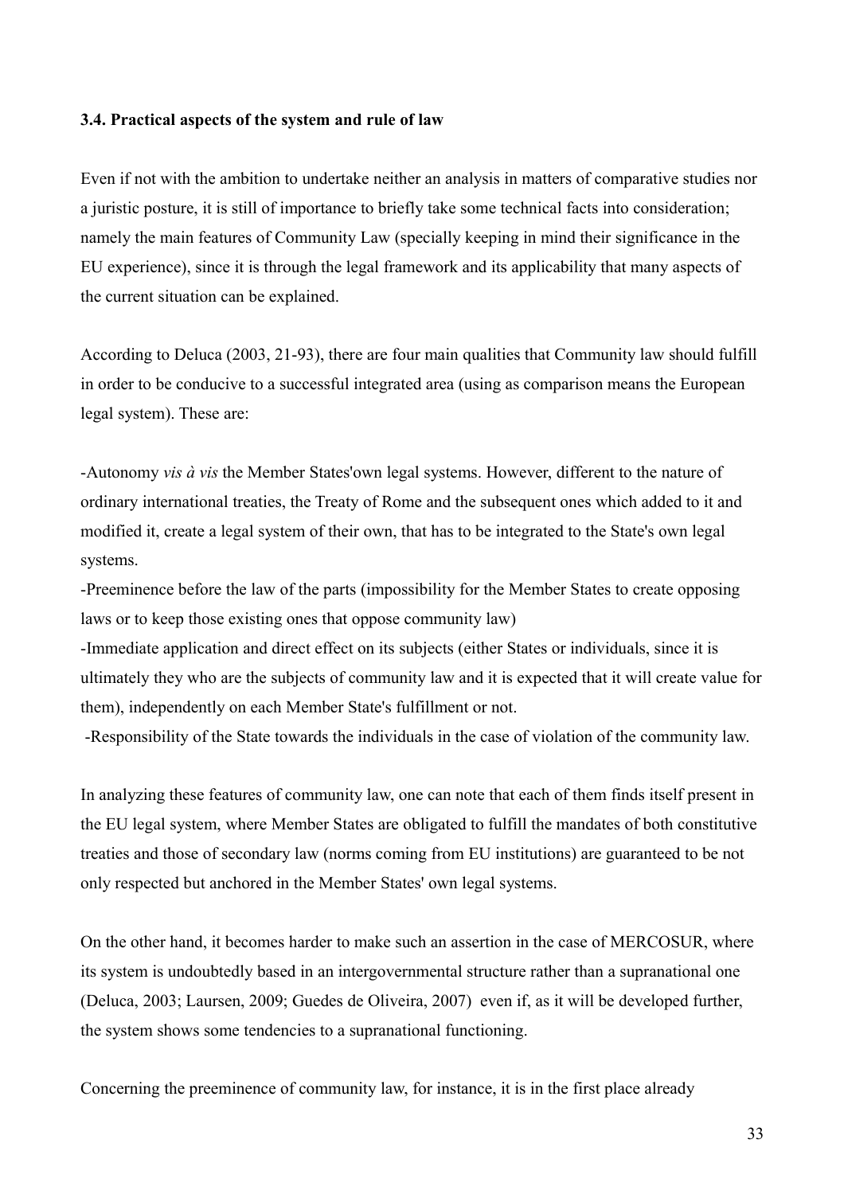### 3.4. Practical aspects of the system and rule of law

Even if not with the ambition to undertake neither an analysis in matters of comparative studies nor a juristic posture, it is still of importance to briefly take some technical facts into consideration; namely the main features of Community Law (specially keeping in mind their significance in the EU experience), since it is through the legal framework and its applicability that many aspects of the current situation can be explained.

According to Deluca (2003, 21-93), there are four main qualities that Community law should fulfill in order to be conducive to a successful integrated area (using as comparison means the European legal system). These are:

-Autonomy *vis à vis* the Member States'own legal systems. However, different to the nature of ordinary international treaties, the Treaty of Rome and the subsequent ones which added to it and modified it, create a legal system of their own, that has to be integrated to the State's own legal systems.

-Preeminence before the law of the parts (impossibility for the Member States to create opposing laws or to keep those existing ones that oppose community law)

-Immediate application and direct effect on its subjects (either States or individuals, since it is ultimately they who are the subjects of community law and it is expected that it will create value for them), independently on each Member State's fulfillment or not.

-Responsibility of the State towards the individuals in the case of violation of the community law.

In analyzing these features of community law, one can note that each of them finds itself present in the EU legal system, where Member States are obligated to fulfill the mandates of both constitutive treaties and those of secondary law (norms coming from EU institutions) are guaranteed to be not only respected but anchored in the Member States' own legal systems.

On the other hand, it becomes harder to make such an assertion in the case of MERCOSUR, where its system is undoubtedly based in an intergovernmental structure rather than a supranational one (Deluca, 2003; Laursen, 2009; Guedes de Oliveira, 2007) even if, as it will be developed further, the system shows some tendencies to a supranational functioning.

Concerning the preeminence of community law, for instance, it is in the first place already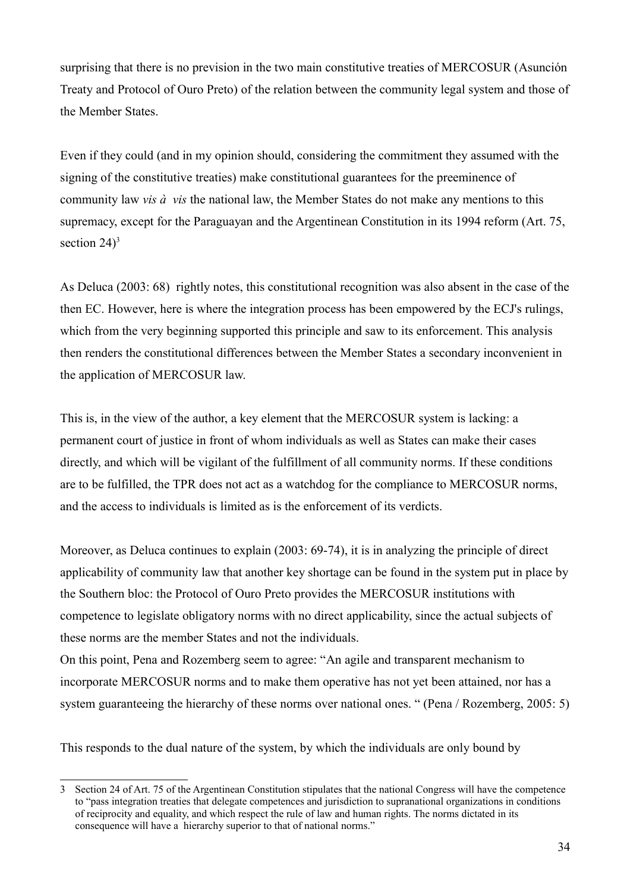surprising that there is no prevision in the two main constitutive treaties of MERCOSUR (Asunción Treaty and Protocol of Ouro Preto) of the relation between the community legal system and those of the Member States.

Even if they could (and in my opinion should, considering the commitment they assumed with the signing of the constitutive treaties) make constitutional guarantees for the preeminence of community law *vis à vis* the national law, the Member States do not make any mentions to this supremacy, except for the Paraguayan and the Argentinean Constitution in its 1994 reform (Art. 75, section 24)[3]

As Deluca (2003: 68) rightly notes, this constitutional recognition was also absent in the case of the then EC. However, here is where the integration process has been empowered by the ECJ's rulings, which from the very beginning supported this principle and saw to its enforcement. This analysis then renders the constitutional differences between the Member States a secondary inconvenient in the application of MERCOSUR law.

This is, in the view of the author, a key element that the MERCOSUR system is lacking: a permanent court of justice in front of whom individuals as well as States can make their cases directly, and which will be vigilant of the fulfillment of all community norms. If these conditions are to be fulfilled, the TPR does not act as a watchdog for the compliance to MERCOSUR norms, and the access to individuals is limited as is the enforcement of its verdicts.

Moreover, as Deluca continues to explain (2003: 69-74), it is in analyzing the principle of direct applicability of community law that another key shortage can be found in the system put in place by the Southern bloc: the Protocol of Ouro Preto provides the MERCOSUR institutions with competence to legislate obligatory norms with no direct applicability, since the actual subjects of these norms are the member States and not the individuals.
On this point, Pena and Rozemberg seem to agree: "An agile and transparent mechanism to incorporate MERCOSUR norms and to make them operative has not yet been attained, nor has a system guaranteeing the hierarchy of these norms over national ones. " (Pena / Rozemberg, 2005: 5)

This responds to the dual nature of the system, by which the individuals are only bound by

---

3 Section 24 of Art. 75 of the Argentinean Constitution stipulates that the national Congress will have the competence to "pass integration treaties that delegate competences and jurisdiction to supranational organizations in conditions of reciprocity and equality, and which respect the rule of law and human rights. The norms dictated in its consequence will have a hierarchy superior to that of national norms."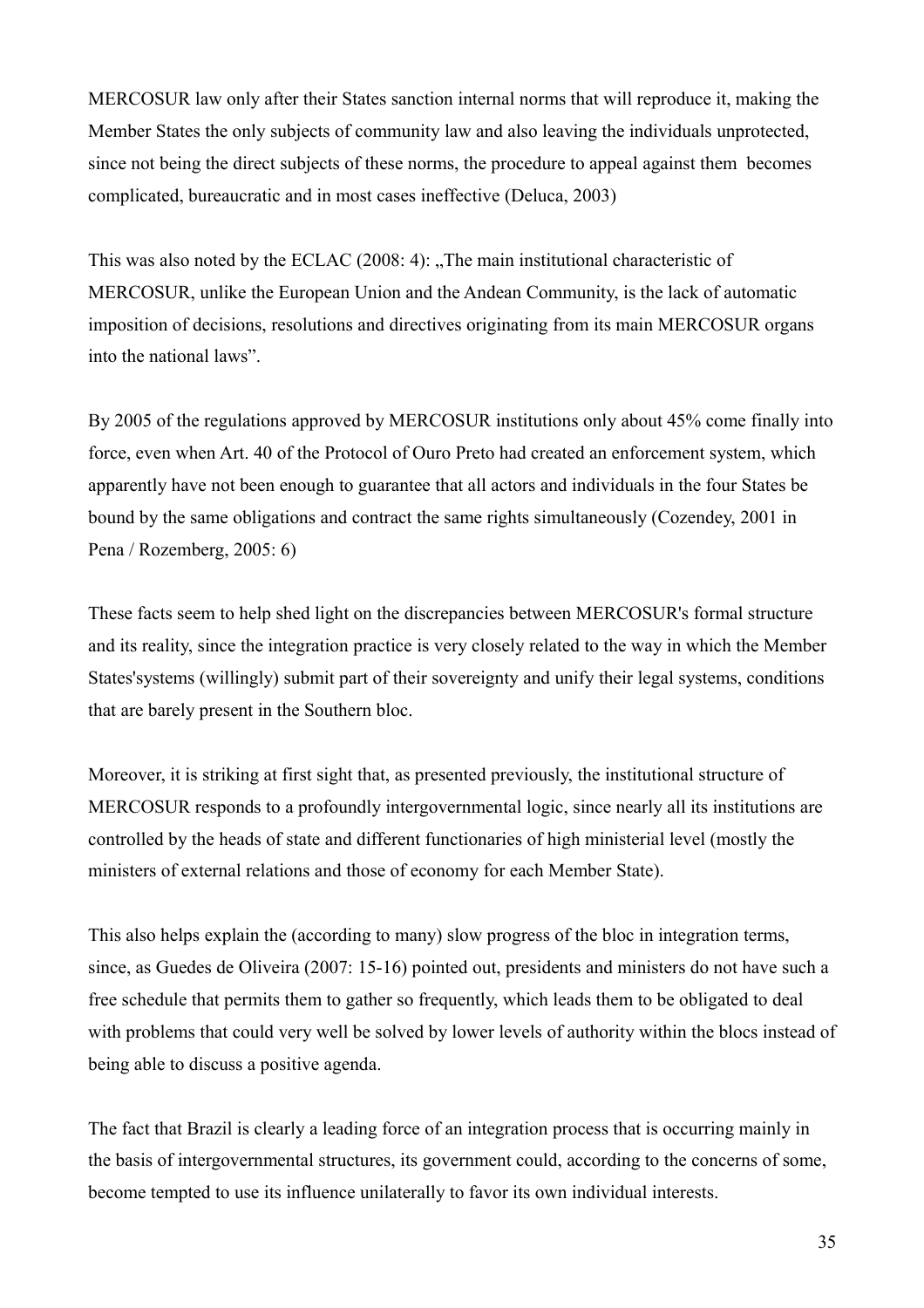MERCOSUR law only after their States sanction internal norms that will reproduce it, making the Member States the only subjects of community law and also leaving the individuals unprotected, since not being the direct subjects of these norms, the procedure to appeal against them becomes complicated, bureaucratic and in most cases ineffective (Deluca, 2003)

This was also noted by the ECLAC (2008: 4): „The main institutional characteristic of MERCOSUR, unlike the European Union and the Andean Community, is the lack of automatic imposition of decisions, resolutions and directives originating from its main MERCOSUR organs into the national laws".

By 2005 of the regulations approved by MERCOSUR institutions only about 45% come finally into force, even when Art. 40 of the Protocol of Ouro Preto had created an enforcement system, which apparently have not been enough to guarantee that all actors and individuals in the four States be bound by the same obligations and contract the same rights simultaneously (Cozendey, 2001 in Pena / Rozemberg, 2005: 6)

These facts seem to help shed light on the discrepancies between MERCOSUR's formal structure and its reality, since the integration practice is very closely related to the way in which the Member States'systems (willingly) submit part of their sovereignty and unify their legal systems, conditions that are barely present in the Southern bloc.

Moreover, it is striking at first sight that, as presented previously, the institutional structure of MERCOSUR responds to a profoundly intergovernmental logic, since nearly all its institutions are controlled by the heads of state and different functionaries of high ministerial level (mostly the ministers of external relations and those of economy for each Member State).

This also helps explain the (according to many) slow progress of the bloc in integration terms, since, as Guedes de Oliveira (2007: 15-16) pointed out, presidents and ministers do not have such a free schedule that permits them to gather so frequently, which leads them to be obligated to deal with problems that could very well be solved by lower levels of authority within the blocs instead of being able to discuss a positive agenda.

The fact that Brazil is clearly a leading force of an integration process that is occurring mainly in the basis of intergovernmental structures, its government could, according to the concerns of some, become tempted to use its influence unilaterally to favor its own individual interests.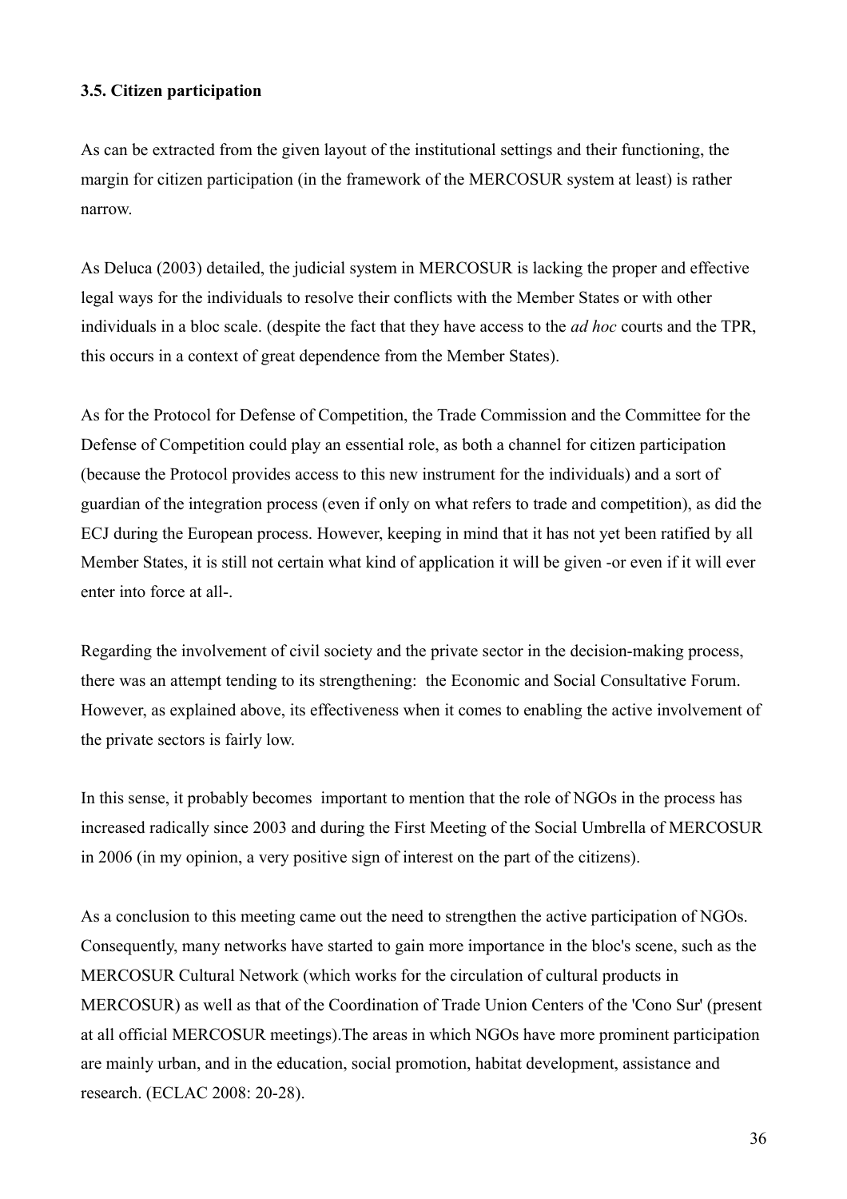**3.5. Citizen participation**

As can be extracted from the given layout of the institutional settings and their functioning, the margin for citizen participation (in the framework of the MERCOSUR system at least) is rather narrow.

As Deluca (2003) detailed, the judicial system in MERCOSUR is lacking the proper and effective legal ways for the individuals to resolve their conflicts with the Member States or with other individuals in a bloc scale. (despite the fact that they have access to the *ad hoc* courts and the TPR, this occurs in a context of great dependence from the Member States).

As for the Protocol for Defense of Competition, the Trade Commission and the Committee for the Defense of Competition could play an essential role, as both a channel for citizen participation (because the Protocol provides access to this new instrument for the individuals) and a sort of guardian of the integration process (even if only on what refers to trade and competition), as did the ECJ during the European process. However, keeping in mind that it has not yet been ratified by all Member States, it is still not certain what kind of application it will be given -or even if it will ever enter into force at all-.

Regarding the involvement of civil society and the private sector in the decision-making process, there was an attempt tending to its strengthening: the Economic and Social Consultative Forum. However, as explained above, its effectiveness when it comes to enabling the active involvement of the private sectors is fairly low.

In this sense, it probably becomes important to mention that the role of NGOs in the process has increased radically since 2003 and during the First Meeting of the Social Umbrella of MERCOSUR in 2006 (in my opinion, a very positive sign of interest on the part of the citizens).

As a conclusion to this meeting came out the need to strengthen the active participation of NGOs. Consequently, many networks have started to gain more importance in the bloc's scene, such as the MERCOSUR Cultural Network (which works for the circulation of cultural products in MERCOSUR) as well as that of the Coordination of Trade Union Centers of the 'Cono Sur' (present at all official MERCOSUR meetings).The areas in which NGOs have more prominent participation are mainly urban, and in the education, social promotion, habitat development, assistance and research. (ECLAC 2008: 20-28).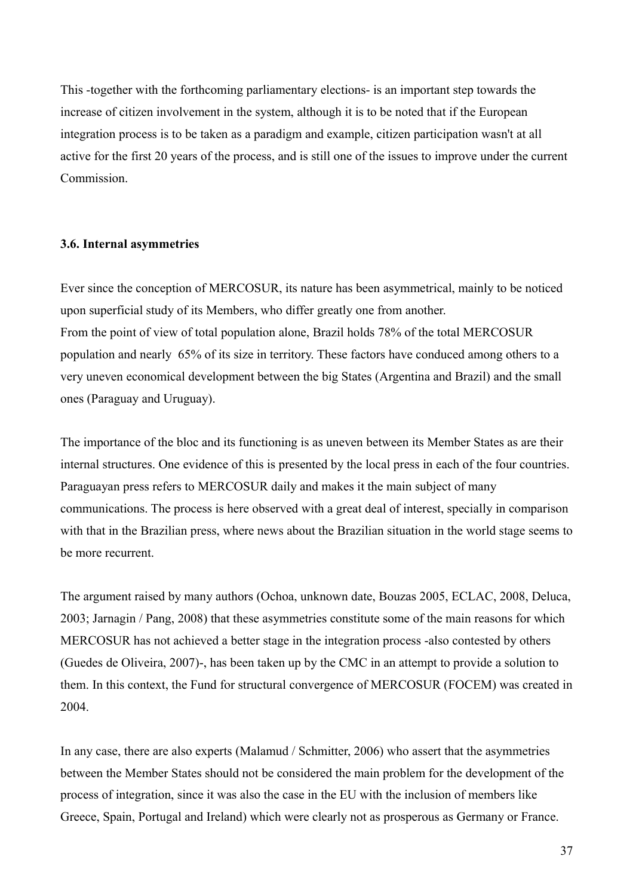This -together with the forthcoming parliamentary elections- is an important step towards the increase of citizen involvement in the system, although it is to be noted that if the European integration process is to be taken as a paradigm and example, citizen participation wasn't at all active for the first 20 years of the process, and is still one of the issues to improve under the current Commission.

### 3.6. Internal asymmetries

Ever since the conception of MERCOSUR, its nature has been asymmetrical, mainly to be noticed upon superficial study of its Members, who differ greatly one from another.
From the point of view of total population alone, Brazil holds 78% of the total MERCOSUR population and nearly 65% of its size in territory. These factors have conduced among others to a very uneven economical development between the big States (Argentina and Brazil) and the small ones (Paraguay and Uruguay).

The importance of the bloc and its functioning is as uneven between its Member States as are their internal structures. One evidence of this is presented by the local press in each of the four countries. Paraguayan press refers to MERCOSUR daily and makes it the main subject of many communications. The process is here observed with a great deal of interest, specially in comparison with that in the Brazilian press, where news about the Brazilian situation in the world stage seems to be more recurrent.

The argument raised by many authors (Ochoa, unknown date, Bouzas 2005, ECLAC, 2008, Deluca, 2003; Jarnagin / Pang, 2008) that these asymmetries constitute some of the main reasons for which MERCOSUR has not achieved a better stage in the integration process -also contested by others (Guedes de Oliveira, 2007)-, has been taken up by the CMC in an attempt to provide a solution to them. In this context, the Fund for structural convergence of MERCOSUR (FOCEM) was created in 2004.

In any case, there are also experts (Malamud / Schmitter, 2006) who assert that the asymmetries between the Member States should not be considered the main problem for the development of the process of integration, since it was also the case in the EU with the inclusion of members like Greece, Spain, Portugal and Ireland) which were clearly not as prosperous as Germany or France.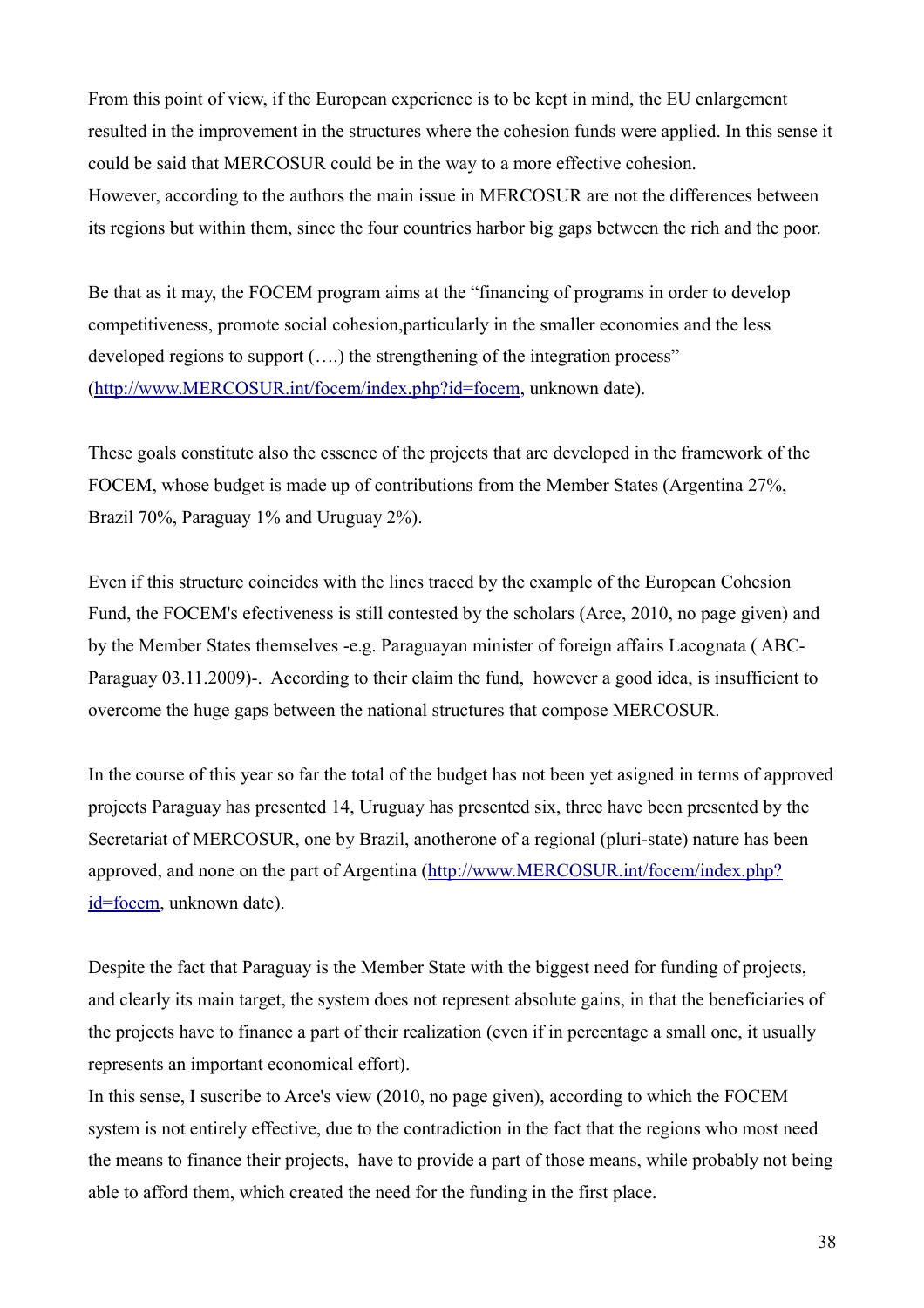From this point of view, if the European experience is to be kept in mind, the EU enlargement resulted in the improvement in the structures where the cohesion funds were applied. In this sense it could be said that MERCOSUR could be in the way to a more effective cohesion.
However, according to the authors the main issue in MERCOSUR are not the differences between its regions but within them, since the four countries harbor big gaps between the rich and the poor.

Be that as it may, the FOCEM program aims at the "financing of programs in order to develop competitiveness, promote social cohesion,particularly in the smaller economies and the less developed regions to support (….) the strengthening of the integration process" (http://www.MERCOSUR.int/focem/index.php?id=focem, unknown date).

These goals constitute also the essence of the projects that are developed in the framework of the FOCEM, whose budget is made up of contributions from the Member States (Argentina 27%, Brazil 70%, Paraguay 1% and Uruguay 2%).

Even if this structure coincides with the lines traced by the example of the European Cohesion Fund, the FOCEM's efectiveness is still contested by the scholars (Arce, 2010, no page given) and by the Member States themselves -e.g. Paraguayan minister of foreign affairs Lacognata ( ABC-Paraguay 03.11.2009)-. According to their claim the fund, however a good idea, is insufficient to overcome the huge gaps between the national structures that compose MERCOSUR.

In the course of this year so far the total of the budget has not been yet asigned in terms of approved projects Paraguay has presented 14, Uruguay has presented six, three have been presented by the Secretariat of MERCOSUR, one by Brazil, anotherone of a regional (pluri-state) nature has been approved, and none on the part of Argentina (http://www.MERCOSUR.int/focem/index.php?id=focem, unknown date).

Despite the fact that Paraguay is the Member State with the biggest need for funding of projects, and clearly its main target, the system does not represent absolute gains, in that the beneficiaries of the projects have to finance a part of their realization (even if in percentage a small one, it usually represents an important economical effort).
In this sense, I suscribe to Arce's view (2010, no page given), according to which the FOCEM system is not entirely effective, due to the contradiction in the fact that the regions who most need the means to finance their projects, have to provide a part of those means, while probably not being able to afford them, which created the need for the funding in the first place.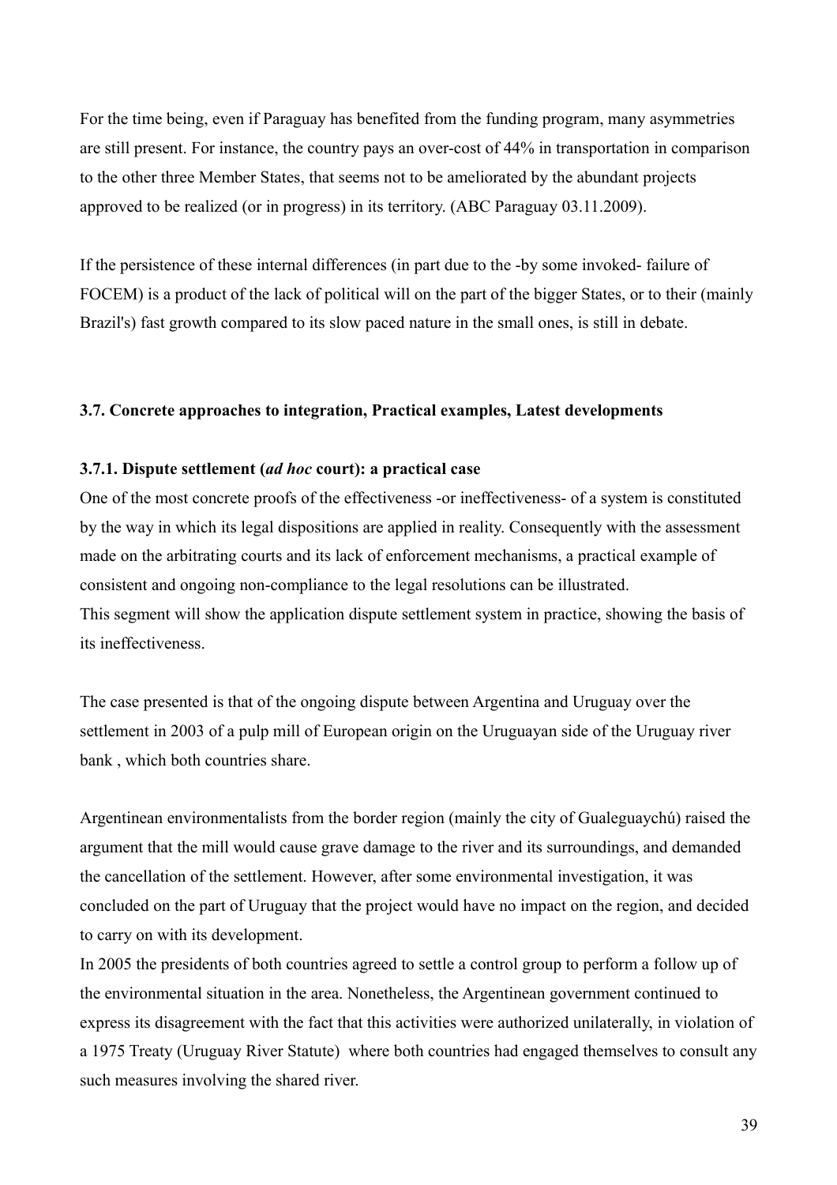For the time being, even if Paraguay has benefited from the funding program, many asymmetries are still present. For instance, the country pays an over-cost of 44% in transportation in comparison to the other three Member States, that seems not to be ameliorated by the abundant projects approved to be realized (or in progress) in its territory. (ABC Paraguay 03.11.2009).

If the persistence of these internal differences (in part due to the -by some invoked- failure of FOCEM) is a product of the lack of political will on the part of the bigger States, or to their (mainly Brazil's) fast growth compared to its slow paced nature in the small ones, is still in debate.

### 3.7. Concrete approaches to integration, Practical examples, Latest developments

#### 3.7.1. Dispute settlement (*ad hoc* court): a practical case

One of the most concrete proofs of the effectiveness -or ineffectiveness- of a system is constituted by the way in which its legal dispositions are applied in reality. Consequently with the assessment made on the arbitrating courts and its lack of enforcement mechanisms, a practical example of consistent and ongoing non-compliance to the legal resolutions can be illustrated.
This segment will show the application dispute settlement system in practice, showing the basis of its ineffectiveness.

The case presented is that of the ongoing dispute between Argentina and Uruguay over the settlement in 2003 of a pulp mill of European origin on the Uruguayan side of the Uruguay river bank , which both countries share.

Argentinean environmentalists from the border region (mainly the city of Gualeguaychú) raised the argument that the mill would cause grave damage to the river and its surroundings, and demanded the cancellation of the settlement. However, after some environmental investigation, it was concluded on the part of Uruguay that the project would have no impact on the region, and decided to carry on with its development.
In 2005 the presidents of both countries agreed to settle a control group to perform a follow up of the environmental situation in the area. Nonetheless, the Argentinean government continued to express its disagreement with the fact that this activities were authorized unilaterally, in violation of a 1975 Treaty (Uruguay River Statute) where both countries had engaged themselves to consult any such measures involving the shared river.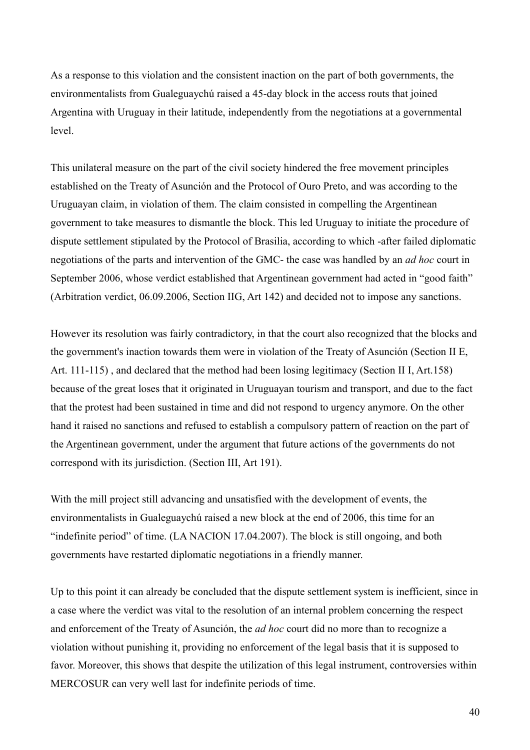As a response to this violation and the consistent inaction on the part of both governments, the environmentalists from Gualeguaychú raised a 45-day block in the access routs that joined Argentina with Uruguay in their latitude, independently from the negotiations at a governmental level.

This unilateral measure on the part of the civil society hindered the free movement principles established on the Treaty of Asunción and the Protocol of Ouro Preto, and was according to the Uruguayan claim, in violation of them. The claim consisted in compelling the Argentinean government to take measures to dismantle the block. This led Uruguay to initiate the procedure of dispute settlement stipulated by the Protocol of Brasilia, according to which -after failed diplomatic negotiations of the parts and intervention of the GMC- the case was handled by an *ad hoc* court in September 2006, whose verdict established that Argentinean government had acted in "good faith" (Arbitration verdict, 06.09.2006, Section IIG, Art 142) and decided not to impose any sanctions.

However its resolution was fairly contradictory, in that the court also recognized that the blocks and the government's inaction towards them were in violation of the Treaty of Asunción (Section II E, Art. 111-115) , and declared that the method had been losing legitimacy (Section II I, Art.158) because of the great loses that it originated in Uruguayan tourism and transport, and due to the fact that the protest had been sustained in time and did not respond to urgency anymore. On the other hand it raised no sanctions and refused to establish a compulsory pattern of reaction on the part of the Argentinean government, under the argument that future actions of the governments do not correspond with its jurisdiction. (Section III, Art 191).

With the mill project still advancing and unsatisfied with the development of events, the environmentalists in Gualeguaychú raised a new block at the end of 2006, this time for an "indefinite period" of time. (LA NACION 17.04.2007). The block is still ongoing, and both governments have restarted diplomatic negotiations in a friendly manner.

Up to this point it can already be concluded that the dispute settlement system is inefficient, since in a case where the verdict was vital to the resolution of an internal problem concerning the respect and enforcement of the Treaty of Asunción, the *ad hoc* court did no more than to recognize a violation without punishing it, providing no enforcement of the legal basis that it is supposed to favor. Moreover, this shows that despite the utilization of this legal instrument, controversies within MERCOSUR can very well last for indefinite periods of time.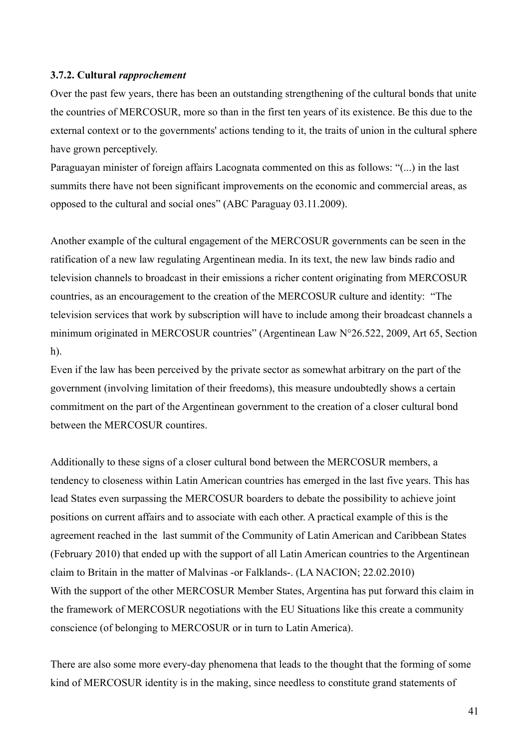### 3.7.2. Cultural *rapprochement*

Over the past few years, there has been an outstanding strengthening of the cultural bonds that unite the countries of MERCOSUR, more so than in the first ten years of its existence. Be this due to the external context or to the governments' actions tending to it, the traits of union in the cultural sphere have grown perceptively.

Paraguayan minister of foreign affairs Lacognata commented on this as follows: "(...) in the last summits there have not been significant improvements on the economic and commercial areas, as opposed to the cultural and social ones" (ABC Paraguay 03.11.2009).

Another example of the cultural engagement of the MERCOSUR governments can be seen in the ratification of a new law regulating Argentinean media. In its text, the new law binds radio and television channels to broadcast in their emissions a richer content originating from MERCOSUR countries, as an encouragement to the creation of the MERCOSUR culture and identity: "The television services that work by subscription will have to include among their broadcast channels a minimum originated in MERCOSUR countries" (Argentinean Law N°26.522, 2009, Art 65, Section h).

Even if the law has been perceived by the private sector as somewhat arbitrary on the part of the government (involving limitation of their freedoms), this measure undoubtedly shows a certain commitment on the part of the Argentinean government to the creation of a closer cultural bond between the MERCOSUR countires.

Additionally to these signs of a closer cultural bond between the MERCOSUR members, a tendency to closeness within Latin American countries has emerged in the last five years. This has lead States even surpassing the MERCOSUR boarders to debate the possibility to achieve joint positions on current affairs and to associate with each other. A practical example of this is the agreement reached in the last summit of the Community of Latin American and Caribbean States (February 2010) that ended up with the support of all Latin American countries to the Argentinean claim to Britain in the matter of Malvinas -or Falklands-. (LA NACION; 22.02.2010)

With the support of the other MERCOSUR Member States, Argentina has put forward this claim in the framework of MERCOSUR negotiations with the EU Situations like this create a community conscience (of belonging to MERCOSUR or in turn to Latin America).

There are also some more every-day phenomena that leads to the thought that the forming of some kind of MERCOSUR identity is in the making, since needless to constitute grand statements of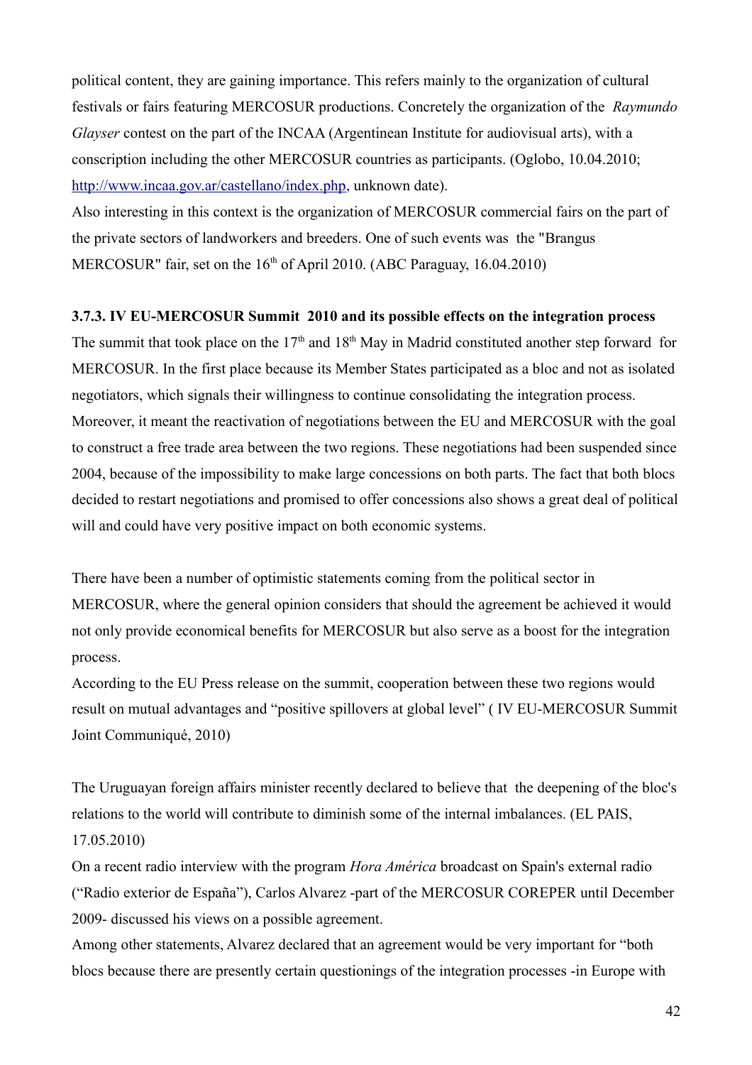political content, they are gaining importance. This refers mainly to the organization of cultural festivals or fairs featuring MERCOSUR productions. Concretely the organization of the *Raymundo Glayser* contest on the part of the INCAA (Argentinean Institute for audiovisual arts), with a conscription including the other MERCOSUR countries as participants. (Oglobo, 10.04.2010; http://www.incaa.gov.ar/castellano/index.php, unknown date).

Also interesting in this context is the organization of MERCOSUR commercial fairs on the part of the private sectors of landworkers and breeders. One of such events was the "Brangus MERCOSUR" fair, set on the 16th of April 2010. (ABC Paraguay, 16.04.2010)

### 3.7.3. IV EU-MERCOSUR Summit 2010 and its possible effects on the integration process

The summit that took place on the 17th and 18th May in Madrid constituted another step forward for MERCOSUR. In the first place because its Member States participated as a bloc and not as isolated negotiators, which signals their willingness to continue consolidating the integration process. Moreover, it meant the reactivation of negotiations between the EU and MERCOSUR with the goal to construct a free trade area between the two regions. These negotiations had been suspended since 2004, because of the impossibility to make large concessions on both parts. The fact that both blocs decided to restart negotiations and promised to offer concessions also shows a great deal of political will and could have very positive impact on both economic systems.

There have been a number of optimistic statements coming from the political sector in MERCOSUR, where the general opinion considers that should the agreement be achieved it would not only provide economical benefits for MERCOSUR but also serve as a boost for the integration process.

According to the EU Press release on the summit, cooperation between these two regions would result on mutual advantages and "positive spillovers at global level" ( IV EU-MERCOSUR Summit Joint Communiqué, 2010)

The Uruguayan foreign affairs minister recently declared to believe that the deepening of the bloc's relations to the world will contribute to diminish some of the internal imbalances. (EL PAIS, 17.05.2010)

On a recent radio interview with the program *Hora América* broadcast on Spain's external radio ("Radio exterior de España"), Carlos Alvarez -part of the MERCOSUR COREPER until December 2009- discussed his views on a possible agreement.

Among other statements, Alvarez declared that an agreement would be very important for "both blocs because there are presently certain questionings of the integration processes -in Europe with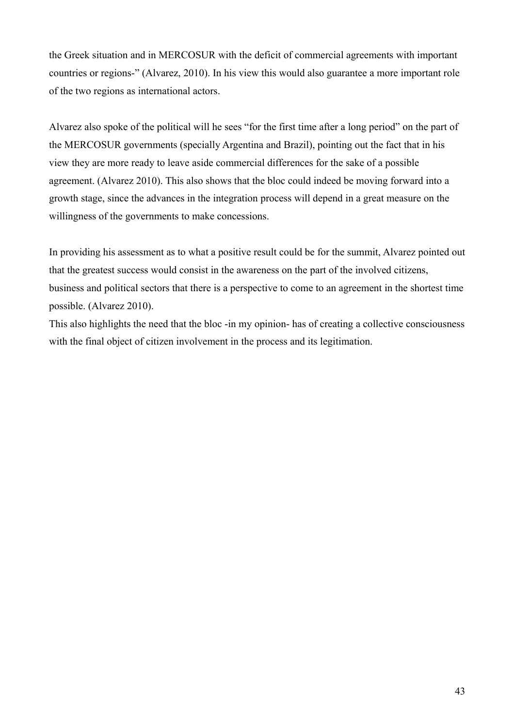the Greek situation and in MERCOSUR with the deficit of commercial agreements with important countries or regions-" (Alvarez, 2010). In his view this would also guarantee a more important role of the two regions as international actors.

Alvarez also spoke of the political will he sees "for the first time after a long period" on the part of the MERCOSUR governments (specially Argentina and Brazil), pointing out the fact that in his view they are more ready to leave aside commercial differences for the sake of a possible agreement. (Alvarez 2010). This also shows that the bloc could indeed be moving forward into a growth stage, since the advances in the integration process will depend in a great measure on the willingness of the governments to make concessions.

In providing his assessment as to what a positive result could be for the summit, Alvarez pointed out that the greatest success would consist in the awareness on the part of the involved citizens, business and political sectors that there is a perspective to come to an agreement in the shortest time possible. (Alvarez 2010).
This also highlights the need that the bloc -in my opinion- has of creating a collective consciousness with the final object of citizen involvement in the process and its legitimation.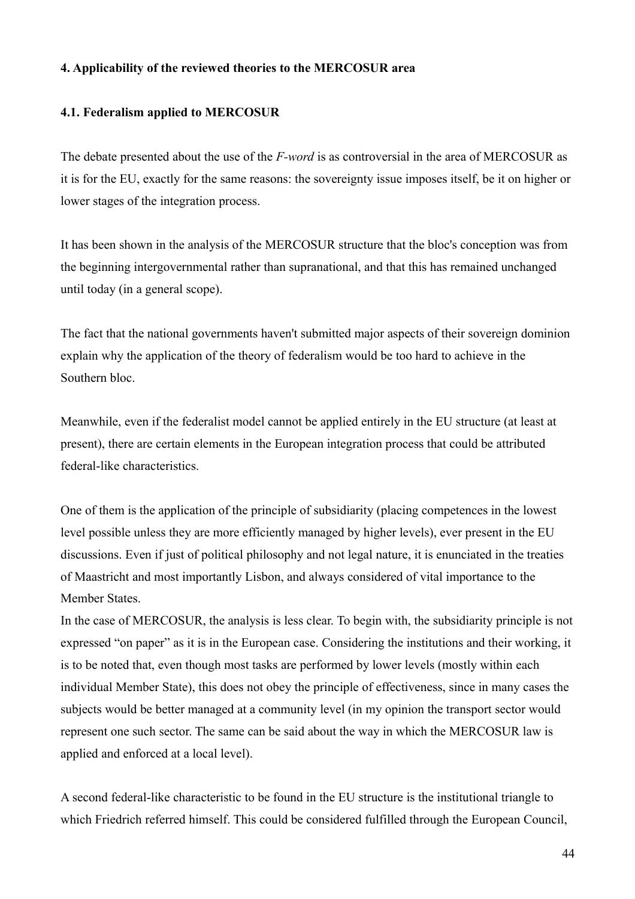**4. Applicability of the reviewed theories to the MERCOSUR area**

**4.1. Federalism applied to MERCOSUR**

The debate presented about the use of the *F-word* is as controversial in the area of MERCOSUR as it is for the EU, exactly for the same reasons: the sovereignty issue imposes itself, be it on higher or lower stages of the integration process.

It has been shown in the analysis of the MERCOSUR structure that the bloc's conception was from the beginning intergovernmental rather than supranational, and that this has remained unchanged until today (in a general scope).

The fact that the national governments haven't submitted major aspects of their sovereign dominion explain why the application of the theory of federalism would be too hard to achieve in the Southern bloc.

Meanwhile, even if the federalist model cannot be applied entirely in the EU structure (at least at present), there are certain elements in the European integration process that could be attributed federal-like characteristics.

One of them is the application of the principle of subsidiarity (placing competences in the lowest level possible unless they are more efficiently managed by higher levels), ever present in the EU discussions. Even if just of political philosophy and not legal nature, it is enunciated in the treaties of Maastricht and most importantly Lisbon, and always considered of vital importance to the Member States.
In the case of MERCOSUR, the analysis is less clear. To begin with, the subsidiarity principle is not expressed "on paper" as it is in the European case. Considering the institutions and their working, it is to be noted that, even though most tasks are performed by lower levels (mostly within each individual Member State), this does not obey the principle of effectiveness, since in many cases the subjects would be better managed at a community level (in my opinion the transport sector would represent one such sector. The same can be said about the way in which the MERCOSUR law is applied and enforced at a local level).

A second federal-like characteristic to be found in the EU structure is the institutional triangle to which Friedrich referred himself. This could be considered fulfilled through the European Council,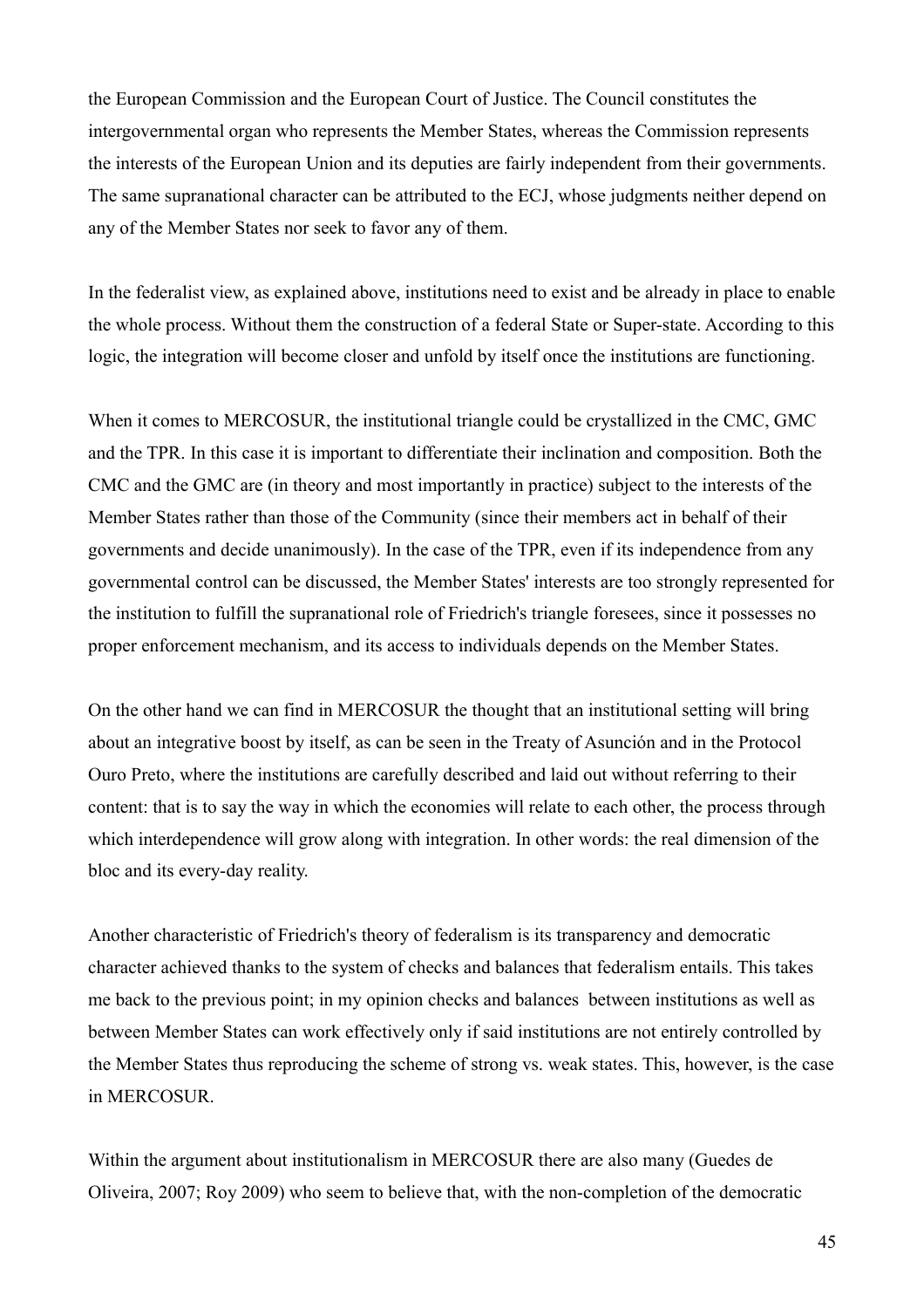the European Commission and the European Court of Justice. The Council constitutes the intergovernmental organ who represents the Member States, whereas the Commission represents the interests of the European Union and its deputies are fairly independent from their governments. The same supranational character can be attributed to the ECJ, whose judgments neither depend on any of the Member States nor seek to favor any of them.

In the federalist view, as explained above, institutions need to exist and be already in place to enable the whole process. Without them the construction of a federal State or Super-state. According to this logic, the integration will become closer and unfold by itself once the institutions are functioning.

When it comes to MERCOSUR, the institutional triangle could be crystallized in the CMC, GMC and the TPR. In this case it is important to differentiate their inclination and composition. Both the CMC and the GMC are (in theory and most importantly in practice) subject to the interests of the Member States rather than those of the Community (since their members act in behalf of their governments and decide unanimously). In the case of the TPR, even if its independence from any governmental control can be discussed, the Member States' interests are too strongly represented for the institution to fulfill the supranational role of Friedrich's triangle foresees, since it possesses no proper enforcement mechanism, and its access to individuals depends on the Member States.

On the other hand we can find in MERCOSUR the thought that an institutional setting will bring about an integrative boost by itself, as can be seen in the Treaty of Asunción and in the Protocol Ouro Preto, where the institutions are carefully described and laid out without referring to their content: that is to say the way in which the economies will relate to each other, the process through which interdependence will grow along with integration. In other words: the real dimension of the bloc and its every-day reality.

Another characteristic of Friedrich's theory of federalism is its transparency and democratic character achieved thanks to the system of checks and balances that federalism entails. This takes me back to the previous point; in my opinion checks and balances between institutions as well as between Member States can work effectively only if said institutions are not entirely controlled by the Member States thus reproducing the scheme of strong vs. weak states. This, however, is the case in MERCOSUR.

Within the argument about institutionalism in MERCOSUR there are also many (Guedes de Oliveira, 2007; Roy 2009) who seem to believe that, with the non-completion of the democratic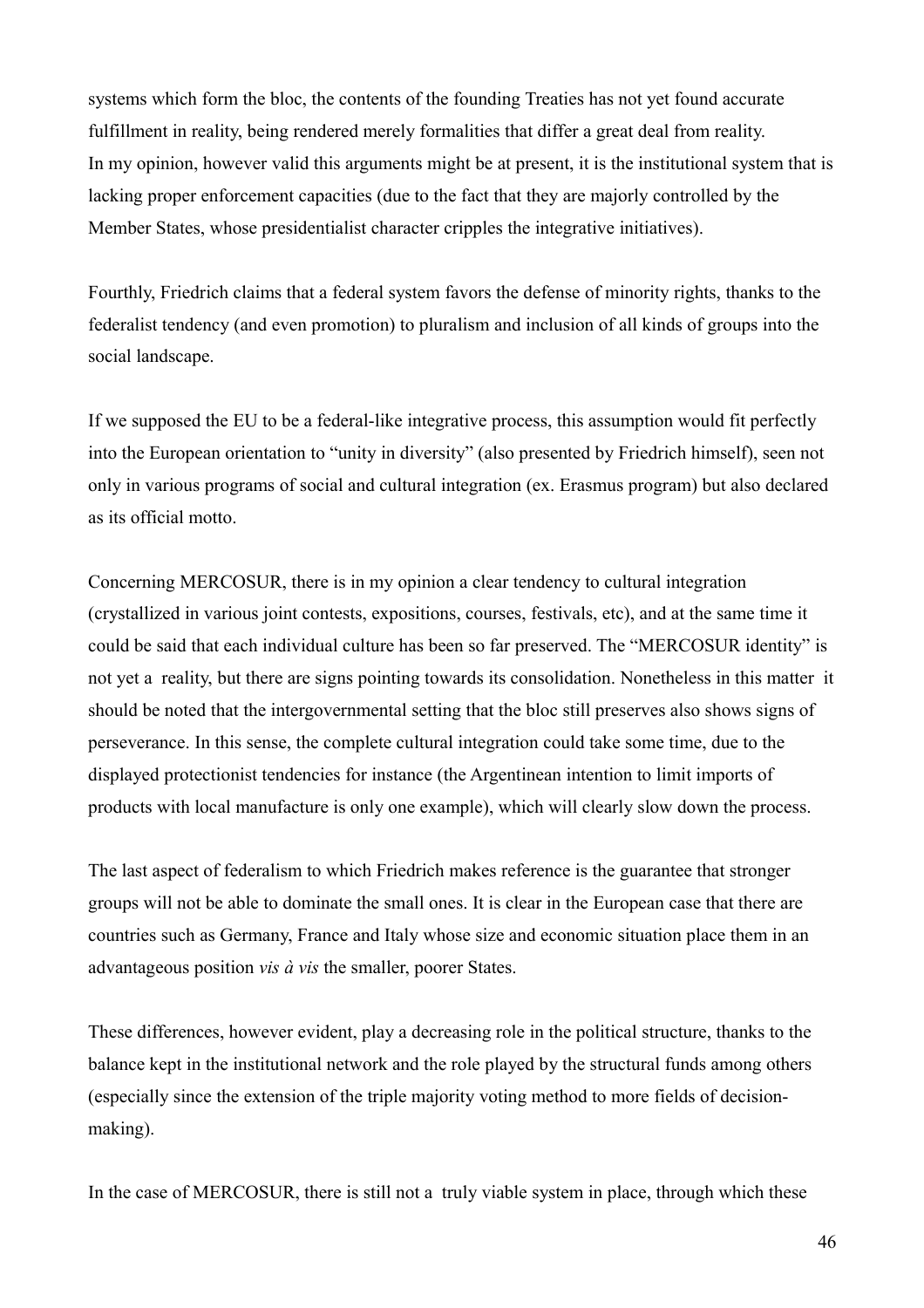systems which form the bloc, the contents of the founding Treaties has not yet found accurate fulfillment in reality, being rendered merely formalities that differ a great deal from reality.
In my opinion, however valid this arguments might be at present, it is the institutional system that is lacking proper enforcement capacities (due to the fact that they are majorly controlled by the Member States, whose presidentialist character cripples the integrative initiatives).

Fourthly, Friedrich claims that a federal system favors the defense of minority rights, thanks to the federalist tendency (and even promotion) to pluralism and inclusion of all kinds of groups into the social landscape.

If we supposed the EU to be a federal-like integrative process, this assumption would fit perfectly into the European orientation to "unity in diversity" (also presented by Friedrich himself), seen not only in various programs of social and cultural integration (ex. Erasmus program) but also declared as its official motto.

Concerning MERCOSUR, there is in my opinion a clear tendency to cultural integration (crystallized in various joint contests, expositions, courses, festivals, etc), and at the same time it could be said that each individual culture has been so far preserved. The "MERCOSUR identity" is not yet a reality, but there are signs pointing towards its consolidation. Nonetheless in this matter it should be noted that the intergovernmental setting that the bloc still preserves also shows signs of perseverance. In this sense, the complete cultural integration could take some time, due to the displayed protectionist tendencies for instance (the Argentinean intention to limit imports of products with local manufacture is only one example), which will clearly slow down the process.

The last aspect of federalism to which Friedrich makes reference is the guarantee that stronger groups will not be able to dominate the small ones. It is clear in the European case that there are countries such as Germany, France and Italy whose size and economic situation place them in an advantageous position *vis à vis* the smaller, poorer States.

These differences, however evident, play a decreasing role in the political structure, thanks to the balance kept in the institutional network and the role played by the structural funds among others (especially since the extension of the triple majority voting method to more fields of decision-making).

In the case of MERCOSUR, there is still not a truly viable system in place, through which these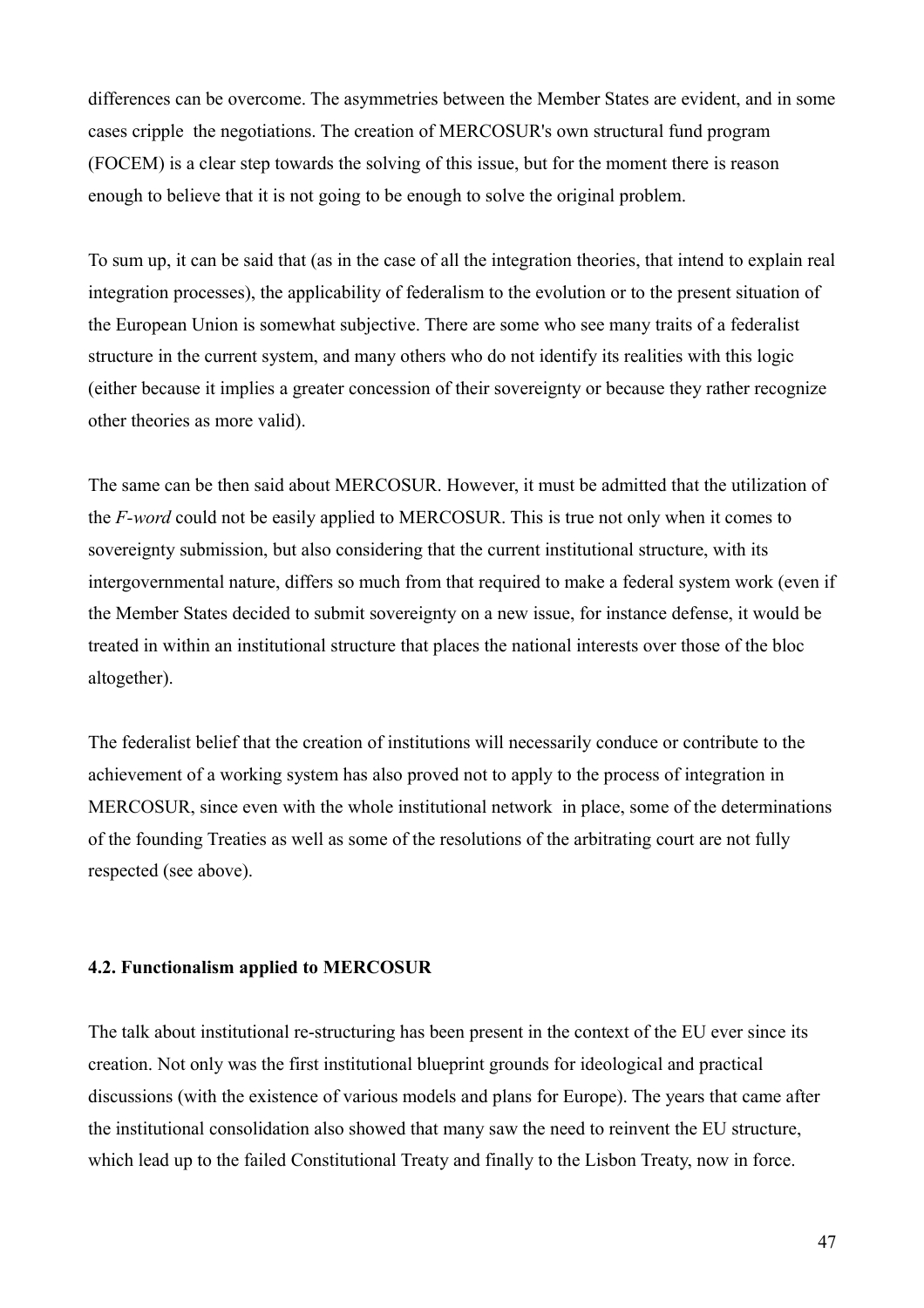differences can be overcome. The asymmetries between the Member States are evident, and in some cases cripple the negotiations. The creation of MERCOSUR's own structural fund program (FOCEM) is a clear step towards the solving of this issue, but for the moment there is reason enough to believe that it is not going to be enough to solve the original problem.

To sum up, it can be said that (as in the case of all the integration theories, that intend to explain real integration processes), the applicability of federalism to the evolution or to the present situation of the European Union is somewhat subjective. There are some who see many traits of a federalist structure in the current system, and many others who do not identify its realities with this logic (either because it implies a greater concession of their sovereignty or because they rather recognize other theories as more valid).

The same can be then said about MERCOSUR. However, it must be admitted that the utilization of the *F-word* could not be easily applied to MERCOSUR. This is true not only when it comes to sovereignty submission, but also considering that the current institutional structure, with its intergovernmental nature, differs so much from that required to make a federal system work (even if the Member States decided to submit sovereignty on a new issue, for instance defense, it would be treated in within an institutional structure that places the national interests over those of the bloc altogether).

The federalist belief that the creation of institutions will necessarily conduce or contribute to the achievement of a working system has also proved not to apply to the process of integration in MERCOSUR, since even with the whole institutional network in place, some of the determinations of the founding Treaties as well as some of the resolutions of the arbitrating court are not fully respected (see above).

#### 4.2. Functionalism applied to MERCOSUR

The talk about institutional re-structuring has been present in the context of the EU ever since its creation. Not only was the first institutional blueprint grounds for ideological and practical discussions (with the existence of various models and plans for Europe). The years that came after the institutional consolidation also showed that many saw the need to reinvent the EU structure, which lead up to the failed Constitutional Treaty and finally to the Lisbon Treaty, now in force.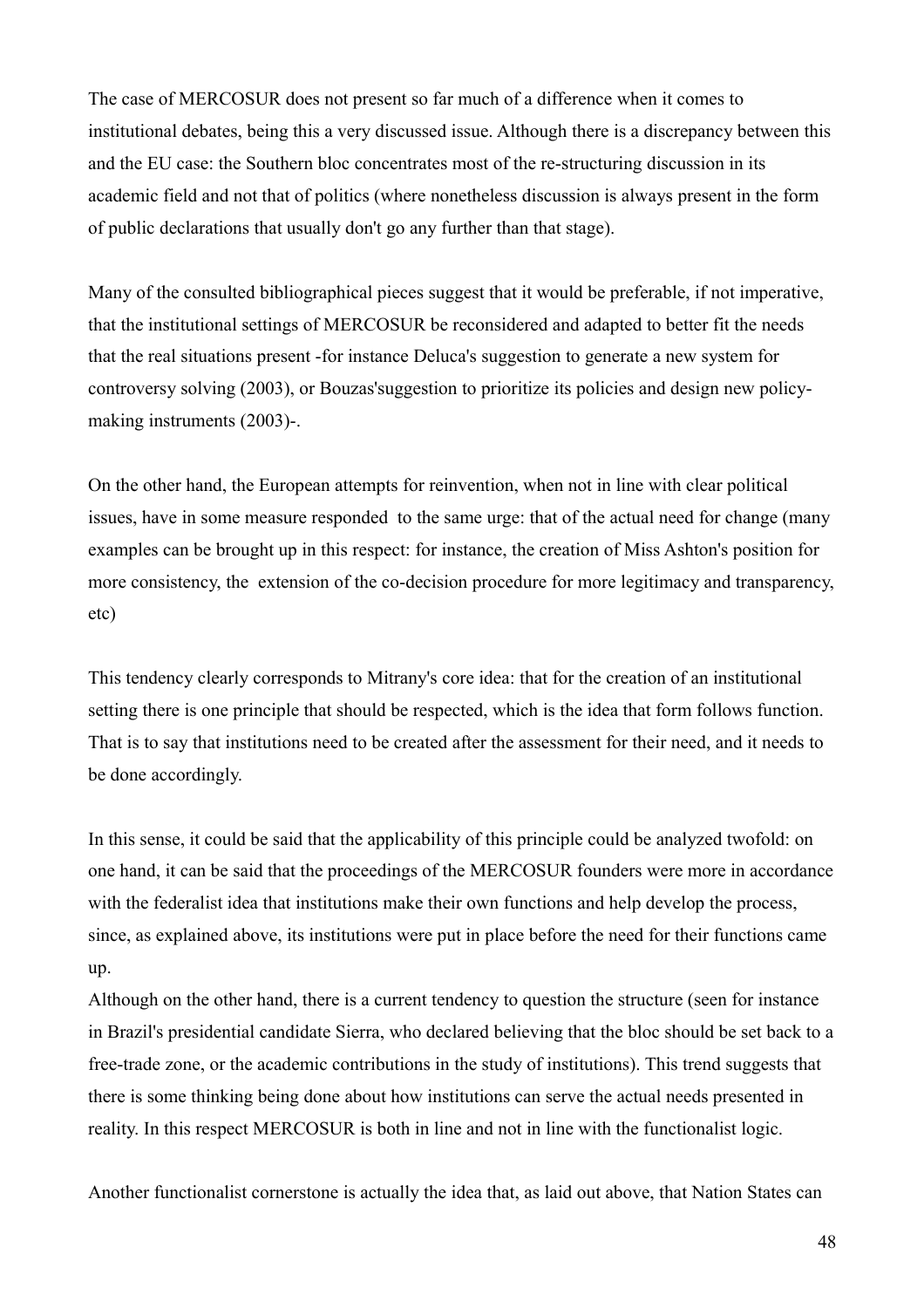The case of MERCOSUR does not present so far much of a difference when it comes to institutional debates, being this a very discussed issue. Although there is a discrepancy between this and the EU case: the Southern bloc concentrates most of the re-structuring discussion in its academic field and not that of politics (where nonetheless discussion is always present in the form of public declarations that usually don't go any further than that stage).

Many of the consulted bibliographical pieces suggest that it would be preferable, if not imperative, that the institutional settings of MERCOSUR be reconsidered and adapted to better fit the needs that the real situations present -for instance Deluca's suggestion to generate a new system for controversy solving (2003), or Bouzas'suggestion to prioritize its policies and design new policy-making instruments (2003)-.

On the other hand, the European attempts for reinvention, when not in line with clear political issues, have in some measure responded to the same urge: that of the actual need for change (many examples can be brought up in this respect: for instance, the creation of Miss Ashton's position for more consistency, the extension of the co-decision procedure for more legitimacy and transparency, etc)

This tendency clearly corresponds to Mitrany's core idea: that for the creation of an institutional setting there is one principle that should be respected, which is the idea that form follows function. That is to say that institutions need to be created after the assessment for their need, and it needs to be done accordingly.

In this sense, it could be said that the applicability of this principle could be analyzed twofold: on one hand, it can be said that the proceedings of the MERCOSUR founders were more in accordance with the federalist idea that institutions make their own functions and help develop the process, since, as explained above, its institutions were put in place before the need for their functions came up.
Although on the other hand, there is a current tendency to question the structure (seen for instance in Brazil's presidential candidate Sierra, who declared believing that the bloc should be set back to a free-trade zone, or the academic contributions in the study of institutions). This trend suggests that there is some thinking being done about how institutions can serve the actual needs presented in reality. In this respect MERCOSUR is both in line and not in line with the functionalist logic.

Another functionalist cornerstone is actually the idea that, as laid out above, that Nation States can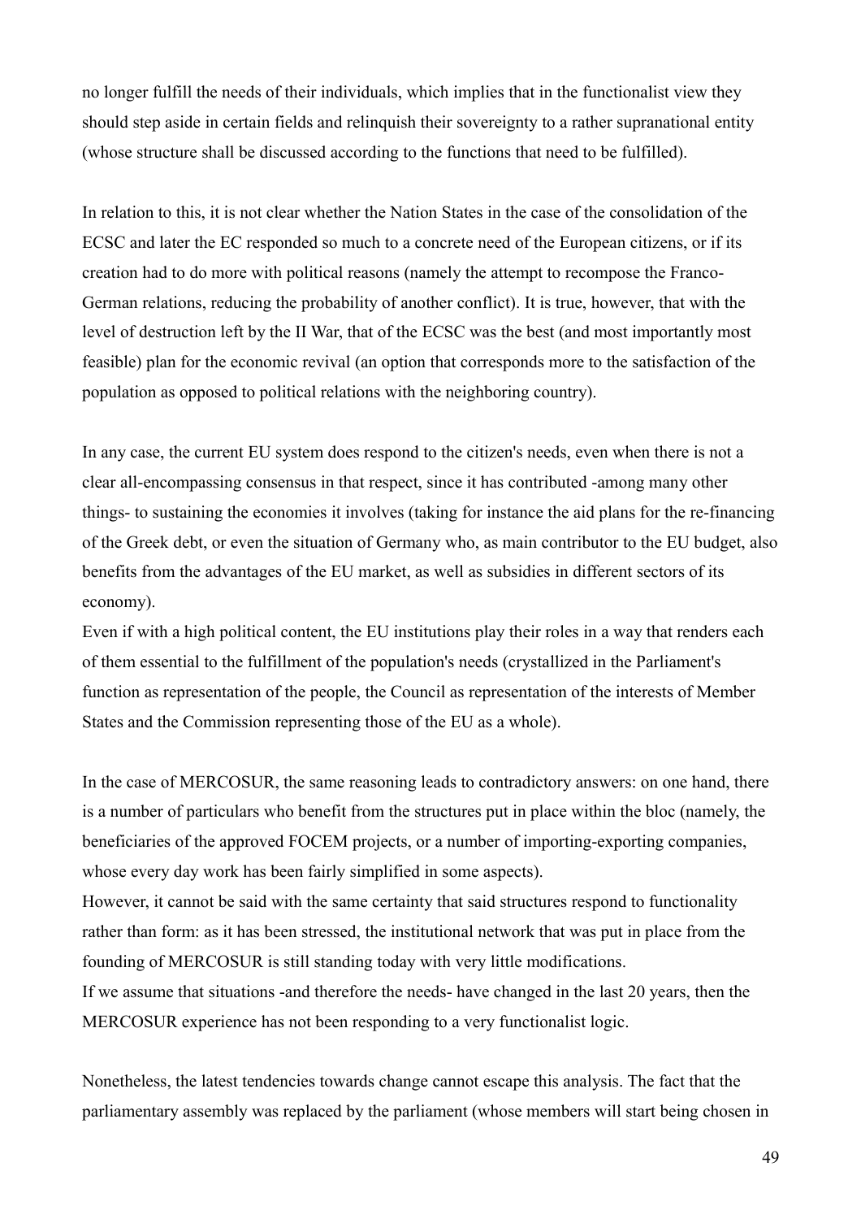no longer fulfill the needs of their individuals, which implies that in the functionalist view they should step aside in certain fields and relinquish their sovereignty to a rather supranational entity (whose structure shall be discussed according to the functions that need to be fulfilled).

In relation to this, it is not clear whether the Nation States in the case of the consolidation of the ECSC and later the EC responded so much to a concrete need of the European citizens, or if its creation had to do more with political reasons (namely the attempt to recompose the Franco-German relations, reducing the probability of another conflict). It is true, however, that with the level of destruction left by the II War, that of the ECSC was the best (and most importantly most feasible) plan for the economic revival (an option that corresponds more to the satisfaction of the population as opposed to political relations with the neighboring country).

In any case, the current EU system does respond to the citizen's needs, even when there is not a clear all-encompassing consensus in that respect, since it has contributed -among many other things- to sustaining the economies it involves (taking for instance the aid plans for the re-financing of the Greek debt, or even the situation of Germany who, as main contributor to the EU budget, also benefits from the advantages of the EU market, as well as subsidies in different sectors of its economy).

Even if with a high political content, the EU institutions play their roles in a way that renders each of them essential to the fulfillment of the population's needs (crystallized in the Parliament's function as representation of the people, the Council as representation of the interests of Member States and the Commission representing those of the EU as a whole).

In the case of MERCOSUR, the same reasoning leads to contradictory answers: on one hand, there is a number of particulars who benefit from the structures put in place within the bloc (namely, the beneficiaries of the approved FOCEM projects, or a number of importing-exporting companies, whose every day work has been fairly simplified in some aspects).

However, it cannot be said with the same certainty that said structures respond to functionality rather than form: as it has been stressed, the institutional network that was put in place from the founding of MERCOSUR is still standing today with very little modifications.

If we assume that situations -and therefore the needs- have changed in the last 20 years, then the MERCOSUR experience has not been responding to a very functionalist logic.

Nonetheless, the latest tendencies towards change cannot escape this analysis. The fact that the parliamentary assembly was replaced by the parliament (whose members will start being chosen in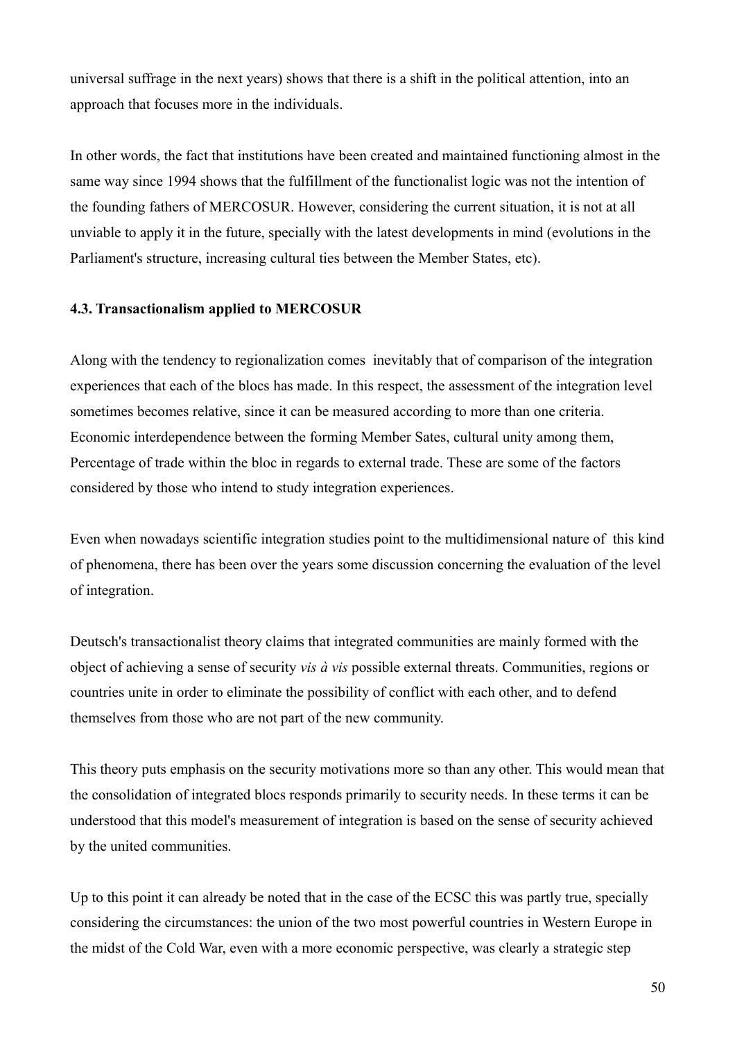universal suffrage in the next years) shows that there is a shift in the political attention, into an approach that focuses more in the individuals.

In other words, the fact that institutions have been created and maintained functioning almost in the same way since 1994 shows that the fulfillment of the functionalist logic was not the intention of the founding fathers of MERCOSUR. However, considering the current situation, it is not at all unviable to apply it in the future, specially with the latest developments in mind (evolutions in the Parliament's structure, increasing cultural ties between the Member States, etc).

#### 4.3. Transactionalism applied to MERCOSUR

Along with the tendency to regionalization comes inevitably that of comparison of the integration experiences that each of the blocs has made. In this respect, the assessment of the integration level sometimes becomes relative, since it can be measured according to more than one criteria. Economic interdependence between the forming Member Sates, cultural unity among them, Percentage of trade within the bloc in regards to external trade. These are some of the factors considered by those who intend to study integration experiences.

Even when nowadays scientific integration studies point to the multidimensional nature of this kind of phenomena, there has been over the years some discussion concerning the evaluation of the level of integration.

Deutsch's transactionalist theory claims that integrated communities are mainly formed with the object of achieving a sense of security *vis à vis* possible external threats. Communities, regions or countries unite in order to eliminate the possibility of conflict with each other, and to defend themselves from those who are not part of the new community.

This theory puts emphasis on the security motivations more so than any other. This would mean that the consolidation of integrated blocs responds primarily to security needs. In these terms it can be understood that this model's measurement of integration is based on the sense of security achieved by the united communities.

Up to this point it can already be noted that in the case of the ECSC this was partly true, specially considering the circumstances: the union of the two most powerful countries in Western Europe in the midst of the Cold War, even with a more economic perspective, was clearly a strategic step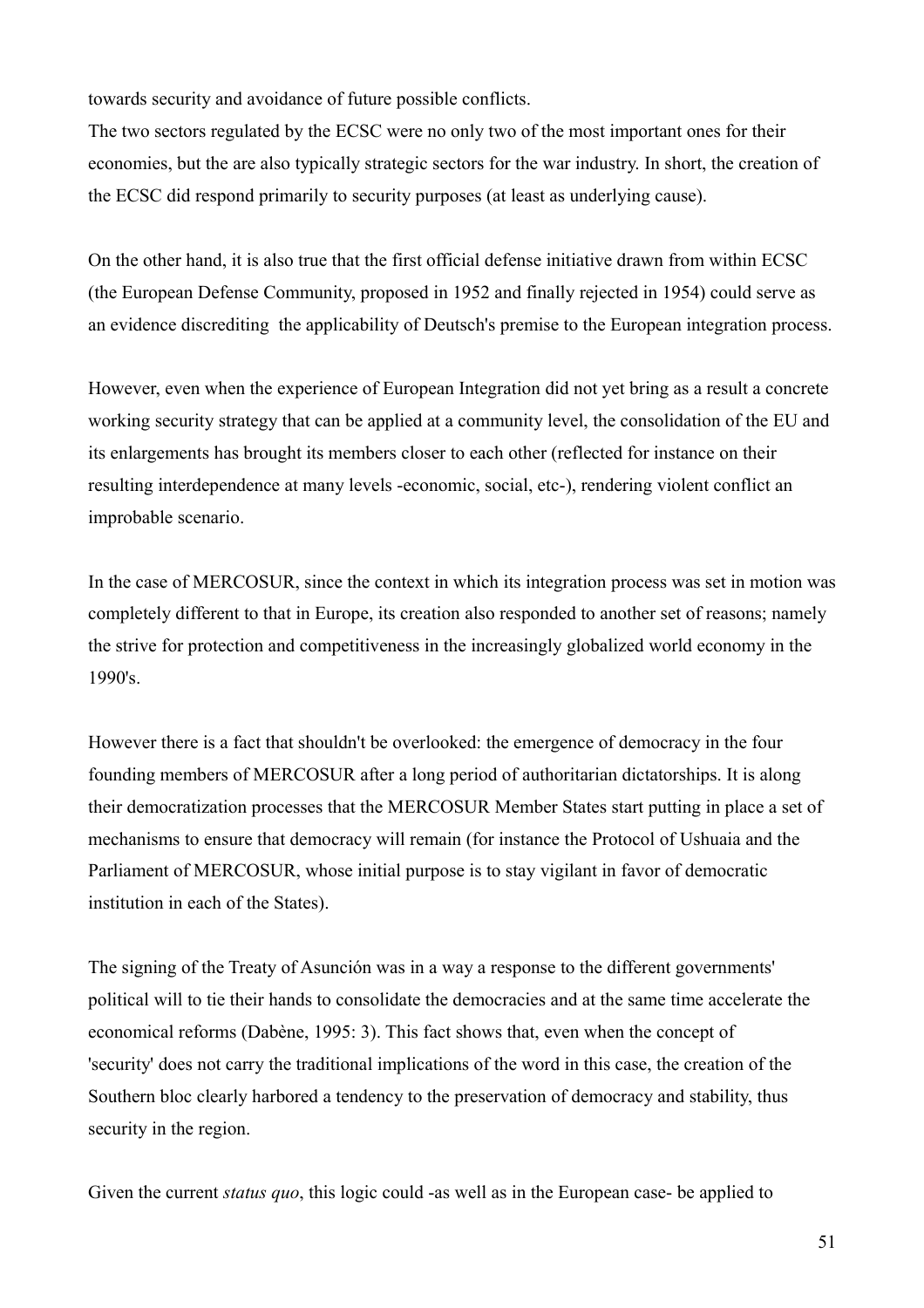towards security and avoidance of future possible conflicts.
The two sectors regulated by the ECSC were no only two of the most important ones for their economies, but the are also typically strategic sectors for the war industry. In short, the creation of the ECSC did respond primarily to security purposes (at least as underlying cause).

On the other hand, it is also true that the first official defense initiative drawn from within ECSC (the European Defense Community, proposed in 1952 and finally rejected in 1954) could serve as an evidence discrediting the applicability of Deutsch's premise to the European integration process.

However, even when the experience of European Integration did not yet bring as a result a concrete working security strategy that can be applied at a community level, the consolidation of the EU and its enlargements has brought its members closer to each other (reflected for instance on their resulting interdependence at many levels -economic, social, etc-), rendering violent conflict an improbable scenario.

In the case of MERCOSUR, since the context in which its integration process was set in motion was completely different to that in Europe, its creation also responded to another set of reasons; namely the strive for protection and competitiveness in the increasingly globalized world economy in the 1990's.

However there is a fact that shouldn't be overlooked: the emergence of democracy in the four founding members of MERCOSUR after a long period of authoritarian dictatorships. It is along their democratization processes that the MERCOSUR Member States start putting in place a set of mechanisms to ensure that democracy will remain (for instance the Protocol of Ushuaia and the Parliament of MERCOSUR, whose initial purpose is to stay vigilant in favor of democratic institution in each of the States).

The signing of the Treaty of Asunción was in a way a response to the different governments' political will to tie their hands to consolidate the democracies and at the same time accelerate the economical reforms (Dabène, 1995: 3). This fact shows that, even when the concept of 'security' does not carry the traditional implications of the word in this case, the creation of the Southern bloc clearly harbored a tendency to the preservation of democracy and stability, thus security in the region.

Given the current *status quo*, this logic could -as well as in the European case- be applied to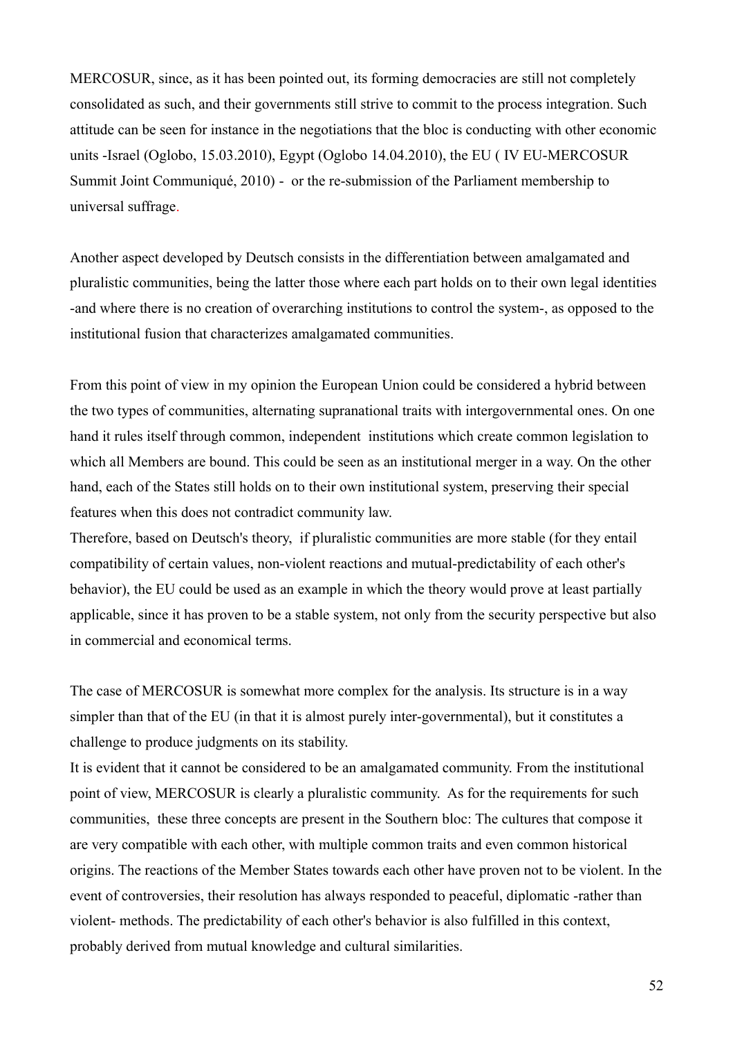MERCOSUR, since, as it has been pointed out, its forming democracies are still not completely consolidated as such, and their governments still strive to commit to the process integration. Such attitude can be seen for instance in the negotiations that the bloc is conducting with other economic units -Israel (Oglobo, 15.03.2010), Egypt (Oglobo 14.04.2010), the EU ( IV EU-MERCOSUR Summit Joint Communiqué, 2010) - or the re-submission of the Parliament membership to universal suffrage.

Another aspect developed by Deutsch consists in the differentiation between amalgamated and pluralistic communities, being the latter those where each part holds on to their own legal identities -and where there is no creation of overarching institutions to control the system-, as opposed to the institutional fusion that characterizes amalgamated communities.

From this point of view in my opinion the European Union could be considered a hybrid between the two types of communities, alternating supranational traits with intergovernmental ones. On one hand it rules itself through common, independent institutions which create common legislation to which all Members are bound. This could be seen as an institutional merger in a way. On the other hand, each of the States still holds on to their own institutional system, preserving their special features when this does not contradict community law.

Therefore, based on Deutsch's theory, if pluralistic communities are more stable (for they entail compatibility of certain values, non-violent reactions and mutual-predictability of each other's behavior), the EU could be used as an example in which the theory would prove at least partially applicable, since it has proven to be a stable system, not only from the security perspective but also in commercial and economical terms.

The case of MERCOSUR is somewhat more complex for the analysis. Its structure is in a way simpler than that of the EU (in that it is almost purely inter-governmental), but it constitutes a challenge to produce judgments on its stability.

It is evident that it cannot be considered to be an amalgamated community. From the institutional point of view, MERCOSUR is clearly a pluralistic community. As for the requirements for such communities, these three concepts are present in the Southern bloc: The cultures that compose it are very compatible with each other, with multiple common traits and even common historical origins. The reactions of the Member States towards each other have proven not to be violent. In the event of controversies, their resolution has always responded to peaceful, diplomatic -rather than violent- methods. The predictability of each other's behavior is also fulfilled in this context, probably derived from mutual knowledge and cultural similarities.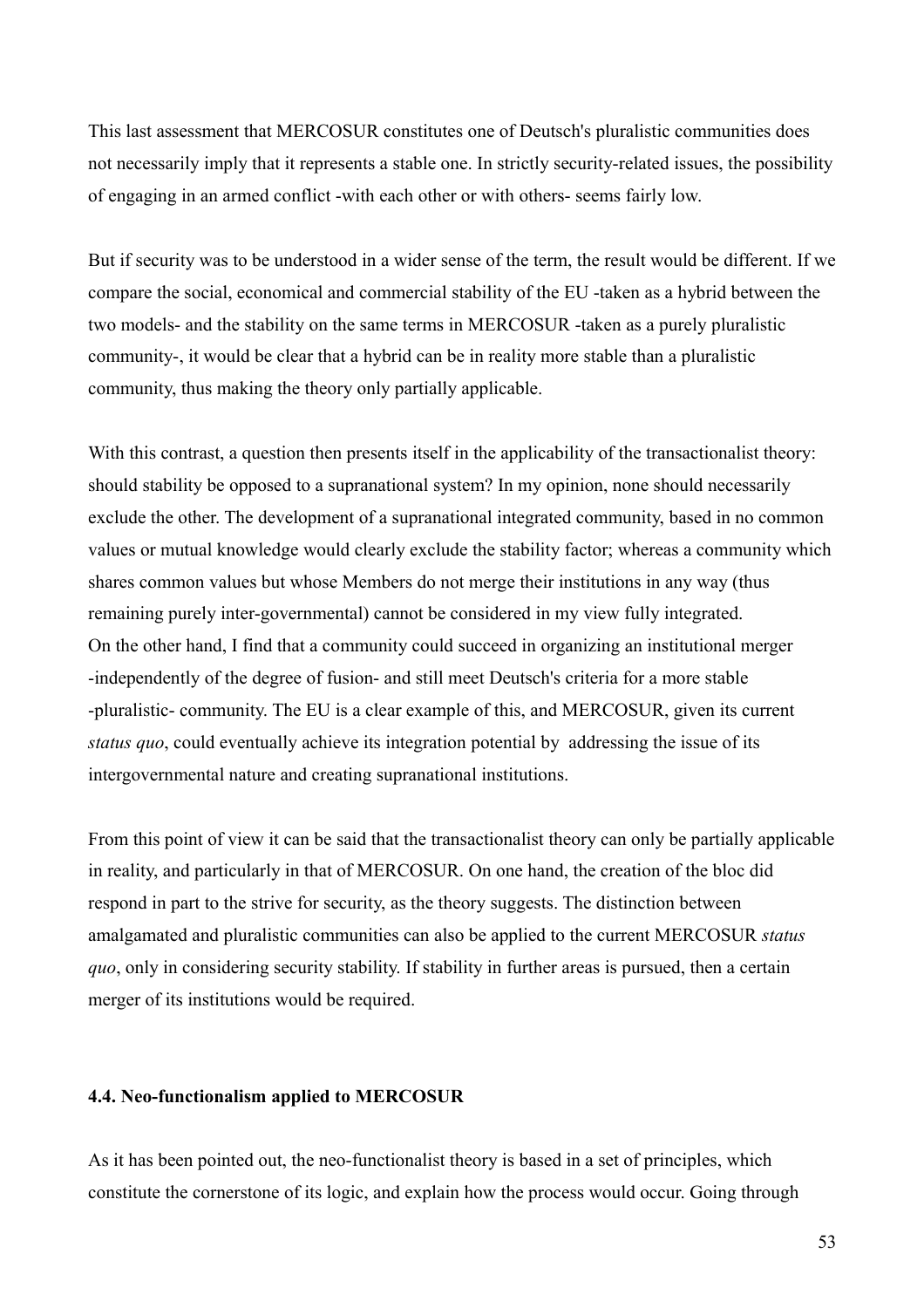This last assessment that MERCOSUR constitutes one of Deutsch's pluralistic communities does not necessarily imply that it represents a stable one. In strictly security-related issues, the possibility of engaging in an armed conflict -with each other or with others- seems fairly low.

But if security was to be understood in a wider sense of the term, the result would be different. If we compare the social, economical and commercial stability of the EU -taken as a hybrid between the two models- and the stability on the same terms in MERCOSUR -taken as a purely pluralistic community-, it would be clear that a hybrid can be in reality more stable than a pluralistic community, thus making the theory only partially applicable.

With this contrast, a question then presents itself in the applicability of the transactionalist theory: should stability be opposed to a supranational system? In my opinion, none should necessarily exclude the other. The development of a supranational integrated community, based in no common values or mutual knowledge would clearly exclude the stability factor; whereas a community which shares common values but whose Members do not merge their institutions in any way (thus remaining purely inter-governmental) cannot be considered in my view fully integrated.
On the other hand, I find that a community could succeed in organizing an institutional merger -independently of the degree of fusion- and still meet Deutsch's criteria for a more stable -pluralistic- community. The EU is a clear example of this, and MERCOSUR, given its current *status quo*, could eventually achieve its integration potential by addressing the issue of its intergovernmental nature and creating supranational institutions.

From this point of view it can be said that the transactionalist theory can only be partially applicable in reality, and particularly in that of MERCOSUR. On one hand, the creation of the bloc did respond in part to the strive for security, as the theory suggests. The distinction between amalgamated and pluralistic communities can also be applied to the current MERCOSUR *status quo*, only in considering security stability. If stability in further areas is pursued, then a certain merger of its institutions would be required.

#### 4.4. Neo-functionalism applied to MERCOSUR

As it has been pointed out, the neo-functionalist theory is based in a set of principles, which constitute the cornerstone of its logic, and explain how the process would occur. Going through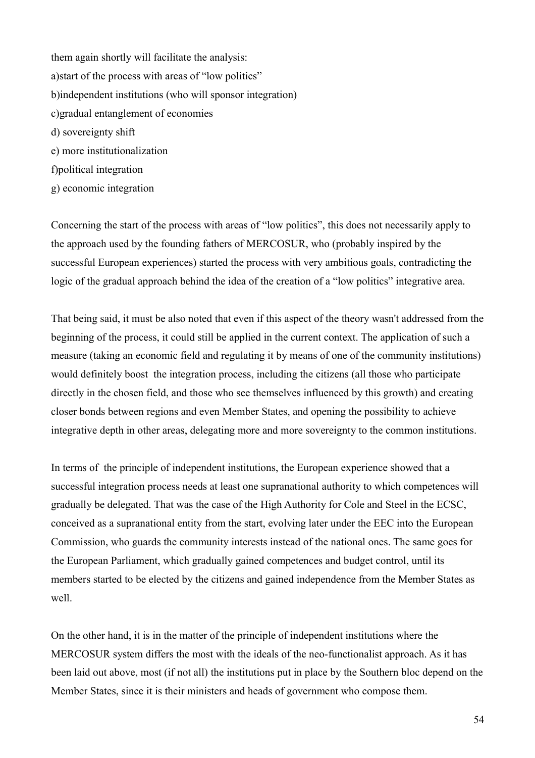them again shortly will facilitate the analysis:

a)start of the process with areas of "low politics"

b)independent institutions (who will sponsor integration)

c)gradual entanglement of economies

d) sovereignty shift

e) more institutionalization

f)political integration

g) economic integration

Concerning the start of the process with areas of "low politics", this does not necessarily apply to the approach used by the founding fathers of MERCOSUR, who (probably inspired by the successful European experiences) started the process with very ambitious goals, contradicting the logic of the gradual approach behind the idea of the creation of a "low politics" integrative area.

That being said, it must be also noted that even if this aspect of the theory wasn't addressed from the beginning of the process, it could still be applied in the current context. The application of such a measure (taking an economic field and regulating it by means of one of the community institutions) would definitely boost the integration process, including the citizens (all those who participate directly in the chosen field, and those who see themselves influenced by this growth) and creating closer bonds between regions and even Member States, and opening the possibility to achieve integrative depth in other areas, delegating more and more sovereignty to the common institutions.

In terms of the principle of independent institutions, the European experience showed that a successful integration process needs at least one supranational authority to which competences will gradually be delegated. That was the case of the High Authority for Cole and Steel in the ECSC, conceived as a supranational entity from the start, evolving later under the EEC into the European Commission, who guards the community interests instead of the national ones. The same goes for the European Parliament, which gradually gained competences and budget control, until its members started to be elected by the citizens and gained independence from the Member States as well.

On the other hand, it is in the matter of the principle of independent institutions where the MERCOSUR system differs the most with the ideals of the neo-functionalist approach. As it has been laid out above, most (if not all) the institutions put in place by the Southern bloc depend on the Member States, since it is their ministers and heads of government who compose them.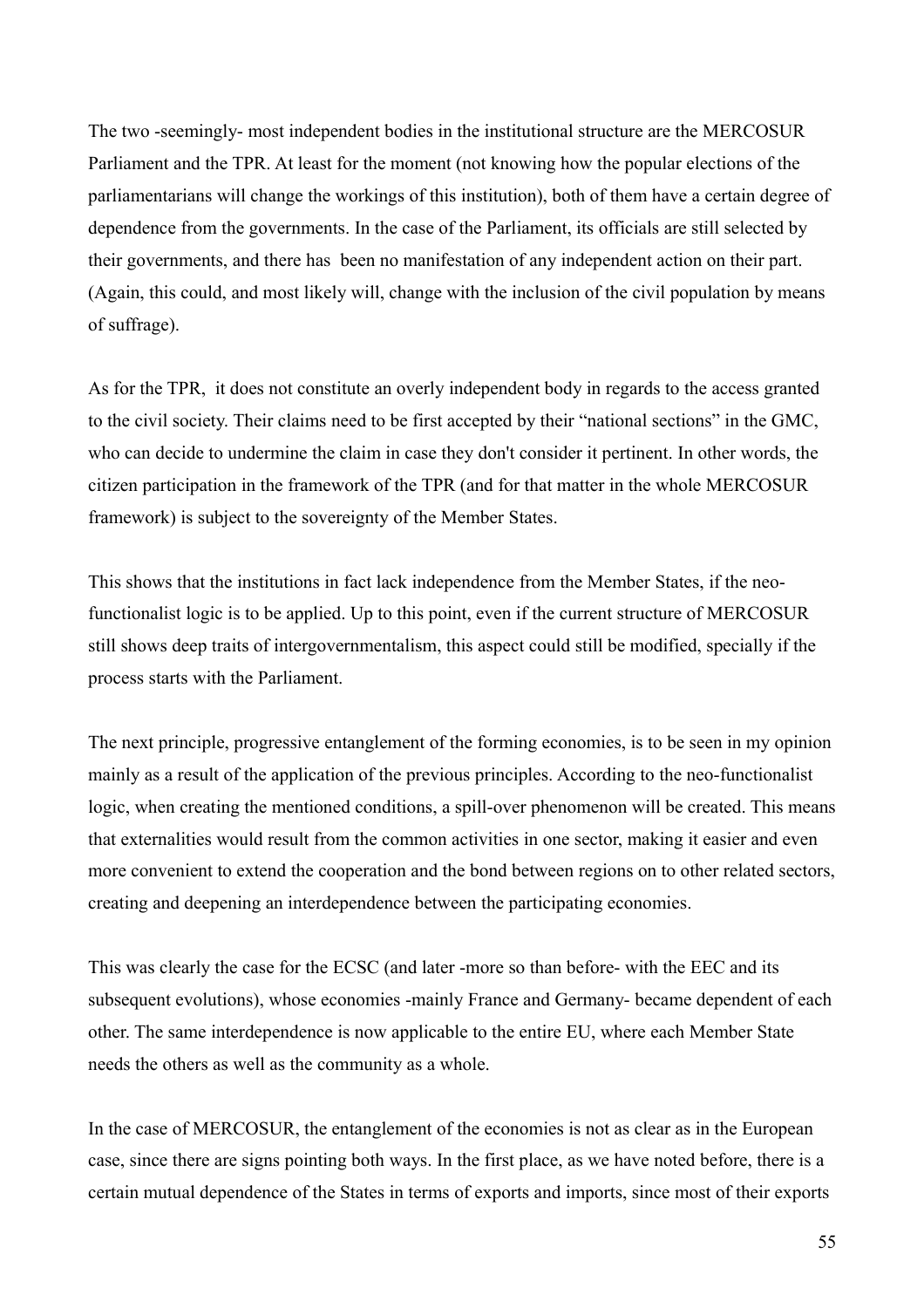The two -seemingly- most independent bodies in the institutional structure are the MERCOSUR Parliament and the TPR. At least for the moment (not knowing how the popular elections of the parliamentarians will change the workings of this institution), both of them have a certain degree of dependence from the governments. In the case of the Parliament, its officials are still selected by their governments, and there has been no manifestation of any independent action on their part. (Again, this could, and most likely will, change with the inclusion of the civil population by means of suffrage).

As for the TPR, it does not constitute an overly independent body in regards to the access granted to the civil society. Their claims need to be first accepted by their "national sections" in the GMC, who can decide to undermine the claim in case they don't consider it pertinent. In other words, the citizen participation in the framework of the TPR (and for that matter in the whole MERCOSUR framework) is subject to the sovereignty of the Member States.

This shows that the institutions in fact lack independence from the Member States, if the neo-functionalist logic is to be applied. Up to this point, even if the current structure of MERCOSUR still shows deep traits of intergovernmentalism, this aspect could still be modified, specially if the process starts with the Parliament.

The next principle, progressive entanglement of the forming economies, is to be seen in my opinion mainly as a result of the application of the previous principles. According to the neo-functionalist logic, when creating the mentioned conditions, a spill-over phenomenon will be created. This means that externalities would result from the common activities in one sector, making it easier and even more convenient to extend the cooperation and the bond between regions on to other related sectors, creating and deepening an interdependence between the participating economies.

This was clearly the case for the ECSC (and later -more so than before- with the EEC and its subsequent evolutions), whose economies -mainly France and Germany- became dependent of each other. The same interdependence is now applicable to the entire EU, where each Member State needs the others as well as the community as a whole.

In the case of MERCOSUR, the entanglement of the economies is not as clear as in the European case, since there are signs pointing both ways. In the first place, as we have noted before, there is a certain mutual dependence of the States in terms of exports and imports, since most of their exports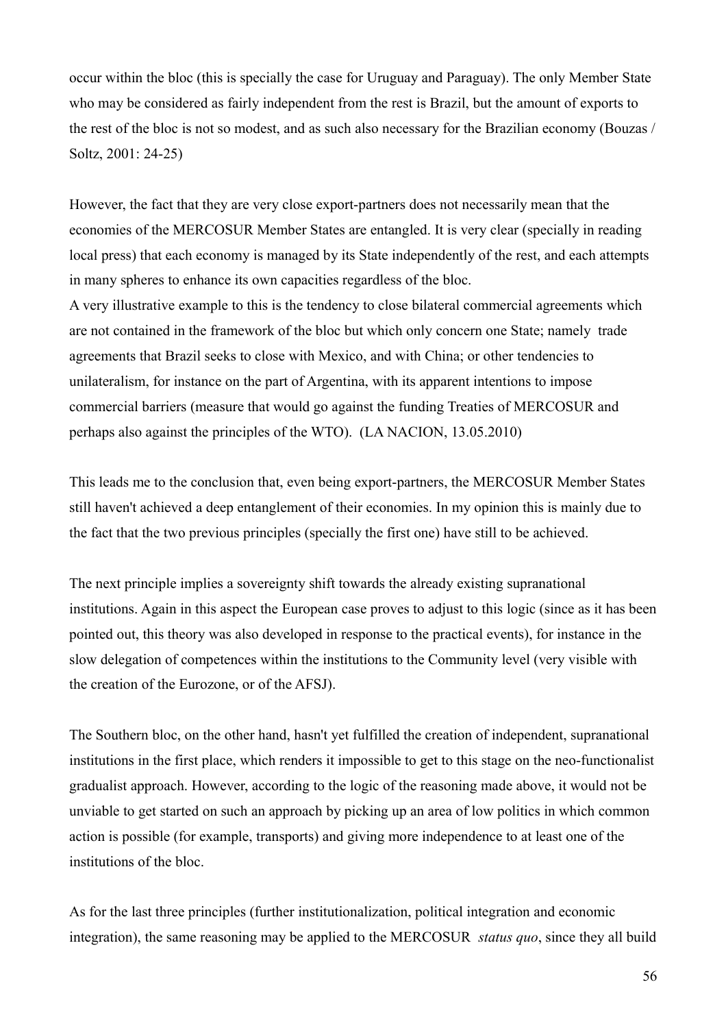occur within the bloc (this is specially the case for Uruguay and Paraguay). The only Member State who may be considered as fairly independent from the rest is Brazil, but the amount of exports to the rest of the bloc is not so modest, and as such also necessary for the Brazilian economy (Bouzas / Soltz, 2001: 24-25)

However, the fact that they are very close export-partners does not necessarily mean that the economies of the MERCOSUR Member States are entangled. It is very clear (specially in reading local press) that each economy is managed by its State independently of the rest, and each attempts in many spheres to enhance its own capacities regardless of the bloc.
A very illustrative example to this is the tendency to close bilateral commercial agreements which are not contained in the framework of the bloc but which only concern one State; namely trade agreements that Brazil seeks to close with Mexico, and with China; or other tendencies to unilateralism, for instance on the part of Argentina, with its apparent intentions to impose commercial barriers (measure that would go against the funding Treaties of MERCOSUR and perhaps also against the principles of the WTO). (LA NACION, 13.05.2010)

This leads me to the conclusion that, even being export-partners, the MERCOSUR Member States still haven't achieved a deep entanglement of their economies. In my opinion this is mainly due to the fact that the two previous principles (specially the first one) have still to be achieved.

The next principle implies a sovereignty shift towards the already existing supranational institutions. Again in this aspect the European case proves to adjust to this logic (since as it has been pointed out, this theory was also developed in response to the practical events), for instance in the slow delegation of competences within the institutions to the Community level (very visible with the creation of the Eurozone, or of the AFSJ).

The Southern bloc, on the other hand, hasn't yet fulfilled the creation of independent, supranational institutions in the first place, which renders it impossible to get to this stage on the neo-functionalist gradualist approach. However, according to the logic of the reasoning made above, it would not be unviable to get started on such an approach by picking up an area of low politics in which common action is possible (for example, transports) and giving more independence to at least one of the institutions of the bloc.

As for the last three principles (further institutionalization, political integration and economic integration), the same reasoning may be applied to the MERCOSUR *status quo*, since they all build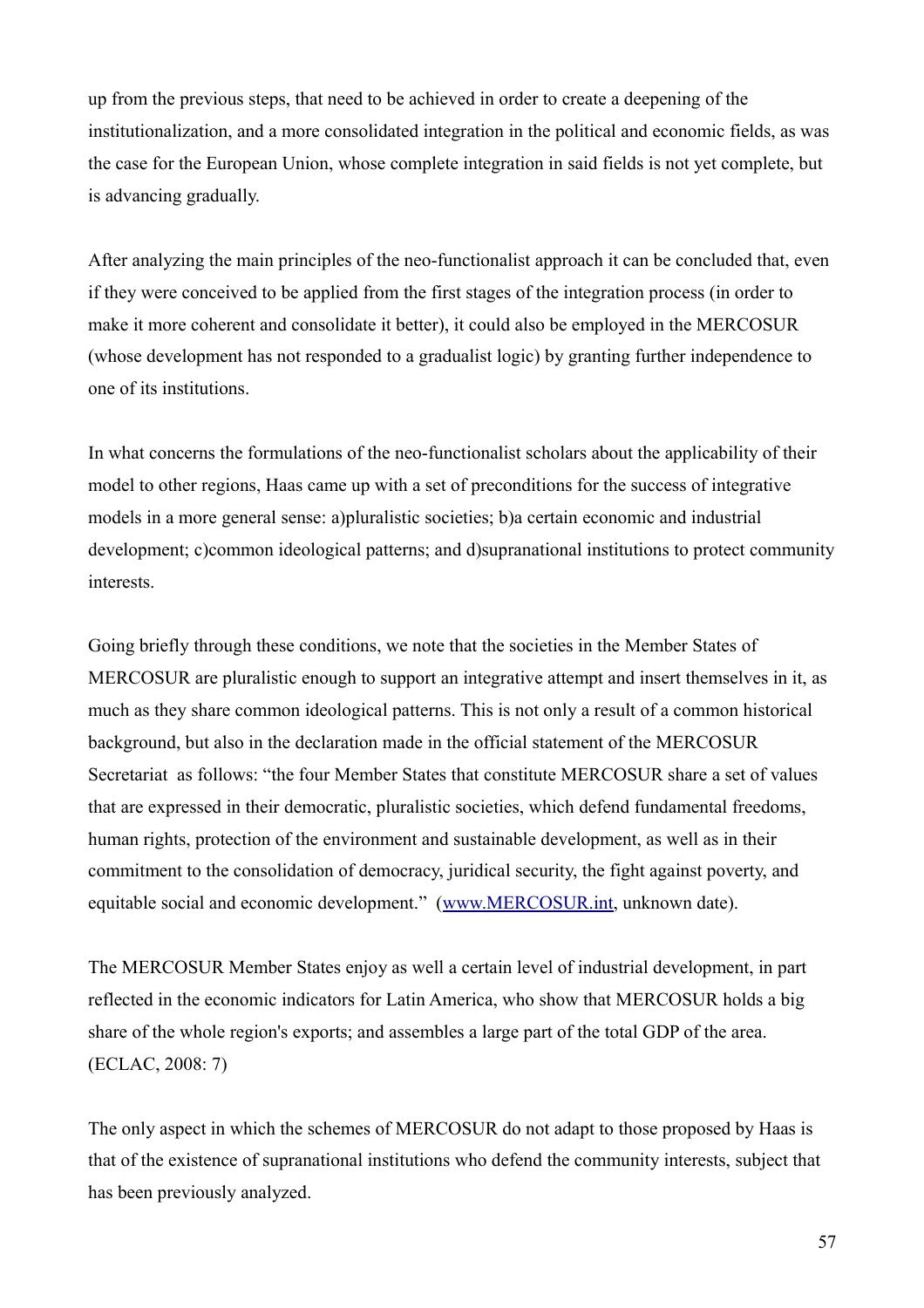up from the previous steps, that need to be achieved in order to create a deepening of the institutionalization, and a more consolidated integration in the political and economic fields, as was the case for the European Union, whose complete integration in said fields is not yet complete, but is advancing gradually.

After analyzing the main principles of the neo-functionalist approach it can be concluded that, even if they were conceived to be applied from the first stages of the integration process (in order to make it more coherent and consolidate it better), it could also be employed in the MERCOSUR (whose development has not responded to a gradualist logic) by granting further independence to one of its institutions.

In what concerns the formulations of the neo-functionalist scholars about the applicability of their model to other regions, Haas came up with a set of preconditions for the success of integrative models in a more general sense: a)pluralistic societies; b)a certain economic and industrial development; c)common ideological patterns; and d)supranational institutions to protect community interests.

Going briefly through these conditions, we note that the societies in the Member States of MERCOSUR are pluralistic enough to support an integrative attempt and insert themselves in it, as much as they share common ideological patterns. This is not only a result of a common historical background, but also in the declaration made in the official statement of the MERCOSUR Secretariat as follows: "the four Member States that constitute MERCOSUR share a set of values that are expressed in their democratic, pluralistic societies, which defend fundamental freedoms, human rights, protection of the environment and sustainable development, as well as in their commitment to the consolidation of democracy, juridical security, the fight against poverty, and equitable social and economic development." ([www.MERCOSUR.int](http://www.MERCOSUR.int), unknown date).

The MERCOSUR Member States enjoy as well a certain level of industrial development, in part reflected in the economic indicators for Latin America, who show that MERCOSUR holds a big share of the whole region's exports; and assembles a large part of the total GDP of the area. (ECLAC, 2008: 7)

The only aspect in which the schemes of MERCOSUR do not adapt to those proposed by Haas is that of the existence of supranational institutions who defend the community interests, subject that has been previously analyzed.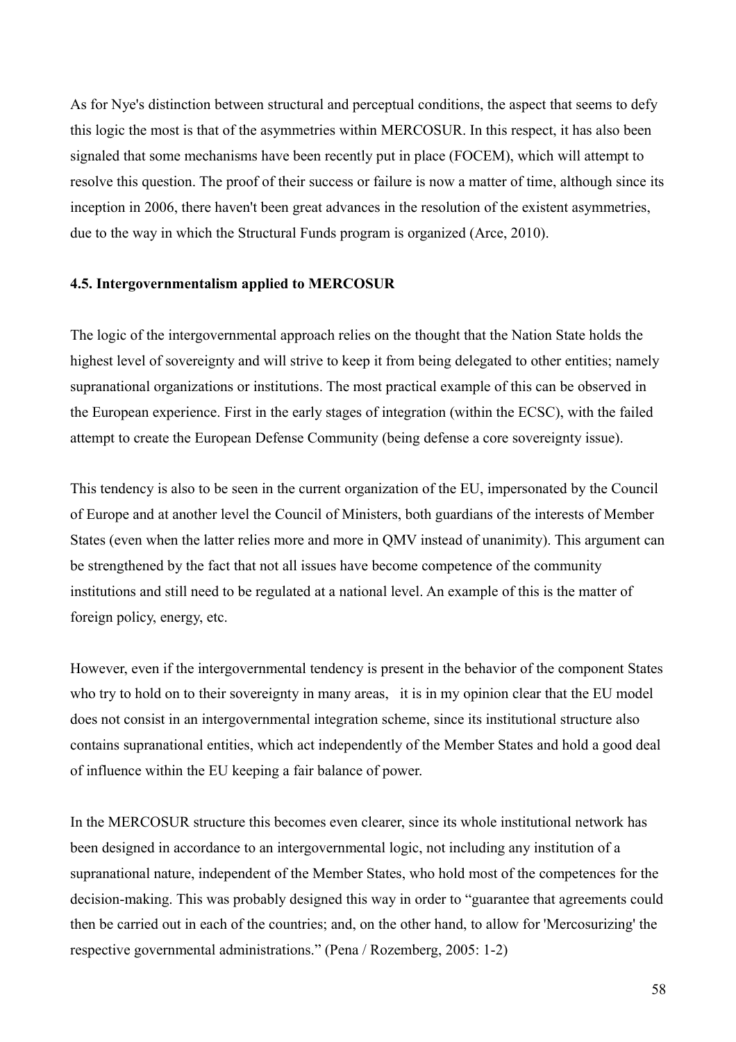As for Nye's distinction between structural and perceptual conditions, the aspect that seems to defy this logic the most is that of the asymmetries within MERCOSUR. In this respect, it has also been signaled that some mechanisms have been recently put in place (FOCEM), which will attempt to resolve this question. The proof of their success or failure is now a matter of time, although since its inception in 2006, there haven't been great advances in the resolution of the existent asymmetries, due to the way in which the Structural Funds program is organized (Arce, 2010).

### 4.5. Intergovernmentalism applied to MERCOSUR

The logic of the intergovernmental approach relies on the thought that the Nation State holds the highest level of sovereignty and will strive to keep it from being delegated to other entities; namely supranational organizations or institutions. The most practical example of this can be observed in the European experience. First in the early stages of integration (within the ECSC), with the failed attempt to create the European Defense Community (being defense a core sovereignty issue).

This tendency is also to be seen in the current organization of the EU, impersonated by the Council of Europe and at another level the Council of Ministers, both guardians of the interests of Member States (even when the latter relies more and more in QMV instead of unanimity). This argument can be strengthened by the fact that not all issues have become competence of the community institutions and still need to be regulated at a national level. An example of this is the matter of foreign policy, energy, etc.

However, even if the intergovernmental tendency is present in the behavior of the component States who try to hold on to their sovereignty in many areas, it is in my opinion clear that the EU model does not consist in an intergovernmental integration scheme, since its institutional structure also contains supranational entities, which act independently of the Member States and hold a good deal of influence within the EU keeping a fair balance of power.

In the MERCOSUR structure this becomes even clearer, since its whole institutional network has been designed in accordance to an intergovernmental logic, not including any institution of a supranational nature, independent of the Member States, who hold most of the competences for the decision-making. This was probably designed this way in order to "guarantee that agreements could then be carried out in each of the countries; and, on the other hand, to allow for 'Mercosurizing' the respective governmental administrations." (Pena / Rozemberg, 2005: 1-2)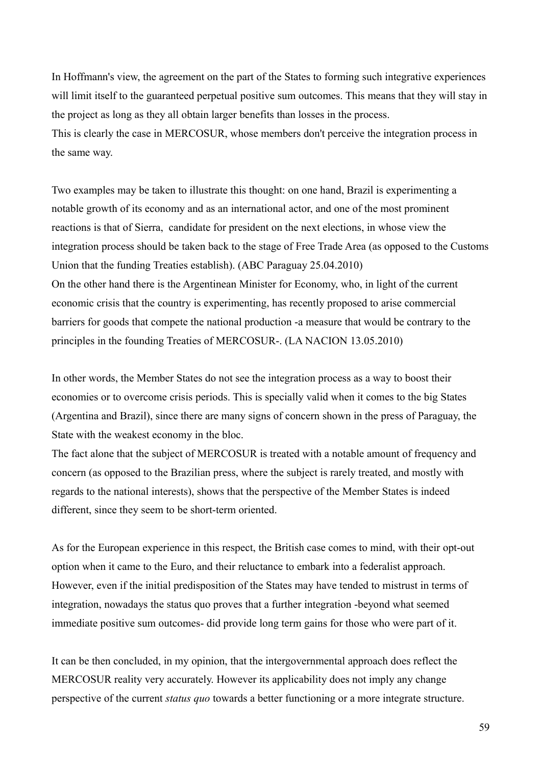In Hoffmann's view, the agreement on the part of the States to forming such integrative experiences will limit itself to the guaranteed perpetual positive sum outcomes. This means that they will stay in the project as long as they all obtain larger benefits than losses in the process.
This is clearly the case in MERCOSUR, whose members don't perceive the integration process in the same way.

Two examples may be taken to illustrate this thought: on one hand, Brazil is experimenting a notable growth of its economy and as an international actor, and one of the most prominent reactions is that of Sierra, candidate for president on the next elections, in whose view the integration process should be taken back to the stage of Free Trade Area (as opposed to the Customs Union that the funding Treaties establish). (ABC Paraguay 25.04.2010)
On the other hand there is the Argentinean Minister for Economy, who, in light of the current economic crisis that the country is experimenting, has recently proposed to arise commercial barriers for goods that compete the national production -a measure that would be contrary to the principles in the founding Treaties of MERCOSUR-. (LA NACION 13.05.2010)

In other words, the Member States do not see the integration process as a way to boost their economies or to overcome crisis periods. This is specially valid when it comes to the big States (Argentina and Brazil), since there are many signs of concern shown in the press of Paraguay, the State with the weakest economy in the bloc.
The fact alone that the subject of MERCOSUR is treated with a notable amount of frequency and concern (as opposed to the Brazilian press, where the subject is rarely treated, and mostly with regards to the national interests), shows that the perspective of the Member States is indeed different, since they seem to be short-term oriented.

As for the European experience in this respect, the British case comes to mind, with their opt-out option when it came to the Euro, and their reluctance to embark into a federalist approach. However, even if the initial predisposition of the States may have tended to mistrust in terms of integration, nowadays the status quo proves that a further integration -beyond what seemed immediate positive sum outcomes- did provide long term gains for those who were part of it.

It can be then concluded, in my opinion, that the intergovernmental approach does reflect the MERCOSUR reality very accurately. However its applicability does not imply any change perspective of the current *status quo* towards a better functioning or a more integrate structure.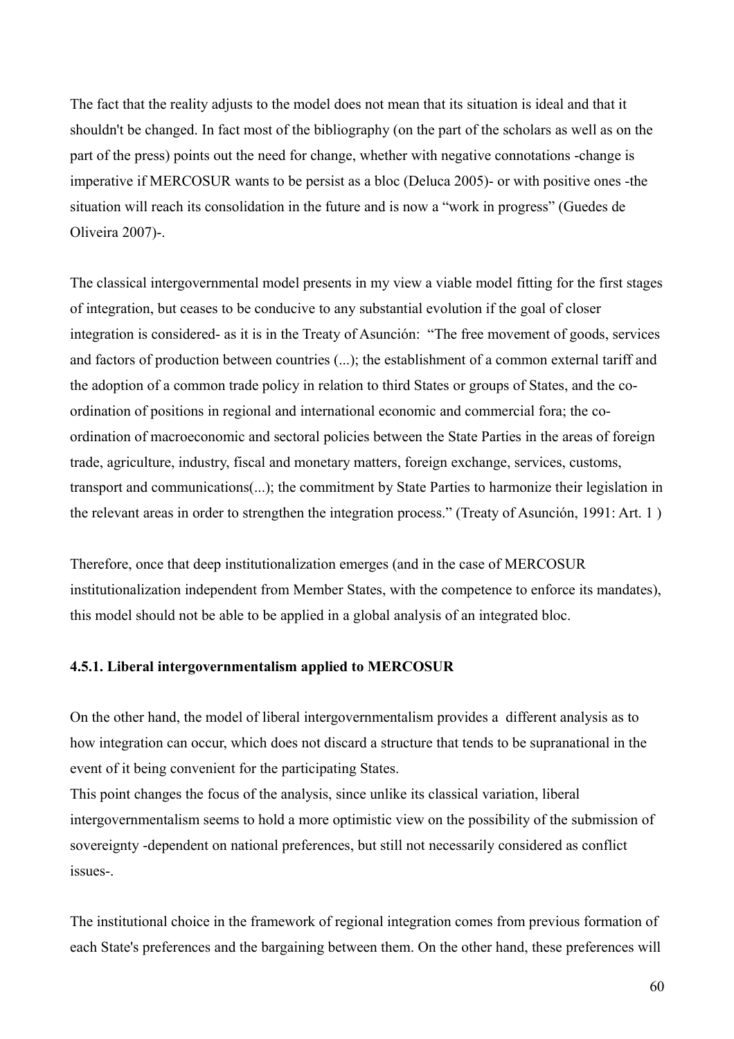The fact that the reality adjusts to the model does not mean that its situation is ideal and that it shouldn't be changed. In fact most of the bibliography (on the part of the scholars as well as on the part of the press) points out the need for change, whether with negative connotations -change is imperative if MERCOSUR wants to be persist as a bloc (Deluca 2005)- or with positive ones -the situation will reach its consolidation in the future and is now a "work in progress" (Guedes de Oliveira 2007)-.

The classical intergovernmental model presents in my view a viable model fitting for the first stages of integration, but ceases to be conducive to any substantial evolution if the goal of closer integration is considered- as it is in the Treaty of Asunción: "The free movement of goods, services and factors of production between countries (...); the establishment of a common external tariff and the adoption of a common trade policy in relation to third States or groups of States, and the co-ordination of positions in regional and international economic and commercial fora; the co-ordination of macroeconomic and sectoral policies between the State Parties in the areas of foreign trade, agriculture, industry, fiscal and monetary matters, foreign exchange, services, customs, transport and communications(...); the commitment by State Parties to harmonize their legislation in the relevant areas in order to strengthen the integration process." (Treaty of Asunción, 1991: Art. 1 )

Therefore, once that deep institutionalization emerges (and in the case of MERCOSUR institutionalization independent from Member States, with the competence to enforce its mandates), this model should not be able to be applied in a global analysis of an integrated bloc.

#### 4.5.1. Liberal intergovernmentalism applied to MERCOSUR

On the other hand, the model of liberal intergovernmentalism provides a different analysis as to how integration can occur, which does not discard a structure that tends to be supranational in the event of it being convenient for the participating States.
This point changes the focus of the analysis, since unlike its classical variation, liberal intergovernmentalism seems to hold a more optimistic view on the possibility of the submission of sovereignty -dependent on national preferences, but still not necessarily considered as conflict issues-.

The institutional choice in the framework of regional integration comes from previous formation of each State's preferences and the bargaining between them. On the other hand, these preferences will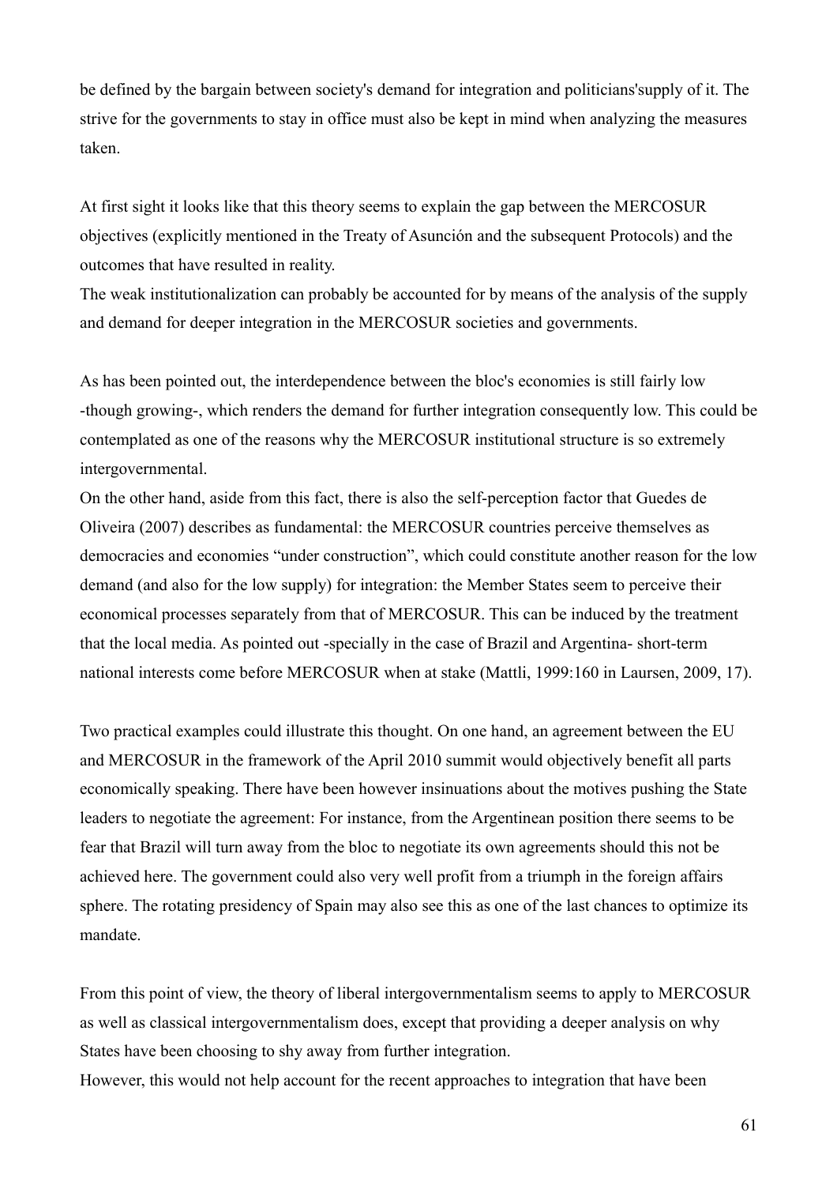be defined by the bargain between society's demand for integration and politicians'supply of it. The strive for the governments to stay in office must also be kept in mind when analyzing the measures taken.

At first sight it looks like that this theory seems to explain the gap between the MERCOSUR objectives (explicitly mentioned in the Treaty of Asunción and the subsequent Protocols) and the outcomes that have resulted in reality.
The weak institutionalization can probably be accounted for by means of the analysis of the supply and demand for deeper integration in the MERCOSUR societies and governments.

As has been pointed out, the interdependence between the bloc's economies is still fairly low -though growing-, which renders the demand for further integration consequently low. This could be contemplated as one of the reasons why the MERCOSUR institutional structure is so extremely intergovernmental.
On the other hand, aside from this fact, there is also the self-perception factor that Guedes de Oliveira (2007) describes as fundamental: the MERCOSUR countries perceive themselves as democracies and economies "under construction", which could constitute another reason for the low demand (and also for the low supply) for integration: the Member States seem to perceive their economical processes separately from that of MERCOSUR. This can be induced by the treatment that the local media. As pointed out -specially in the case of Brazil and Argentina- short-term national interests come before MERCOSUR when at stake (Mattli, 1999:160 in Laursen, 2009, 17).

Two practical examples could illustrate this thought. On one hand, an agreement between the EU and MERCOSUR in the framework of the April 2010 summit would objectively benefit all parts economically speaking. There have been however insinuations about the motives pushing the State leaders to negotiate the agreement: For instance, from the Argentinean position there seems to be fear that Brazil will turn away from the bloc to negotiate its own agreements should this not be achieved here. The government could also very well profit from a triumph in the foreign affairs sphere. The rotating presidency of Spain may also see this as one of the last chances to optimize its mandate.

From this point of view, the theory of liberal intergovernmentalism seems to apply to MERCOSUR as well as classical intergovernmentalism does, except that providing a deeper analysis on why States have been choosing to shy away from further integration.
However, this would not help account for the recent approaches to integration that have been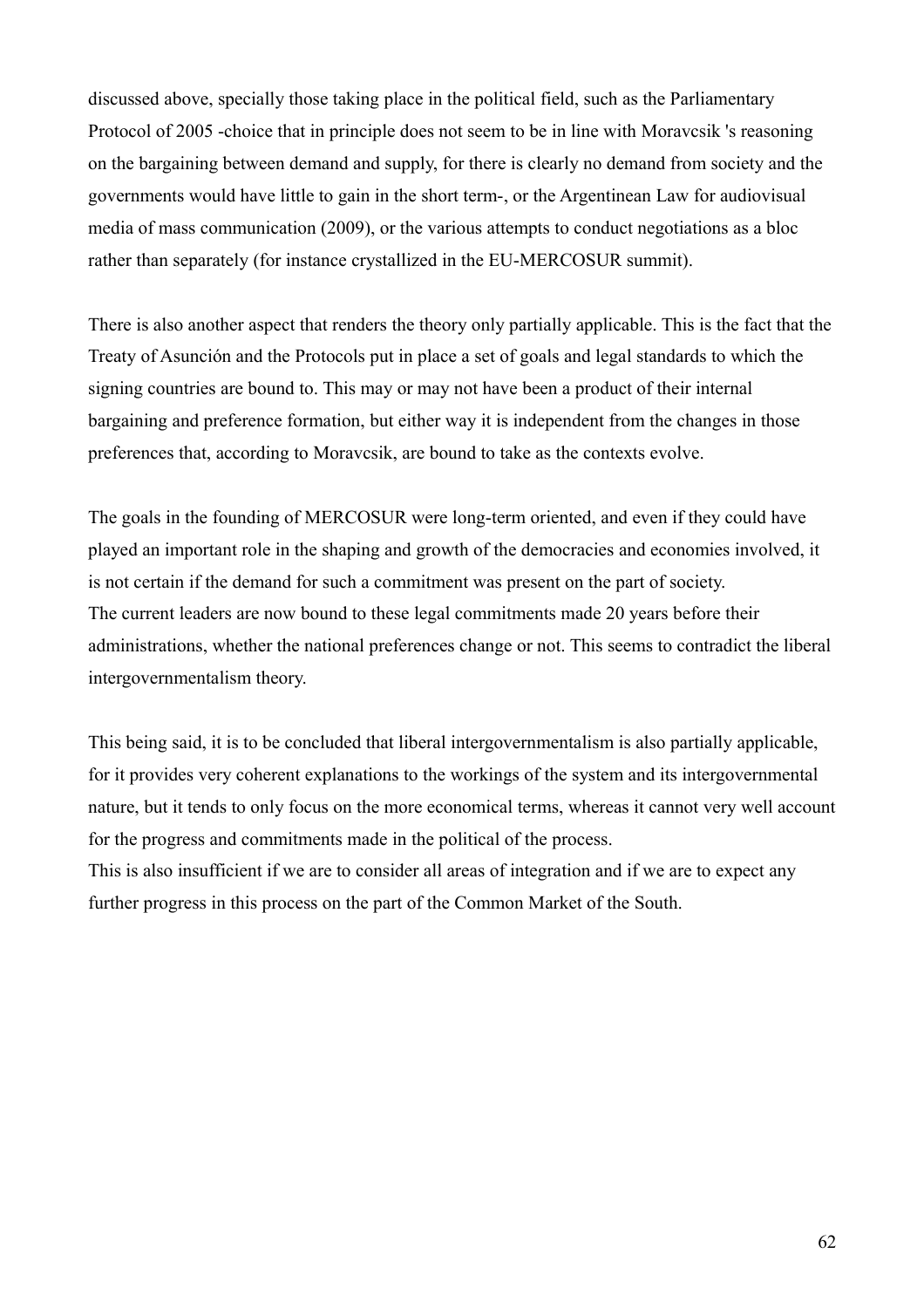discussed above, specially those taking place in the political field, such as the Parliamentary Protocol of 2005 -choice that in principle does not seem to be in line with Moravcsik 's reasoning on the bargaining between demand and supply, for there is clearly no demand from society and the governments would have little to gain in the short term-, or the Argentinean Law for audiovisual media of mass communication (2009), or the various attempts to conduct negotiations as a bloc rather than separately (for instance crystallized in the EU-MERCOSUR summit).

There is also another aspect that renders the theory only partially applicable. This is the fact that the Treaty of Asunción and the Protocols put in place a set of goals and legal standards to which the signing countries are bound to. This may or may not have been a product of their internal bargaining and preference formation, but either way it is independent from the changes in those preferences that, according to Moravcsik, are bound to take as the contexts evolve.

The goals in the founding of MERCOSUR were long-term oriented, and even if they could have played an important role in the shaping and growth of the democracies and economies involved, it is not certain if the demand for such a commitment was present on the part of society.
The current leaders are now bound to these legal commitments made 20 years before their administrations, whether the national preferences change or not. This seems to contradict the liberal intergovernmentalism theory.

This being said, it is to be concluded that liberal intergovernmentalism is also partially applicable, for it provides very coherent explanations to the workings of the system and its intergovernmental nature, but it tends to only focus on the more economical terms, whereas it cannot very well account for the progress and commitments made in the political of the process.
This is also insufficient if we are to consider all areas of integration and if we are to expect any further progress in this process on the part of the Common Market of the South.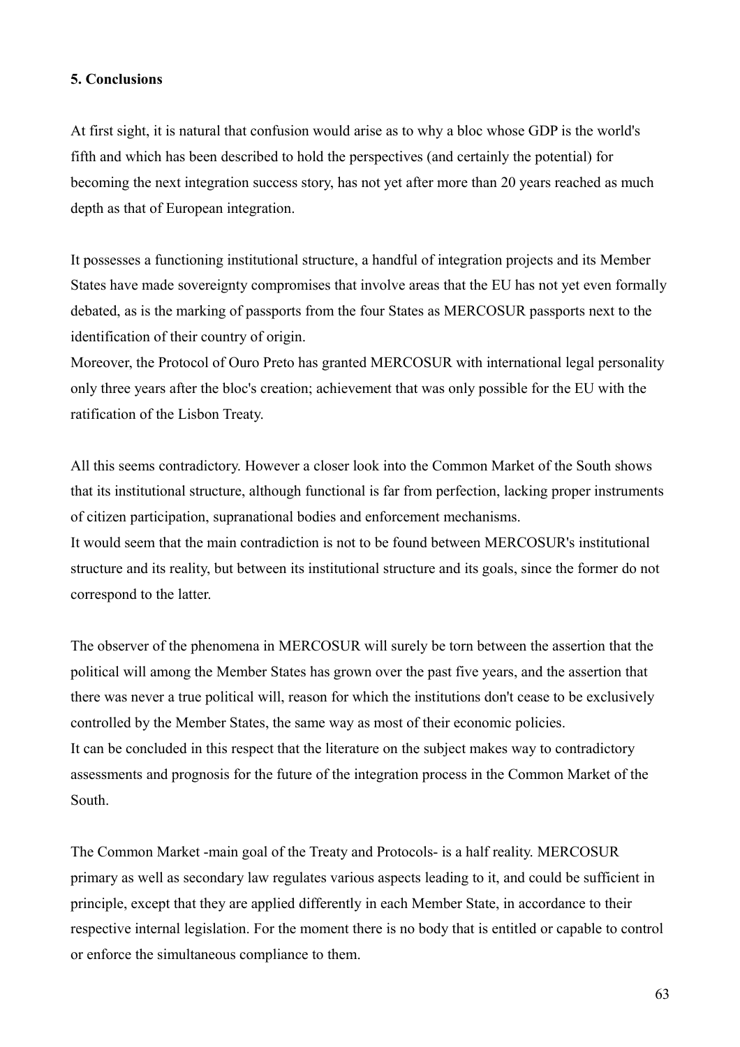## 5. Conclusions

At first sight, it is natural that confusion would arise as to why a bloc whose GDP is the world's fifth and which has been described to hold the perspectives (and certainly the potential) for becoming the next integration success story, has not yet after more than 20 years reached as much depth as that of European integration.

It possesses a functioning institutional structure, a handful of integration projects and its Member States have made sovereignty compromises that involve areas that the EU has not yet even formally debated, as is the marking of passports from the four States as MERCOSUR passports next to the identification of their country of origin.
Moreover, the Protocol of Ouro Preto has granted MERCOSUR with international legal personality only three years after the bloc's creation; achievement that was only possible for the EU with the ratification of the Lisbon Treaty.

All this seems contradictory. However a closer look into the Common Market of the South shows that its institutional structure, although functional is far from perfection, lacking proper instruments of citizen participation, supranational bodies and enforcement mechanisms.
It would seem that the main contradiction is not to be found between MERCOSUR's institutional structure and its reality, but between its institutional structure and its goals, since the former do not correspond to the latter.

The observer of the phenomena in MERCOSUR will surely be torn between the assertion that the political will among the Member States has grown over the past five years, and the assertion that there was never a true political will, reason for which the institutions don't cease to be exclusively controlled by the Member States, the same way as most of their economic policies.
It can be concluded in this respect that the literature on the subject makes way to contradictory assessments and prognosis for the future of the integration process in the Common Market of the South.

The Common Market -main goal of the Treaty and Protocols- is a half reality. MERCOSUR primary as well as secondary law regulates various aspects leading to it, and could be sufficient in principle, except that they are applied differently in each Member State, in accordance to their respective internal legislation. For the moment there is no body that is entitled or capable to control or enforce the simultaneous compliance to them.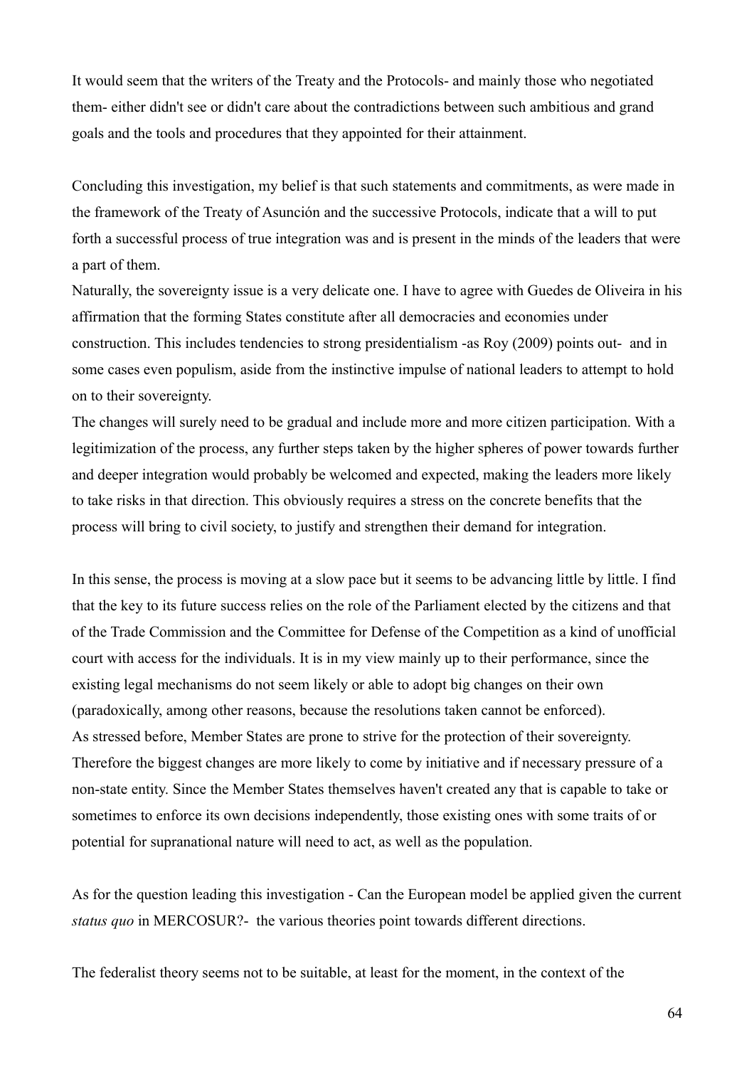It would seem that the writers of the Treaty and the Protocols- and mainly those who negotiated them- either didn't see or didn't care about the contradictions between such ambitious and grand goals and the tools and procedures that they appointed for their attainment.

Concluding this investigation, my belief is that such statements and commitments, as were made in the framework of the Treaty of Asunción and the successive Protocols, indicate that a will to put forth a successful process of true integration was and is present in the minds of the leaders that were a part of them.

Naturally, the sovereignty issue is a very delicate one. I have to agree with Guedes de Oliveira in his affirmation that the forming States constitute after all democracies and economies under construction. This includes tendencies to strong presidentialism -as Roy (2009) points out- and in some cases even populism, aside from the instinctive impulse of national leaders to attempt to hold on to their sovereignty.

The changes will surely need to be gradual and include more and more citizen participation. With a legitimization of the process, any further steps taken by the higher spheres of power towards further and deeper integration would probably be welcomed and expected, making the leaders more likely to take risks in that direction. This obviously requires a stress on the concrete benefits that the process will bring to civil society, to justify and strengthen their demand for integration.

In this sense, the process is moving at a slow pace but it seems to be advancing little by little. I find that the key to its future success relies on the role of the Parliament elected by the citizens and that of the Trade Commission and the Committee for Defense of the Competition as a kind of unofficial court with access for the individuals. It is in my view mainly up to their performance, since the existing legal mechanisms do not seem likely or able to adopt big changes on their own (paradoxically, among other reasons, because the resolutions taken cannot be enforced).

As stressed before, Member States are prone to strive for the protection of their sovereignty. Therefore the biggest changes are more likely to come by initiative and if necessary pressure of a non-state entity. Since the Member States themselves haven't created any that is capable to take or sometimes to enforce its own decisions independently, those existing ones with some traits of or potential for supranational nature will need to act, as well as the population.

As for the question leading this investigation - Can the European model be applied given the current *status quo* in MERCOSUR?- the various theories point towards different directions.

The federalist theory seems not to be suitable, at least for the moment, in the context of the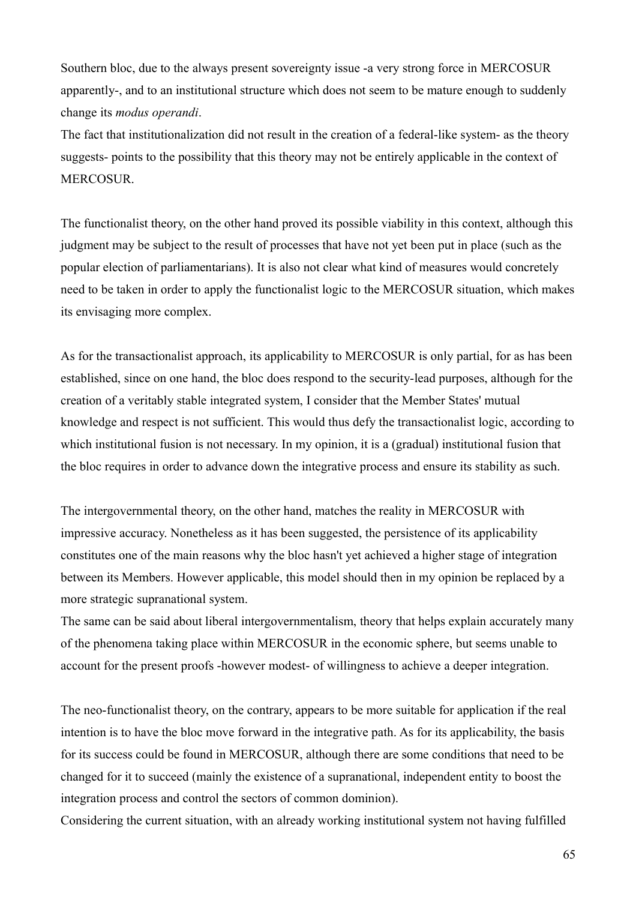Southern bloc, due to the always present sovereignty issue -a very strong force in MERCOSUR apparently-, and to an institutional structure which does not seem to be mature enough to suddenly change its *modus operandi*.
The fact that institutionalization did not result in the creation of a federal-like system- as the theory suggests- points to the possibility that this theory may not be entirely applicable in the context of MERCOSUR.

The functionalist theory, on the other hand proved its possible viability in this context, although this judgment may be subject to the result of processes that have not yet been put in place (such as the popular election of parliamentarians). It is also not clear what kind of measures would concretely need to be taken in order to apply the functionalist logic to the MERCOSUR situation, which makes its envisaging more complex.

As for the transactionalist approach, its applicability to MERCOSUR is only partial, for as has been established, since on one hand, the bloc does respond to the security-lead purposes, although for the creation of a veritably stable integrated system, I consider that the Member States' mutual knowledge and respect is not sufficient. This would thus defy the transactionalist logic, according to which institutional fusion is not necessary. In my opinion, it is a (gradual) institutional fusion that the bloc requires in order to advance down the integrative process and ensure its stability as such.

The intergovernmental theory, on the other hand, matches the reality in MERCOSUR with impressive accuracy. Nonetheless as it has been suggested, the persistence of its applicability constitutes one of the main reasons why the bloc hasn't yet achieved a higher stage of integration between its Members. However applicable, this model should then in my opinion be replaced by a more strategic supranational system.
The same can be said about liberal intergovernmentalism, theory that helps explain accurately many of the phenomena taking place within MERCOSUR in the economic sphere, but seems unable to account for the present proofs -however modest- of willingness to achieve a deeper integration.

The neo-functionalist theory, on the contrary, appears to be more suitable for application if the real intention is to have the bloc move forward in the integrative path. As for its applicability, the basis for its success could be found in MERCOSUR, although there are some conditions that need to be changed for it to succeed (mainly the existence of a supranational, independent entity to boost the integration process and control the sectors of common dominion).
Considering the current situation, with an already working institutional system not having fulfilled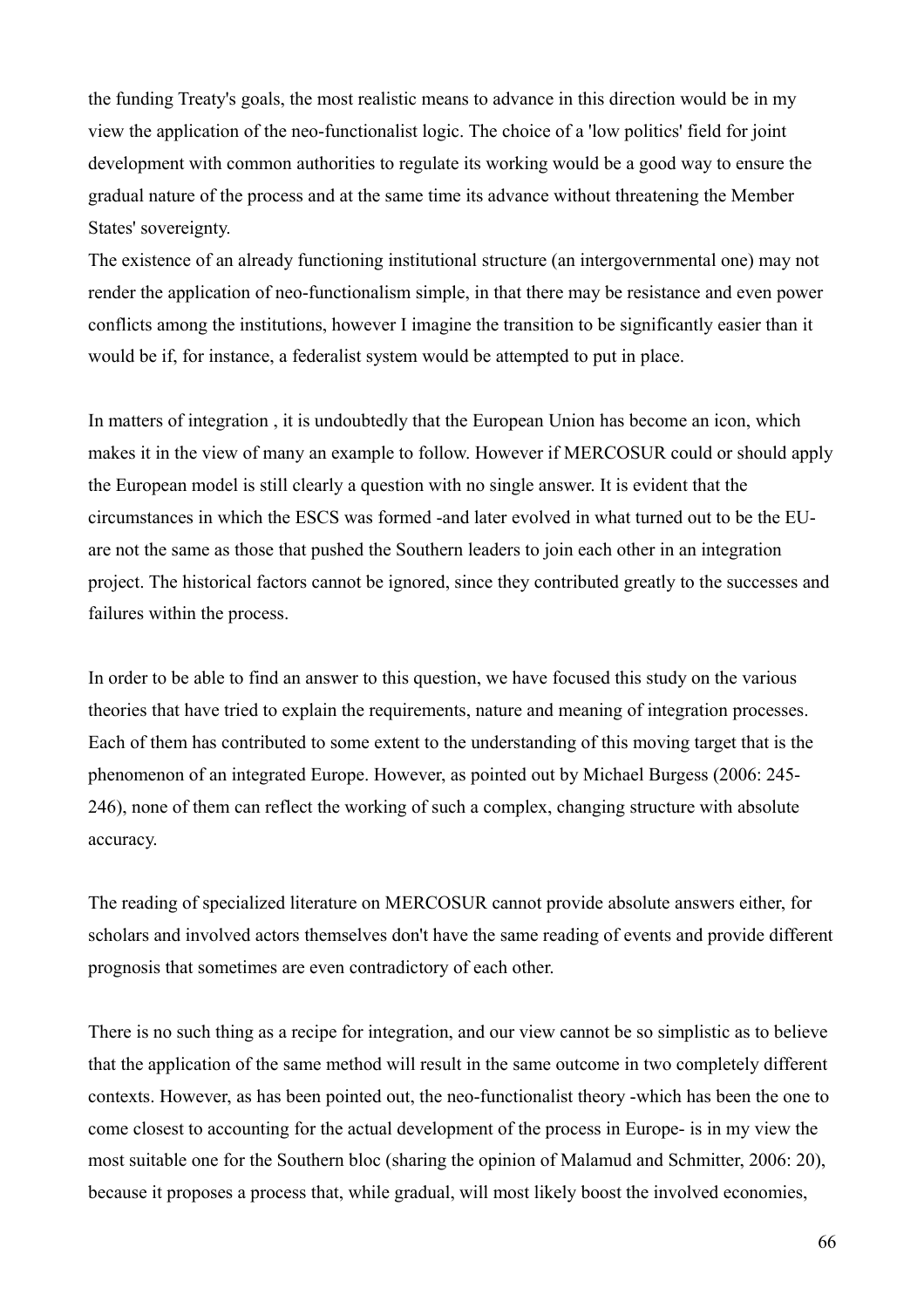the funding Treaty's goals, the most realistic means to advance in this direction would be in my view the application of the neo-functionalist logic. The choice of a 'low politics' field for joint development with common authorities to regulate its working would be a good way to ensure the gradual nature of the process and at the same time its advance without threatening the Member States' sovereignty.
The existence of an already functioning institutional structure (an intergovernmental one) may not render the application of neo-functionalism simple, in that there may be resistance and even power conflicts among the institutions, however I imagine the transition to be significantly easier than it would be if, for instance, a federalist system would be attempted to put in place.

In matters of integration , it is undoubtedly that the European Union has become an icon, which makes it in the view of many an example to follow. However if MERCOSUR could or should apply the European model is still clearly a question with no single answer. It is evident that the circumstances in which the ESCS was formed -and later evolved in what turned out to be the EU- are not the same as those that pushed the Southern leaders to join each other in an integration project. The historical factors cannot be ignored, since they contributed greatly to the successes and failures within the process.

In order to be able to find an answer to this question, we have focused this study on the various theories that have tried to explain the requirements, nature and meaning of integration processes. Each of them has contributed to some extent to the understanding of this moving target that is the phenomenon of an integrated Europe. However, as pointed out by Michael Burgess (2006: 245-246), none of them can reflect the working of such a complex, changing structure with absolute accuracy.

The reading of specialized literature on MERCOSUR cannot provide absolute answers either, for scholars and involved actors themselves don't have the same reading of events and provide different prognosis that sometimes are even contradictory of each other.

There is no such thing as a recipe for integration, and our view cannot be so simplistic as to believe that the application of the same method will result in the same outcome in two completely different contexts. However, as has been pointed out, the neo-functionalist theory -which has been the one to come closest to accounting for the actual development of the process in Europe- is in my view the most suitable one for the Southern bloc (sharing the opinion of Malamud and Schmitter, 2006: 20), because it proposes a process that, while gradual, will most likely boost the involved economies,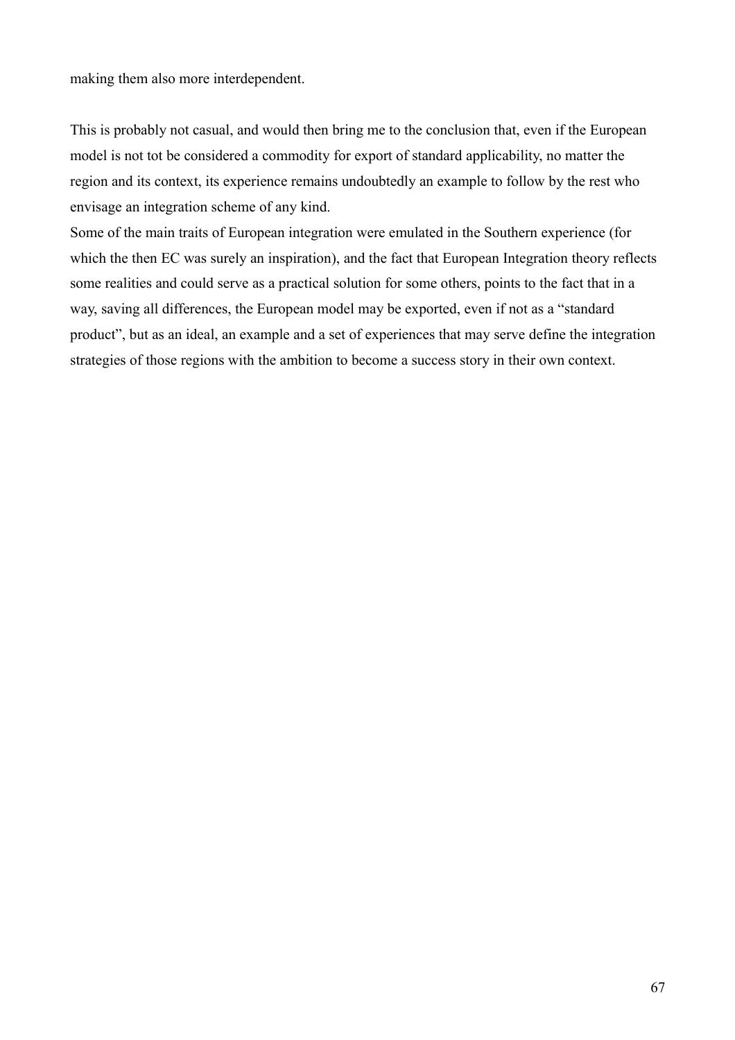making them also more interdependent.

This is probably not casual, and would then bring me to the conclusion that, even if the European model is not tot be considered a commodity for export of standard applicability, no matter the region and its context, its experience remains undoubtedly an example to follow by the rest who envisage an integration scheme of any kind.
Some of the main traits of European integration were emulated in the Southern experience (for which the then EC was surely an inspiration), and the fact that European Integration theory reflects some realities and could serve as a practical solution for some others, points to the fact that in a way, saving all differences, the European model may be exported, even if not as a "standard product", but as an ideal, an example and a set of experiences that may serve define the integration strategies of those regions with the ambition to become a success story in their own context.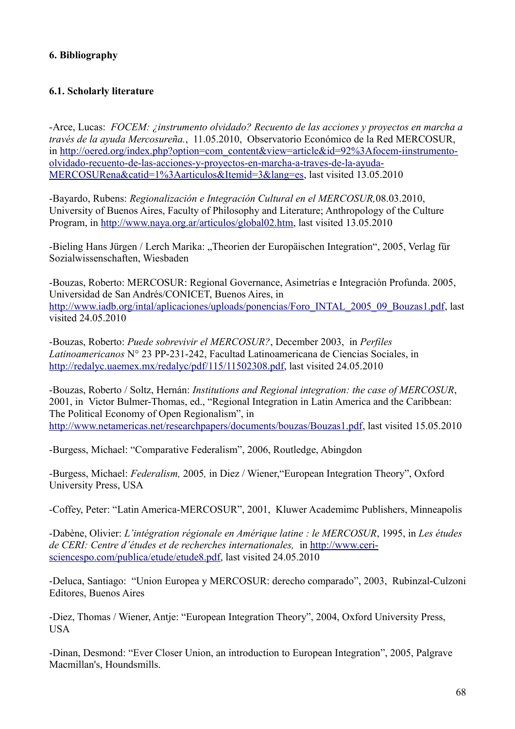**6. Bibliography**

**6.1. Scholarly literature**

-Arce, Lucas: *FOCEM: ¿instrumento olvidado? Recuento de las acciones y proyectos en marcha a través de la ayuda Mercosureña.*, 11.05.2010, Observatorio Económico de la Red MERCOSUR, in http://oered.org/index.php?option=com_content&view=article&id=92%3Afocem-iinstrumento-olvidado-recuento-de-las-acciones-y-proyectos-en-marcha-a-traves-de-la-ayuda-MERCOSURena&catid=1%3Aarticulos&Itemid=3&lang=es, last visited 13.05.2010

-Bayardo, Rubens: *Regionalización e Integración Cultural en el MERCOSUR,*08.03.2010, University of Buenos Aires, Faculty of Philosophy and Literature; Anthropology of the Culture Program, in http://www.naya.org.ar/articulos/global02.htm, last visited 13.05.2010

-Bieling Hans Jürgen / Lerch Marika: „Theorien der Europäischen Integration", 2005, Verlag für Sozialwissenschaften, Wiesbaden

-Bouzas, Roberto: MERCOSUR: Regional Governance, Asimetrías e Integración Profunda. 2005, Universidad de San Andrés/CONICET, Buenos Aires, in http://www.iadb.org/intal/aplicaciones/uploads/ponencias/Foro_INTAL_2005_09_Bouzas1.pdf, last visited 24.05.2010

-Bouzas, Roberto: *Puede sobrevivir el MERCOSUR?*, December 2003, in *Perfiles Latinoamericanos* N° 23 PP-231-242, Facultad Latinoamericana de Ciencias Sociales, in http://redalyc.uaemex.mx/redalyc/pdf/115/11502308.pdf, last visited 24.05.2010

-Bouzas, Roberto / Soltz, Hernán: *Institutions and Regional integration: the case of MERCOSUR*, 2001, in Victor Bulmer-Thomas, ed., "Regional Integration in Latin America and the Caribbean: The Political Economy of Open Regionalism", in http://www.netamericas.net/researchpapers/documents/bouzas/Bouzas1.pdf, last visited 15.05.2010

-Burgess, Michael: "Comparative Federalism", 2006, Routledge, Abingdon

-Burgess, Michael: *Federalism,* 2005*,* in Diez / Wiener,"European Integration Theory", Oxford University Press, USA

-Coffey, Peter: "Latin America-MERCOSUR", 2001, Kluwer Academimc Publishers, Minneapolis

-Dabène, Olivier: *L'intégration régionale en Amérique latine : le MERCOSUR*, 1995, in *Les études de CERI: Centre d'études et de recherches internationales,* in http://www.ceri-sciencespo.com/publica/etude/etude8.pdf, last visited 24.05.2010

-Deluca, Santiago: "Union Europea y MERCOSUR: derecho comparado", 2003, Rubinzal-Culzoni Editores, Buenos Aires

-Diez, Thomas / Wiener, Antje: "European Integration Theory", 2004, Oxford University Press, USA

-Dinan, Desmond: "Ever Closer Union, an introduction to European Integration", 2005, Palgrave Macmillan's, Houndsmills.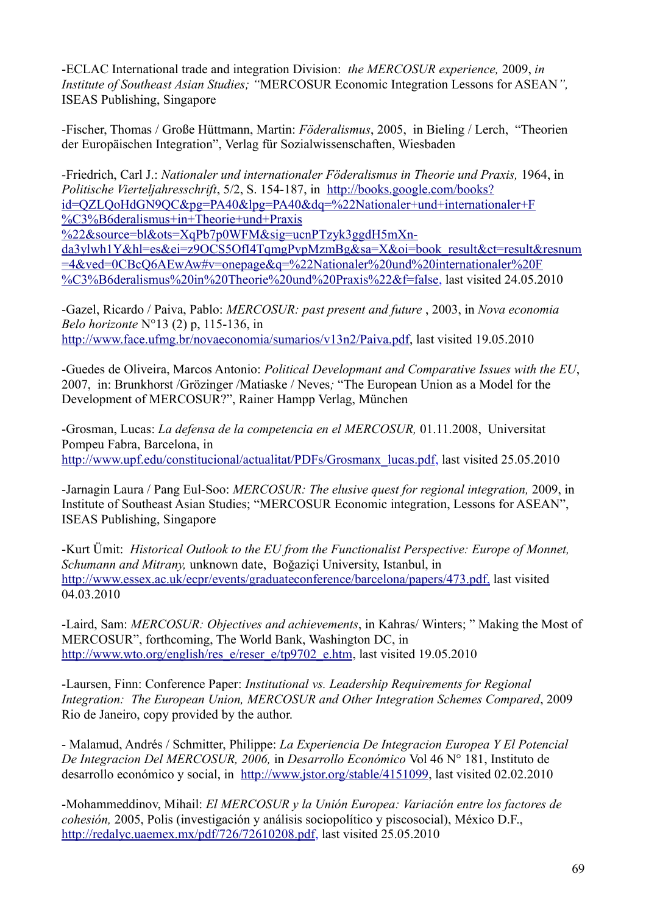-ECLAC International trade and integration Division: *the MERCOSUR experience,* 2009, *in Institute of Southeast Asian Studies; "*MERCOSUR Economic Integration Lessons for ASEAN*",* ISEAS Publishing, Singapore

-Fischer, Thomas / Große Hüttmann, Martin: *Föderalismus*, 2005, in Bieling / Lerch, "Theorien der Europäischen Integration", Verlag für Sozialwissenschaften, Wiesbaden

-Friedrich, Carl J.: *Nationaler und internationaler Föderalismus in Theorie und Praxis,* 1964, in *Politische Vierteljahresschrift*, 5/2, S. 154-187, in http://books.google.com/books?id=QZLQoHdGN9QC&pg=PA40&lpg=PA40&dq=%22Nationaler+und+internationaler+F%C3%B6deralismus+in+Theorie+und+Praxis%22&source=bl&ots=XqPb7p0WFM&sig=ucnPTzyk3ggdH5mXn-da3ylwh1Y&hl=es&ei=z9OCS5OfI4TqmgPvpMzmBg&sa=X&oi=book_result&ct=result&resnum=4&ved=0CBcQ6AEwAw#v=onepage&q=%22Nationaler%20und%20internationaler%20F%C3%B6deralismus%20in%20Theorie%20und%20Praxis%22&f=false, last visited 24.05.2010

-Gazel, Ricardo / Paiva, Pablo: *MERCOSUR: past present and future* , 2003, in *Nova economia Belo horizonte* N°13 (2) p, 115-136, in http://www.face.ufmg.br/novaeconomia/sumarios/v13n2/Paiva.pdf, last visited 19.05.2010

-Guedes de Oliveira, Marcos Antonio: *Political Developmant and Comparative Issues with the EU*, 2007, in: Brunkhorst /Grözinger /Matiaske / Neves*;* "The European Union as a Model for the Development of MERCOSUR?", Rainer Hampp Verlag, München

-Grosman, Lucas: *La defensa de la competencia en el MERCOSUR,* 01.11.2008, Universitat Pompeu Fabra, Barcelona, in http://www.upf.edu/constitucional/actualitat/PDFs/Grosmanx_lucas.pdf, last visited 25.05.2010

-Jarnagin Laura / Pang Eul-Soo: *MERCOSUR: The elusive quest for regional integration,* 2009, in Institute of Southeast Asian Studies; "MERCOSUR Economic integration, Lessons for ASEAN", ISEAS Publishing, Singapore

-Kurt Ümit: *Historical Outlook to the EU from the Functionalist Perspective: Europe of Monnet, Schumann and Mitrany,* unknown date, Boğaziçi University, Istanbul, in http://www.essex.ac.uk/ecpr/events/graduateconference/barcelona/papers/473.pdf, last visited 04.03.2010

-Laird, Sam: *MERCOSUR: Objectives and achievements*, in Kahras/ Winters; " Making the Most of MERCOSUR", forthcoming, The World Bank, Washington DC, in http://www.wto.org/english/res_e/reser_e/tp9702_e.htm, last visited 19.05.2010

-Laursen, Finn: Conference Paper: *Institutional vs. Leadership Requirements for Regional Integration: The European Union, MERCOSUR and Other Integration Schemes Compared*, 2009 Rio de Janeiro, copy provided by the author.

- Malamud, Andrés / Schmitter, Philippe: *La Experiencia De Integracion Europea Y El Potencial De Integracion Del MERCOSUR, 2006,* in *Desarrollo Económico* Vol 46 N° 181, Instituto de desarrollo económico y social, in http://www.jstor.org/stable/4151099, last visited 02.02.2010

-Mohammeddinov, Mihail: *El MERCOSUR y la Unión Europea: Variación entre los factores de cohesión,* 2005, Polis (investigación y análisis sociopolítico y piscosocial), México D.F., http://redalyc.uaemex.mx/pdf/726/72610208.pdf, last visited 25.05.2010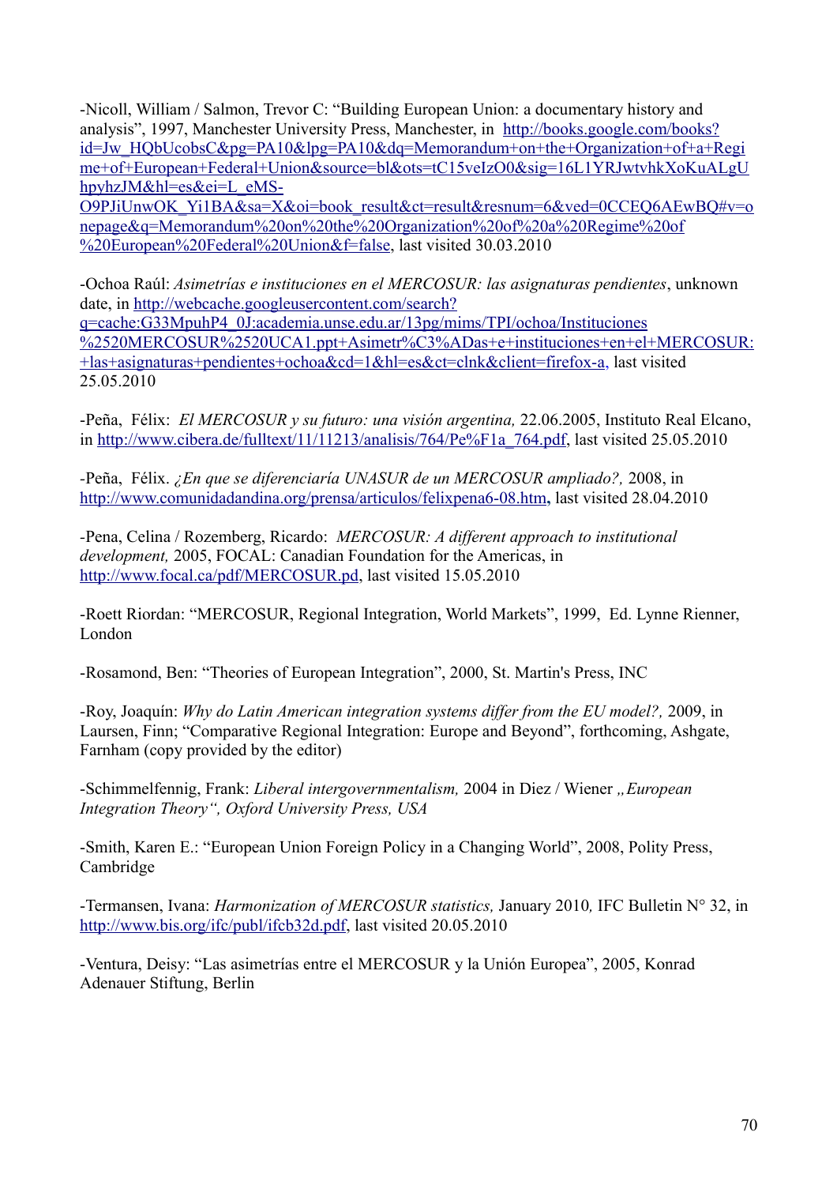-Nicoll, William / Salmon, Trevor C: "Building European Union: a documentary history and analysis", 1997, Manchester University Press, Manchester, in http://books.google.com/books?id=Jw_HQbUcobsC&pg=PA10&lpg=PA10&dq=Memorandum+on+the+Organization+of+a+Regime+of+European+Federal+Union&source=bl&ots=tC15veIzO0&sig=16L1YRJwtvhkXoKuALgUhpyhzJM&hl=es&ei=L_eMS-O9PJiUnwOK_Yi1BA&sa=X&oi=book_result&ct=result&resnum=6&ved=0CCEQ6AEwBQ#v=onepage&q=Memorandum%20on%20the%20Organization%20of%20a%20Regime%20of%20European%20Federal%20Union&f=false, last visited 30.03.2010

-Ochoa Raúl: *Asimetrías e instituciones en el MERCOSUR: las asignaturas pendientes*, unknown date, in http://webcache.googleusercontent.com/search?q=cache:G33MpuhP4_0J:academia.unse.edu.ar/13pg/mims/TPI/ochoa/Instituciones%2520MERCOSUR%2520UCA1.ppt+Asimetr%C3%ADas+e+instituciones+en+el+MERCOSUR:+las+asignaturas+pendientes+ochoa&cd=1&hl=es&ct=clnk&client=firefox-a, last visited 25.05.2010

-Peña, Félix: *El MERCOSUR y su futuro: una visión argentina,* 22.06.2005, Instituto Real Elcano, in http://www.cibera.de/fulltext/11/11213/analisis/764/Pe%F1a_764.pdf, last visited 25.05.2010

-Peña, Félix. *¿En que se diferenciaría UNASUR de un MERCOSUR ampliado?,* 2008, in http://www.comunidadandina.org/prensa/articulos/felixpena6-08.htm, last visited 28.04.2010

-Pena, Celina / Rozemberg, Ricardo: *MERCOSUR: A different approach to institutional development,* 2005, FOCAL: Canadian Foundation for the Americas, in http://www.focal.ca/pdf/MERCOSUR.pd, last visited 15.05.2010

-Roett Riordan: "MERCOSUR, Regional Integration, World Markets", 1999, Ed. Lynne Rienner, London

-Rosamond, Ben: "Theories of European Integration", 2000, St. Martin's Press, INC

-Roy, Joaquín: *Why do Latin American integration systems differ from the EU model?,* 2009, in Laursen, Finn; "Comparative Regional Integration: Europe and Beyond", forthcoming, Ashgate, Farnham (copy provided by the editor)

-Schimmelfennig, Frank: *Liberal intergovernmentalism,* 2004 in Diez / Wiener *„European Integration Theory", Oxford University Press, USA*

-Smith, Karen E.: "European Union Foreign Policy in a Changing World", 2008, Polity Press, Cambridge

-Termansen, Ivana: *Harmonization of MERCOSUR statistics,* January 2010*,* IFC Bulletin N° 32, in http://www.bis.org/ifc/publ/ifcb32d.pdf, last visited 20.05.2010

-Ventura, Deisy: "Las asimetrías entre el MERCOSUR y la Unión Europea", 2005, Konrad Adenauer Stiftung, Berlin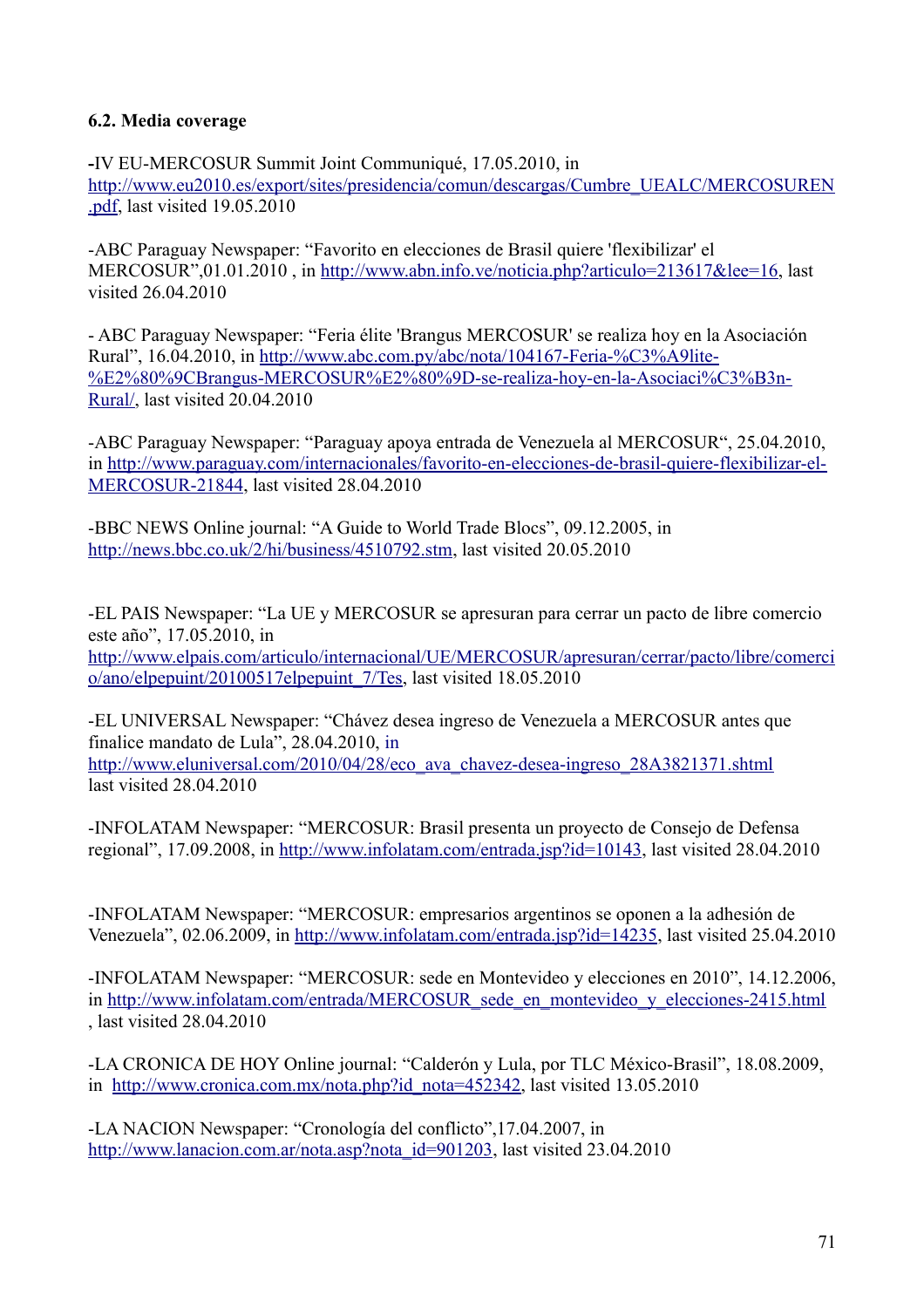**6.2. Media coverage**

-IV EU-MERCOSUR Summit Joint Communiqué, 17.05.2010, in http://www.eu2010.es/export/sites/presidencia/comun/descargas/Cumbre_UEALC/MERCOSUREN.pdf, last visited 19.05.2010

-ABC Paraguay Newspaper: "Favorito en elecciones de Brasil quiere 'flexibilizar' el MERCOSUR",01.01.2010 , in http://www.abn.info.ve/noticia.php?articulo=213617&lee=16, last visited 26.04.2010

- ABC Paraguay Newspaper: "Feria élite 'Brangus MERCOSUR' se realiza hoy en la Asociación Rural", 16.04.2010, in http://www.abc.com.py/abc/nota/104167-Feria-%C3%A9lite-%E2%80%9CBrangus-MERCOSUR%E2%80%9D-se-realiza-hoy-en-la-Asociaci%C3%B3n-Rural/, last visited 20.04.2010

-ABC Paraguay Newspaper: "Paraguay apoya entrada de Venezuela al MERCOSUR", 25.04.2010, in http://www.paraguay.com/internacionales/favorito-en-elecciones-de-brasil-quiere-flexibilizar-el-MERCOSUR-21844, last visited 28.04.2010

-BBC NEWS Online journal: "A Guide to World Trade Blocs", 09.12.2005, in http://news.bbc.co.uk/2/hi/business/4510792.stm, last visited 20.05.2010

-EL PAIS Newspaper: "La UE y MERCOSUR se apresuran para cerrar un pacto de libre comercio este año", 17.05.2010, in http://www.elpais.com/articulo/internacional/UE/MERCOSUR/apresuran/cerrar/pacto/libre/comercio/ano/elpepuint/20100517elpepuint_7/Tes, last visited 18.05.2010

-EL UNIVERSAL Newspaper: "Chávez desea ingreso de Venezuela a MERCOSUR antes que finalice mandato de Lula", 28.04.2010, in http://www.eluniversal.com/2010/04/28/eco_ava_chavez-desea-ingreso_28A3821371.shtml last visited 28.04.2010

-INFOLATAM Newspaper: "MERCOSUR: Brasil presenta un proyecto de Consejo de Defensa regional", 17.09.2008, in http://www.infolatam.com/entrada.jsp?id=10143, last visited 28.04.2010

-INFOLATAM Newspaper: "MERCOSUR: empresarios argentinos se oponen a la adhesión de Venezuela", 02.06.2009, in http://www.infolatam.com/entrada.jsp?id=14235, last visited 25.04.2010

-INFOLATAM Newspaper: "MERCOSUR: sede en Montevideo y elecciones en 2010", 14.12.2006, in http://www.infolatam.com/entrada/MERCOSUR_sede_en_montevideo_y_elecciones-2415.html , last visited 28.04.2010

-LA CRONICA DE HOY Online journal: "Calderón y Lula, por TLC México-Brasil", 18.08.2009, in http://www.cronica.com.mx/nota.php?id_nota=452342, last visited 13.05.2010

-LA NACION Newspaper: "Cronología del conflicto",17.04.2007, in http://www.lanacion.com.ar/nota.asp?nota_id=901203, last visited 23.04.2010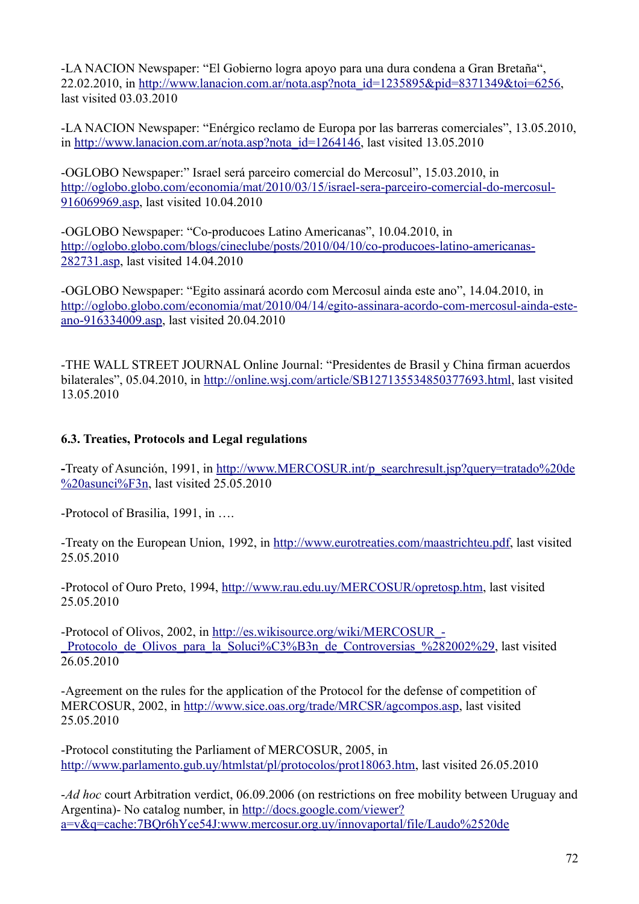-LA NACION Newspaper: "El Gobierno logra apoyo para una dura condena a Gran Bretaña", 22.02.2010, in http://www.lanacion.com.ar/nota.asp?nota_id=1235895&pid=8371349&toi=6256, last visited 03.03.2010

-LA NACION Newspaper: "Enérgico reclamo de Europa por las barreras comerciales", 13.05.2010, in http://www.lanacion.com.ar/nota.asp?nota_id=1264146, last visited 13.05.2010

-OGLOBO Newspaper:" Israel será parceiro comercial do Mercosul", 15.03.2010, in http://oglobo.globo.com/economia/mat/2010/03/15/israel-sera-parceiro-comercial-do-mercosul-916069969.asp, last visited 10.04.2010

-OGLOBO Newspaper: "Co-producoes Latino Americanas", 10.04.2010, in http://oglobo.globo.com/blogs/cineclube/posts/2010/04/10/co-producoes-latino-americanas-282731.asp, last visited 14.04.2010

-OGLOBO Newspaper: "Egito assinará acordo com Mercosul ainda este ano", 14.04.2010, in http://oglobo.globo.com/economia/mat/2010/04/14/egito-assinara-acordo-com-mercosul-ainda-este-ano-916334009.asp, last visited 20.04.2010

-THE WALL STREET JOURNAL Online Journal: "Presidentes de Brasil y China firman acuerdos bilaterales", 05.04.2010, in http://online.wsj.com/article/SB127135534850377693.html, last visited 13.05.2010

### 6.3. Treaties, Protocols and Legal regulations

-Treaty of Asunción, 1991, in http://www.MERCOSUR.int/p_searchresult.jsp?query=tratado%20de%20asunci%F3n, last visited 25.05.2010

-Protocol of Brasilia, 1991, in ….

-Treaty on the European Union, 1992, in http://www.eurotreaties.com/maastrichteu.pdf, last visited 25.05.2010

-Protocol of Ouro Preto, 1994, http://www.rau.edu.uy/MERCOSUR/opretosp.htm, last visited 25.05.2010

-Protocol of Olivos, 2002, in http://es.wikisource.org/wiki/MERCOSUR_-_Protocolo_de_Olivos_para_la_Soluci%C3%B3n_de_Controversias_%282002%29, last visited 26.05.2010

-Agreement on the rules for the application of the Protocol for the defense of competition of MERCOSUR, 2002, in http://www.sice.oas.org/trade/MRCSR/agcompos.asp, last visited 25.05.2010

-Protocol constituting the Parliament of MERCOSUR, 2005, in http://www.parlamento.gub.uy/htmlstat/pl/protocolos/prot18063.htm, last visited 26.05.2010

-*Ad hoc* court Arbitration verdict, 06.09.2006 (on restrictions on free mobility between Uruguay and Argentina)- No catalog number, in http://docs.google.com/viewer?a=v&q=cache:7BQr6hYce54J:www.mercosur.org.uy/innovaportal/file/Laudo%2520de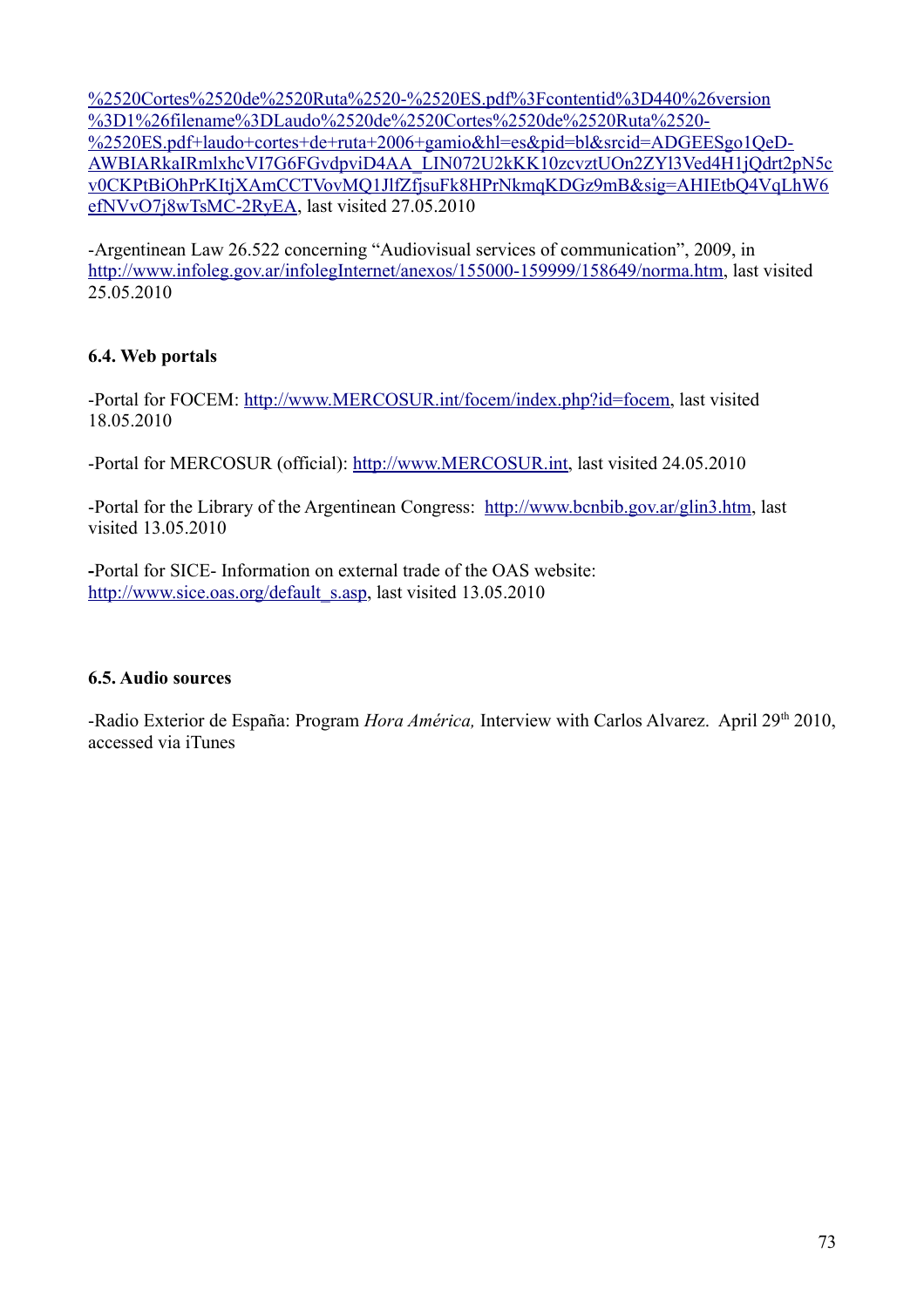%2520Cortes%2520de%2520Ruta%2520-%2520ES.pdf%3Fcontentid%3D440%26version%3D1%26filename%3DLaudo%2520de%2520Cortes%2520de%2520Ruta%2520-%2520ES.pdf+laudo+cortes+de+ruta+2006+gamio&hl=es&pid=bl&srcid=ADGEESgo1QeD-AWBIARkaIRmlxhcVI7G6FGvdpviD4AA_LIN072U2kKK10zcvztUOn2ZYl3Ved4H1jQdrt2pN5cv0CKPtBiOhPrKItjXAmCCTVovMQ1JlfZfjsuFk8HPrNkmqKDGz9mB&sig=AHIEtbQ4VqLhW6efNVvO7j8wTsMC-2RyEA, last visited 27.05.2010

-Argentinean Law 26.522 concerning “Audiovisual services of communication”, 2009, in http://www.infoleg.gov.ar/infolegInternet/anexos/155000-159999/158649/norma.htm, last visited 25.05.2010

### 6.4. Web portals

-Portal for FOCEM: http://www.MERCOSUR.int/focem/index.php?id=focem, last visited 18.05.2010

-Portal for MERCOSUR (official): http://www.MERCOSUR.int, last visited 24.05.2010

-Portal for the Library of the Argentinean Congress: http://www.bcnbib.gov.ar/glin3.htm, last visited 13.05.2010

**-**Portal for SICE- Information on external trade of the OAS website: http://www.sice.oas.org/default_s.asp, last visited 13.05.2010

### 6.5. Audio sources

-Radio Exterior de España: Program *Hora América,* Interview with Carlos Alvarez. April 29th 2010, accessed via iTunes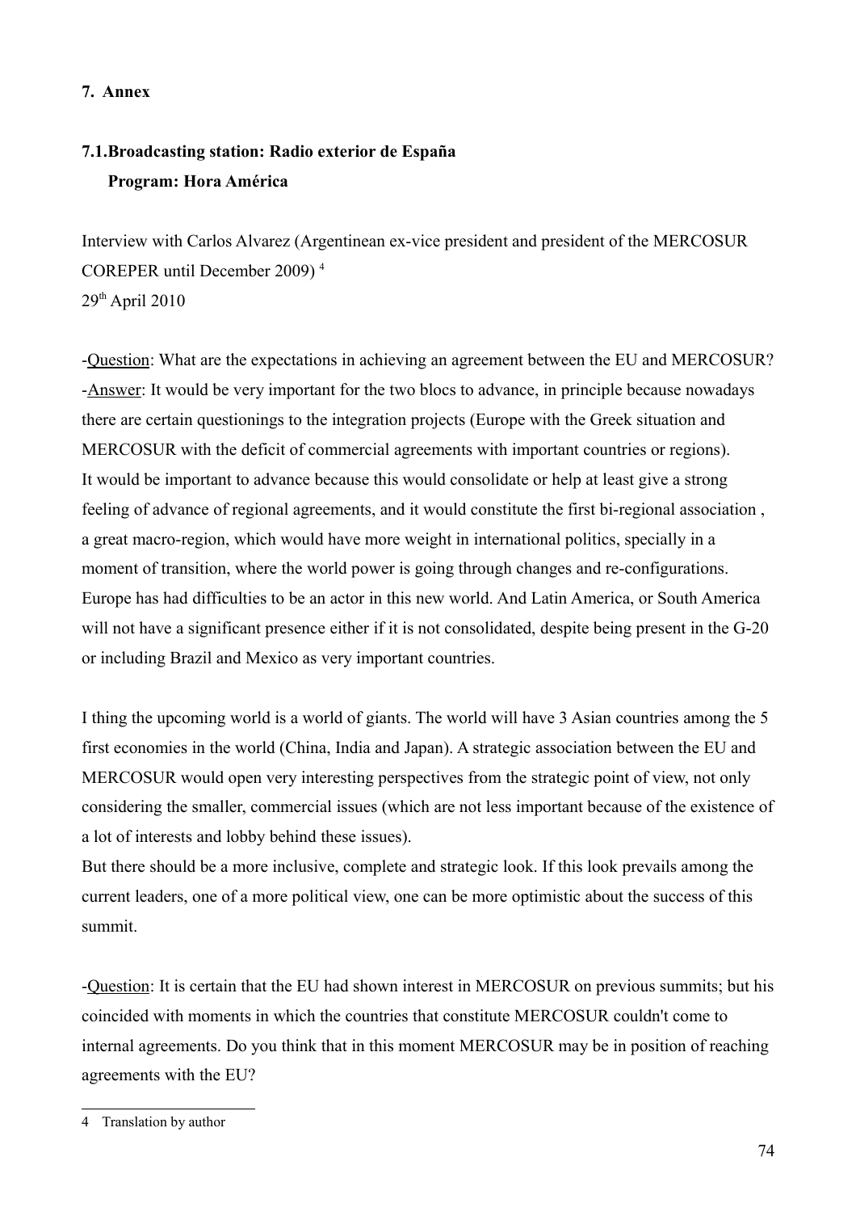## 7. Annex

### 7.1. Broadcasting station: Radio exterior de España
### Program: Hora América

Interview with Carlos Alvarez (Argentinean ex-vice president and president of the MERCOSUR COREPER until December 2009) [4]
29th April 2010

-Question: What are the expectations in achieving an agreement between the EU and MERCOSUR?
-Answer: It would be very important for the two blocs to advance, in principle because nowadays there are certain questionings to the integration projects (Europe with the Greek situation and MERCOSUR with the deficit of commercial agreements with important countries or regions).
It would be important to advance because this would consolidate or help at least give a strong feeling of advance of regional agreements, and it would constitute the first bi-regional association , a great macro-region, which would have more weight in international politics, specially in a moment of transition, where the world power is going through changes and re-configurations.
Europe has had difficulties to be an actor in this new world. And Latin America, or South America will not have a significant presence either if it is not consolidated, despite being present in the G-20 or including Brazil and Mexico as very important countries.

I thing the upcoming world is a world of giants. The world will have 3 Asian countries among the 5 first economies in the world (China, India and Japan). A strategic association between the EU and MERCOSUR would open very interesting perspectives from the strategic point of view, not only considering the smaller, commercial issues (which are not less important because of the existence of a lot of interests and lobby behind these issues).
But there should be a more inclusive, complete and strategic look. If this look prevails among the current leaders, one of a more political view, one can be more optimistic about the success of this summit.

-Question: It is certain that the EU had shown interest in MERCOSUR on previous summits; but his coincided with moments in which the countries that constitute MERCOSUR couldn't come to internal agreements. Do you think that in this moment MERCOSUR may be in position of reaching agreements with the EU?

---

4 Translation by author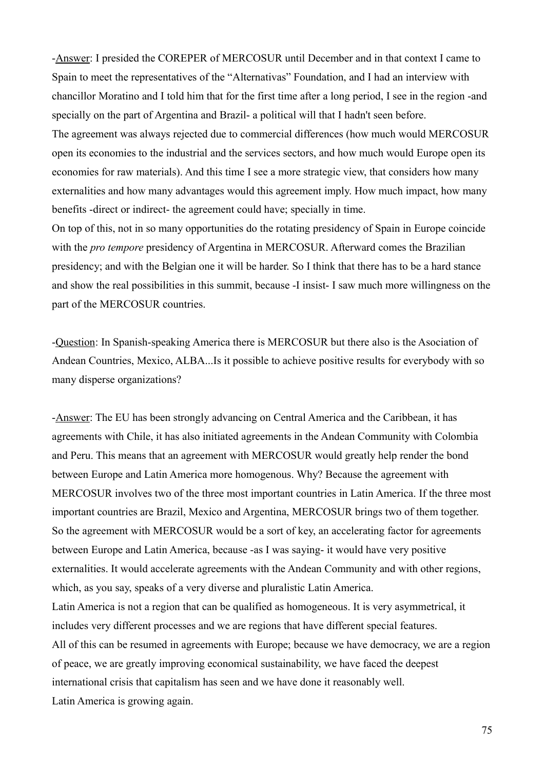-<u>Answer</u>: I presided the COREPER of MERCOSUR until December and in that context I came to Spain to meet the representatives of the "Alternativas" Foundation, and I had an interview with chancillor Moratino and I told him that for the first time after a long period, I see in the region -and specially on the part of Argentina and Brazil- a political will that I hadn't seen before.

The agreement was always rejected due to commercial differences (how much would MERCOSUR open its economies to the industrial and the services sectors, and how much would Europe open its economies for raw materials). And this time I see a more strategic view, that considers how many externalities and how many advantages would this agreement imply. How much impact, how many benefits -direct or indirect- the agreement could have; specially in time.

On top of this, not in so many opportunities do the rotating presidency of Spain in Europe coincide with the *pro tempore* presidency of Argentina in MERCOSUR. Afterward comes the Brazilian presidency; and with the Belgian one it will be harder. So I think that there has to be a hard stance and show the real possibilities in this summit, because -I insist- I saw much more willingness on the part of the MERCOSUR countries.

-<u>Question</u>: In Spanish-speaking America there is MERCOSUR but there also is the Asociation of Andean Countries, Mexico, ALBA...Is it possible to achieve positive results for everybody with so many disperse organizations?

-<u>Answer</u>: The EU has been strongly advancing on Central America and the Caribbean, it has agreements with Chile, it has also initiated agreements in the Andean Community with Colombia and Peru. This means that an agreement with MERCOSUR would greatly help render the bond between Europe and Latin America more homogenous. Why? Because the agreement with MERCOSUR involves two of the three most important countries in Latin America. If the three most important countries are Brazil, Mexico and Argentina, MERCOSUR brings two of them together. So the agreement with MERCOSUR would be a sort of key, an accelerating factor for agreements between Europe and Latin America, because -as I was saying- it would have very positive externalities. It would accelerate agreements with the Andean Community and with other regions, which, as you say, speaks of a very diverse and pluralistic Latin America.

Latin America is not a region that can be qualified as homogeneous. It is very asymmetrical, it includes very different processes and we are regions that have different special features.

All of this can be resumed in agreements with Europe; because we have democracy, we are a region of peace, we are greatly improving economical sustainability, we have faced the deepest international crisis that capitalism has seen and we have done it reasonably well.

Latin America is growing again.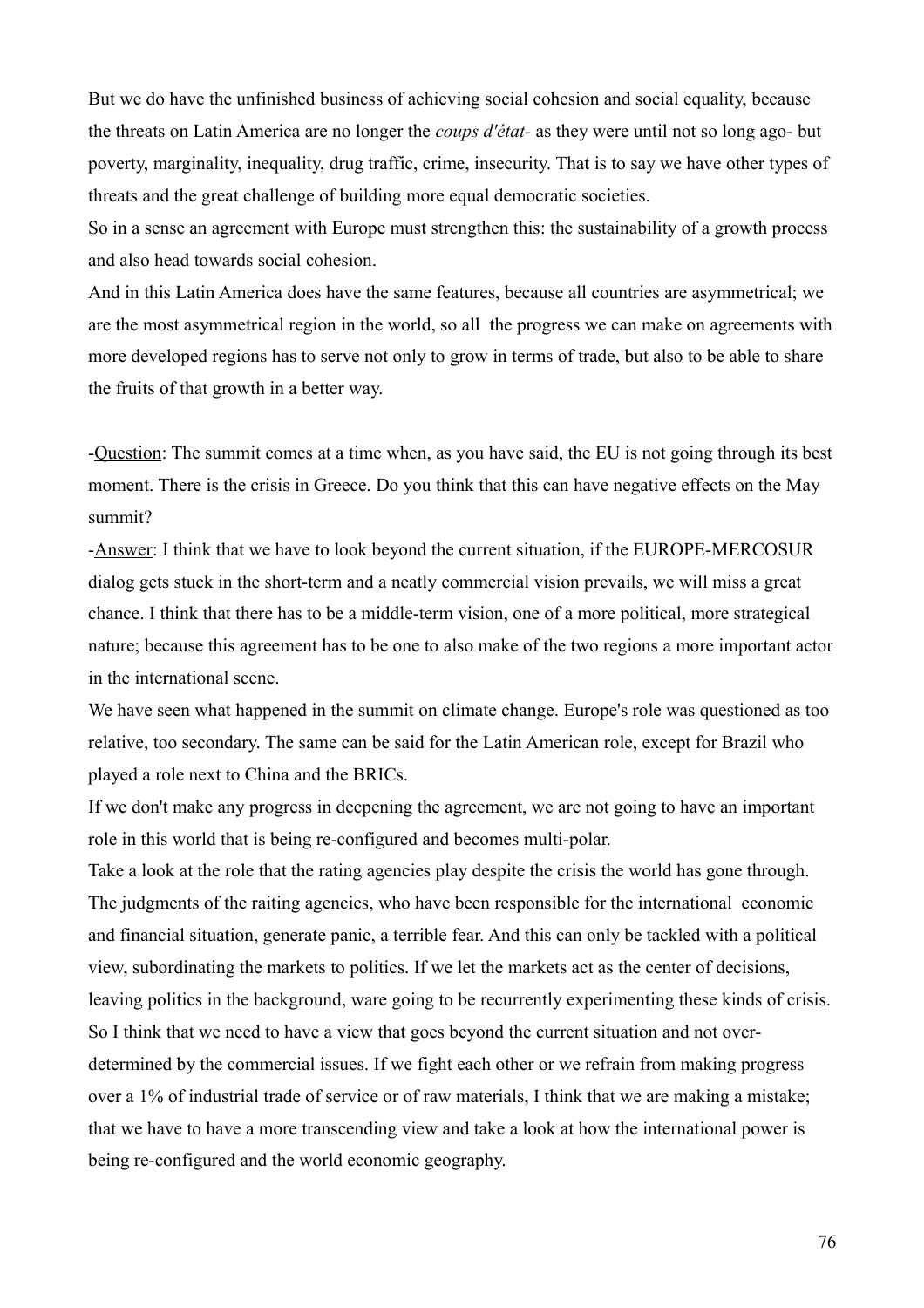But we do have the unfinished business of achieving social cohesion and social equality, because the threats on Latin America are no longer the *coups d'état*- as they were until not so long ago- but poverty, marginality, inequality, drug traffic, crime, insecurity. That is to say we have other types of threats and the great challenge of building more equal democratic societies.

So in a sense an agreement with Europe must strengthen this: the sustainability of a growth process and also head towards social cohesion.

And in this Latin America does have the same features, because all countries are asymmetrical; we are the most asymmetrical region in the world, so all the progress we can make on agreements with more developed regions has to serve not only to grow in terms of trade, but also to be able to share the fruits of that growth in a better way.

-Question: The summit comes at a time when, as you have said, the EU is not going through its best moment. There is the crisis in Greece. Do you think that this can have negative effects on the May summit?

-Answer: I think that we have to look beyond the current situation, if the EUROPE-MERCOSUR dialog gets stuck in the short-term and a neatly commercial vision prevails, we will miss a great chance. I think that there has to be a middle-term vision, one of a more political, more strategical nature; because this agreement has to be one to also make of the two regions a more important actor in the international scene.

We have seen what happened in the summit on climate change. Europe's role was questioned as too relative, too secondary. The same can be said for the Latin American role, except for Brazil who played a role next to China and the BRICs.

If we don't make any progress in deepening the agreement, we are not going to have an important role in this world that is being re-configured and becomes multi-polar.

Take a look at the role that the rating agencies play despite the crisis the world has gone through. The judgments of the raiting agencies, who have been responsible for the international economic and financial situation, generate panic, a terrible fear. And this can only be tackled with a political view, subordinating the markets to politics. If we let the markets act as the center of decisions, leaving politics in the background, ware going to be recurrently experimenting these kinds of crisis.

So I think that we need to have a view that goes beyond the current situation and not over-determined by the commercial issues. If we fight each other or we refrain from making progress over a 1% of industrial trade of service or of raw materials, I think that we are making a mistake; that we have to have a more transcending view and take a look at how the international power is being re-configured and the world economic geography.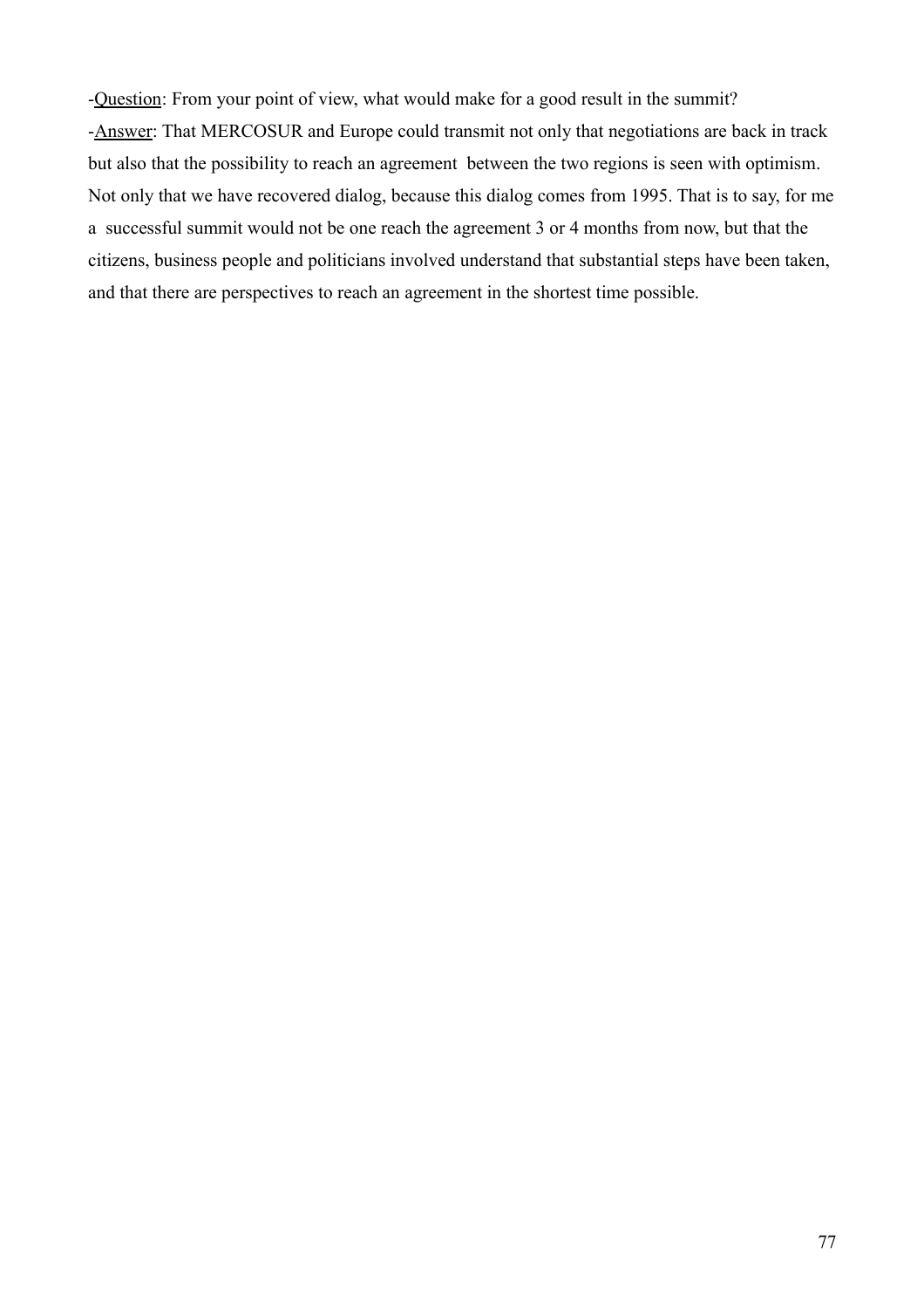-<u>Question</u>: From your point of view, what would make for a good result in the summit?

-<u>Answer</u>: That MERCOSUR and Europe could transmit not only that negotiations are back in track but also that the possibility to reach an agreement between the two regions is seen with optimism. Not only that we have recovered dialog, because this dialog comes from 1995. That is to say, for me a successful summit would not be one reach the agreement 3 or 4 months from now, but that the citizens, business people and politicians involved understand that substantial steps have been taken, and that there are perspectives to reach an agreement in the shortest time possible.